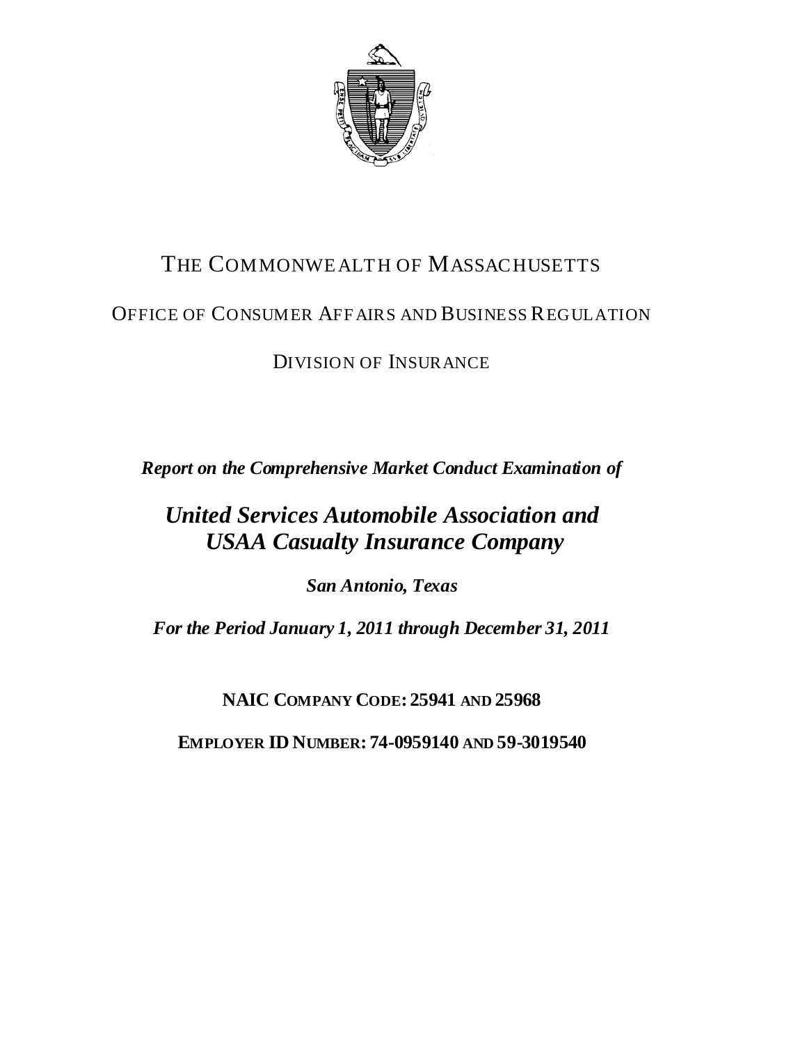# THE COMMONWEALTH OF MASSACHUSETTS

## OFFICE OF CONSUMER AFFAIRS AND BUSINESS REGULATION

## DIVISION OF INSURANCE

***Report on the Comprehensive Market Conduct Examination of***

# ***United Services Automobile Association and USAA Casualty Insurance Company***

***San Antonio, Texas***

***For the Period January 1, 2011 through December 31, 2011***

**NAIC COMPANY CODE: 25941 AND 25968**

**EMPLOYER ID NUMBER: 74-0959140 AND 59-3019540**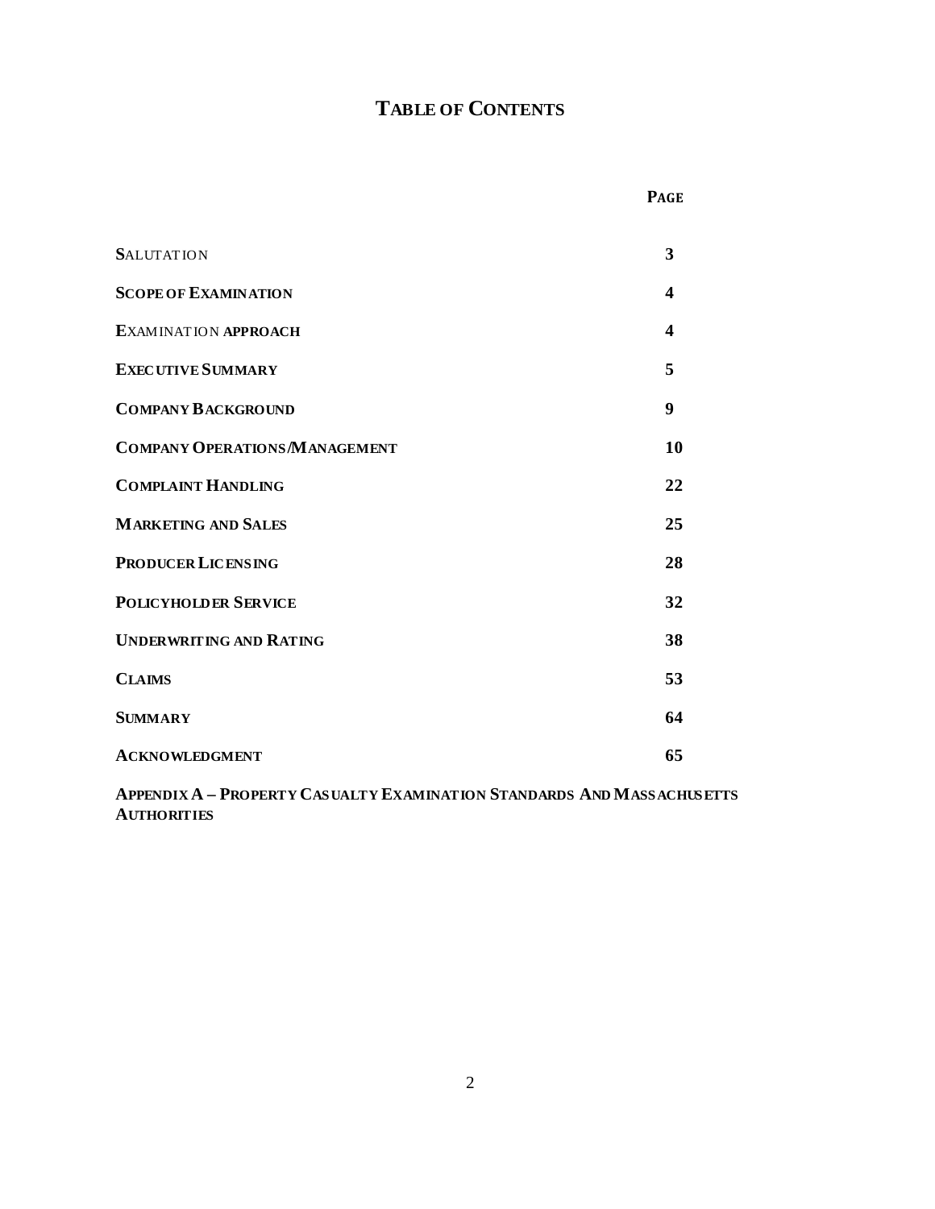# TABLE OF CONTENTS

| | PAGE |
|---|---|
| SALUTATION | 3 |
| SCOPE OF EXAMINATION | 4 |
| EXAMINATION APPROACH | 4 |
| EXECUTIVE SUMMARY | 5 |
| COMPANY BACKGROUND | 9 |
| COMPANY OPERATIONS/MANAGEMENT | 10 |
| COMPLAINT HANDLING | 22 |
| MARKETING AND SALES | 25 |
| PRODUCER LICENSING | 28 |
| POLICYHOLDER SERVICE | 32 |
| UNDERWRITING AND RATING | 38 |
| CLAIMS | 53 |
| SUMMARY | 64 |
| ACKNOWLEDGMENT | 65 |

**APPENDIX A – PROPERTY CASUALTY EXAMINATION STANDARDS AND MASSACHUSETTS AUTHORITIES**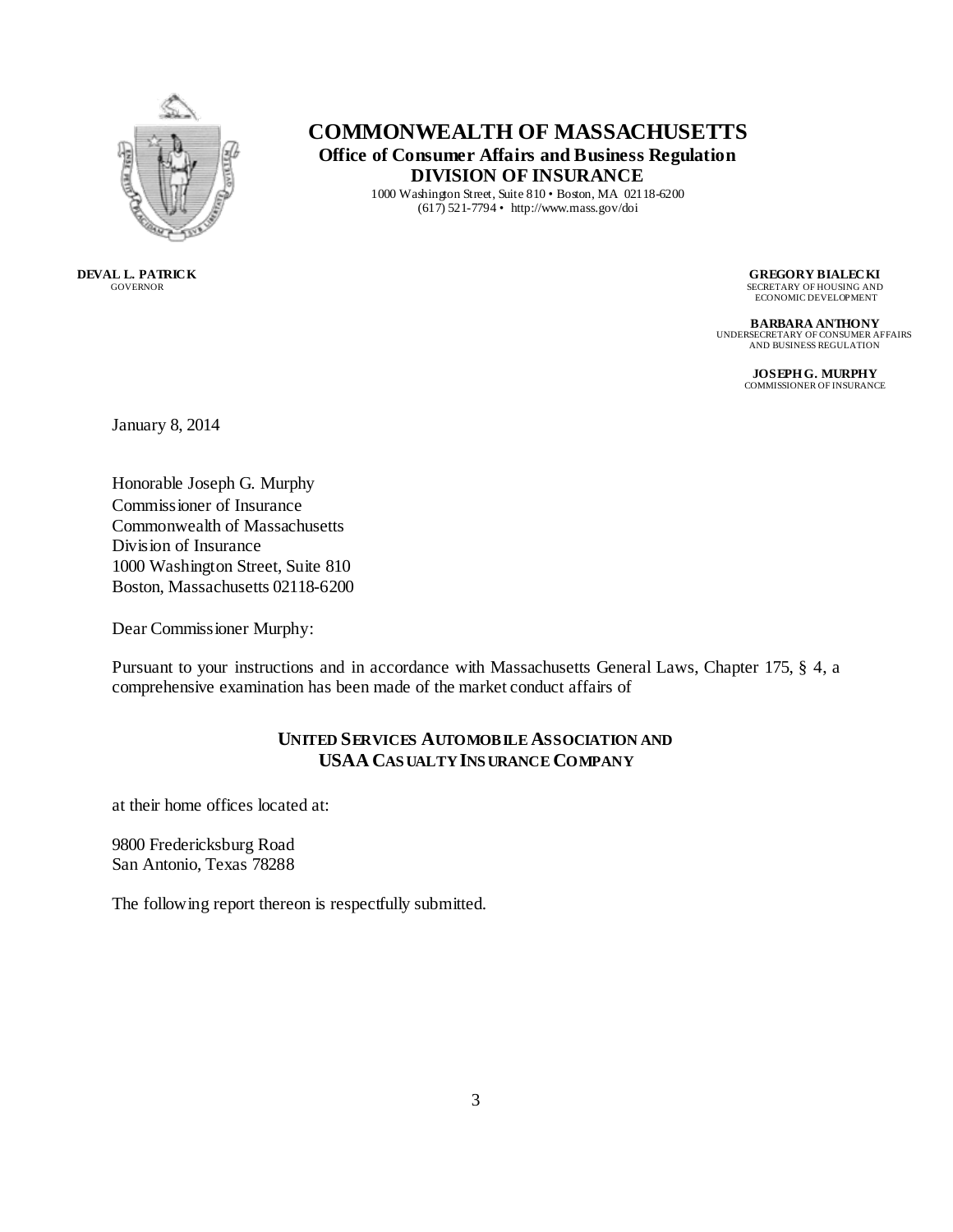# COMMONWEALTH OF MASSACHUSETTS

**Office of Consumer Affairs and Business Regulation**

**DIVISION OF INSURANCE**

1000 Washington Street, Suite 810 • Boston, MA 02118-6200
(617) 521-7794 • http://www.mass.gov/doi

**DEVAL L. PATRICK**
GOVERNOR

**GREGORY BIALECKI**
SECRETARY OF HOUSING AND ECONOMIC DEVELOPMENT

**BARBARA ANTHONY**
UNDERSECRETARY OF CONSUMER AFFAIRS AND BUSINESS REGULATION

**JOSEPH G. MURPHY**
COMMISSIONER OF INSURANCE

January 8, 2014

Honorable Joseph G. Murphy
Commissioner of Insurance
Commonwealth of Massachusetts
Division of Insurance
1000 Washington Street, Suite 810
Boston, Massachusetts 02118-6200

Dear Commissioner Murphy:

Pursuant to your instructions and in accordance with Massachusetts General Laws, Chapter 175, § 4, a comprehensive examination has been made of the market conduct affairs of

**UNITED SERVICES AUTOMOBILE ASSOCIATION AND
USAA CASUALTY INSURANCE COMPANY**

at their home offices located at:

9800 Fredericksburg Road
San Antonio, Texas 78288

The following report thereon is respectfully submitted.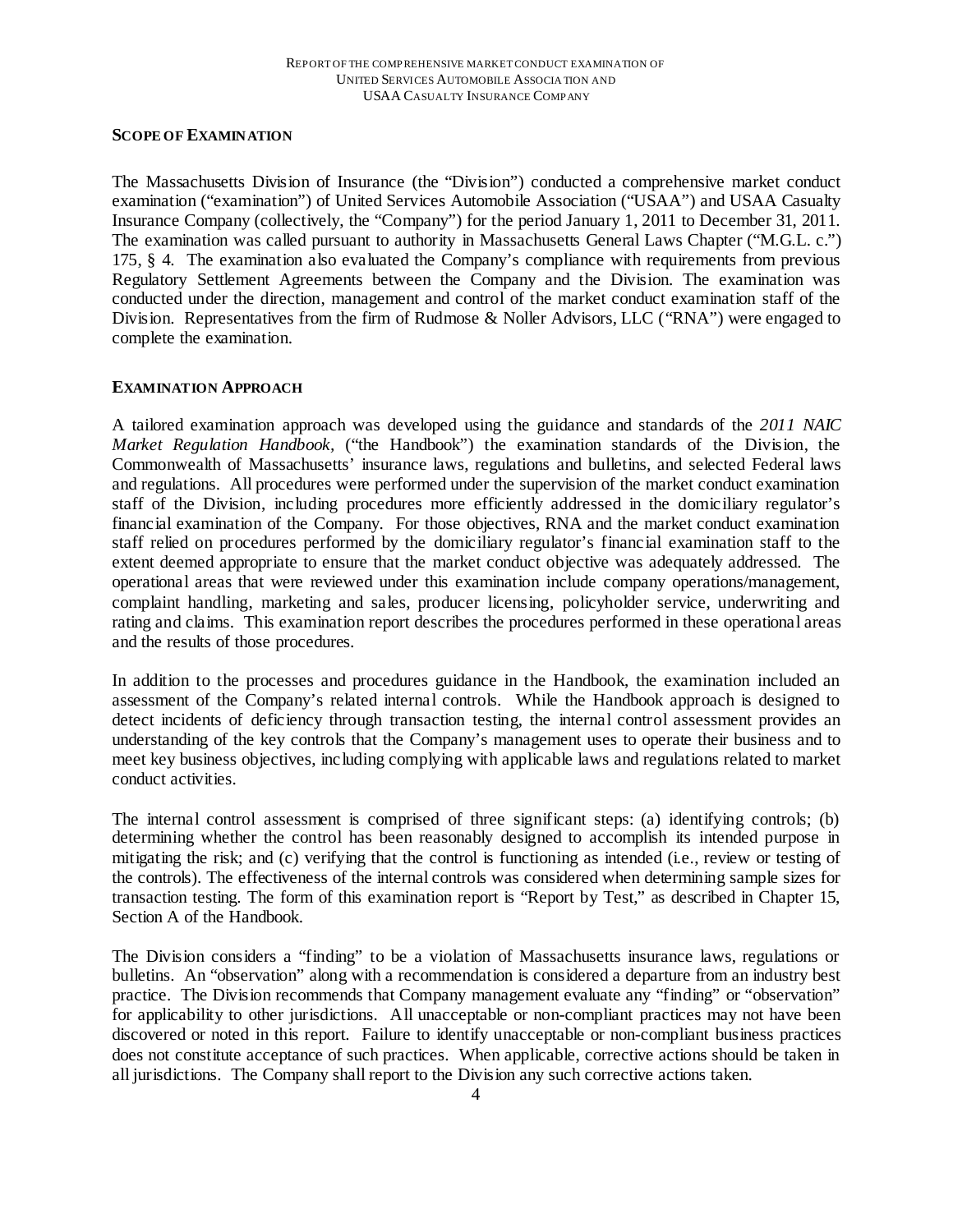## SCOPE OF EXAMINATION

The Massachusetts Division of Insurance (the "Division") conducted a comprehensive market conduct examination ("examination") of United Services Automobile Association ("USAA") and USAA Casualty Insurance Company (collectively, the "Company") for the period January 1, 2011 to December 31, 2011. The examination was called pursuant to authority in Massachusetts General Laws Chapter ("M.G.L. c.") 175, § 4. The examination also evaluated the Company's compliance with requirements from previous Regulatory Settlement Agreements between the Company and the Division. The examination was conducted under the direction, management and control of the market conduct examination staff of the Division. Representatives from the firm of Rudmose & Noller Advisors, LLC ("RNA") were engaged to complete the examination.

## EXAMINATION APPROACH

A tailored examination approach was developed using the guidance and standards of the *2011 NAIC Market Regulation Handbook*, ("the Handbook") the examination standards of the Division, the Commonwealth of Massachusetts' insurance laws, regulations and bulletins, and selected Federal laws and regulations. All procedures were performed under the supervision of the market conduct examination staff of the Division, including procedures more efficiently addressed in the domiciliary regulator's financial examination of the Company. For those objectives, RNA and the market conduct examination staff relied on procedures performed by the domiciliary regulator's financial examination staff to the extent deemed appropriate to ensure that the market conduct objective was adequately addressed. The operational areas that were reviewed under this examination include company operations/management, complaint handling, marketing and sales, producer licensing, policyholder service, underwriting and rating and claims. This examination report describes the procedures performed in these operational areas and the results of those procedures.

In addition to the processes and procedures guidance in the Handbook, the examination included an assessment of the Company's related internal controls. While the Handbook approach is designed to detect incidents of deficiency through transaction testing, the internal control assessment provides an understanding of the key controls that the Company's management uses to operate their business and to meet key business objectives, including complying with applicable laws and regulations related to market conduct activities.

The internal control assessment is comprised of three significant steps: (a) identifying controls; (b) determining whether the control has been reasonably designed to accomplish its intended purpose in mitigating the risk; and (c) verifying that the control is functioning as intended (i.e., review or testing of the controls). The effectiveness of the internal controls was considered when determining sample sizes for transaction testing. The form of this examination report is "Report by Test," as described in Chapter 15, Section A of the Handbook.

The Division considers a "finding" to be a violation of Massachusetts insurance laws, regulations or bulletins. An "observation" along with a recommendation is considered a departure from an industry best practice. The Division recommends that Company management evaluate any "finding" or "observation" for applicability to other jurisdictions. All unacceptable or non-compliant practices may not have been discovered or noted in this report. Failure to identify unacceptable or non-compliant business practices does not constitute acceptance of such practices. When applicable, corrective actions should be taken in all jurisdictions. The Company shall report to the Division any such corrective actions taken.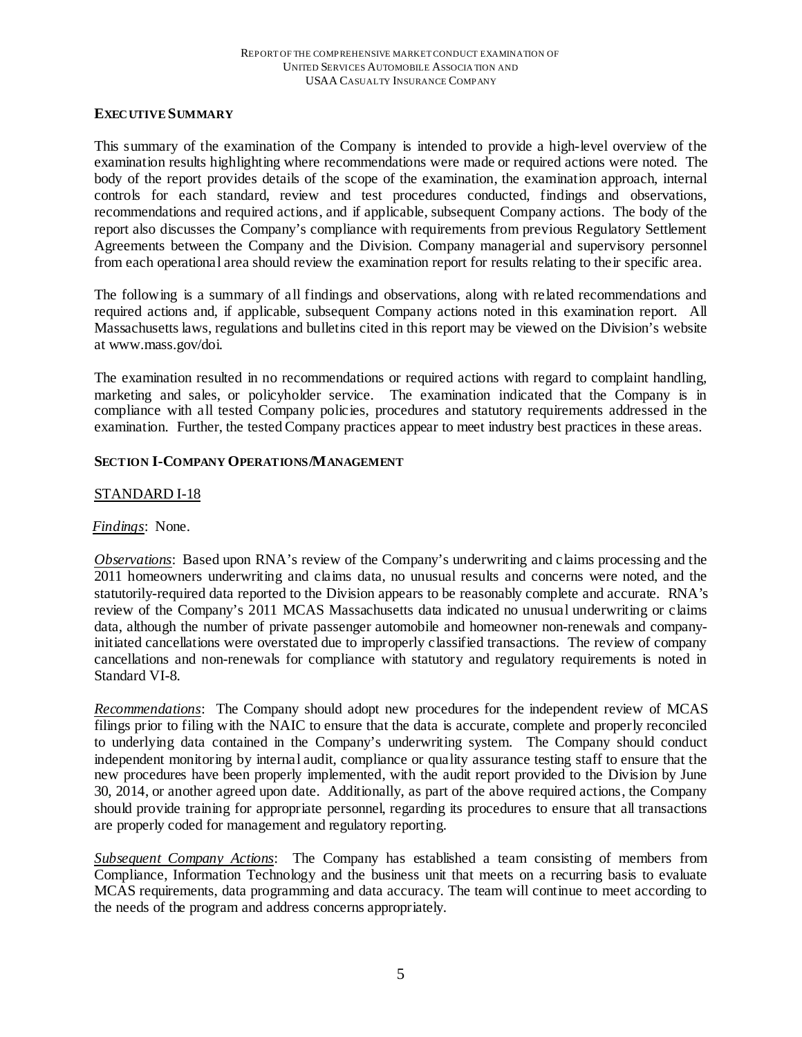## EXECUTIVE SUMMARY

This summary of the examination of the Company is intended to provide a high-level overview of the examination results highlighting where recommendations were made or required actions were noted. The body of the report provides details of the scope of the examination, the examination approach, internal controls for each standard, review and test procedures conducted, findings and observations, recommendations and required actions, and if applicable, subsequent Company actions. The body of the report also discusses the Company's compliance with requirements from previous Regulatory Settlement Agreements between the Company and the Division. Company managerial and supervisory personnel from each operational area should review the examination report for results relating to their specific area.

The following is a summary of all findings and observations, along with related recommendations and required actions and, if applicable, subsequent Company actions noted in this examination report. All Massachusetts laws, regulations and bulletins cited in this report may be viewed on the Division's website at www.mass.gov/doi.

The examination resulted in no recommendations or required actions with regard to complaint handling, marketing and sales, or policyholder service. The examination indicated that the Company is in compliance with all tested Company policies, procedures and statutory requirements addressed in the examination. Further, the tested Company practices appear to meet industry best practices in these areas.

### SECTION I-COMPANY OPERATIONS/MANAGEMENT

STANDARD I-18

*Findings*: None.

*Observations*: Based upon RNA's review of the Company's underwriting and claims processing and the 2011 homeowners underwriting and claims data, no unusual results and concerns were noted, and the statutorily-required data reported to the Division appears to be reasonably complete and accurate. RNA's review of the Company's 2011 MCAS Massachusetts data indicated no unusual underwriting or claims data, although the number of private passenger automobile and homeowner non-renewals and company-initiated cancellations were overstated due to improperly classified transactions. The review of company cancellations and non-renewals for compliance with statutory and regulatory requirements is noted in Standard VI-8.

*Recommendations*: The Company should adopt new procedures for the independent review of MCAS filings prior to filing with the NAIC to ensure that the data is accurate, complete and properly reconciled to underlying data contained in the Company's underwriting system. The Company should conduct independent monitoring by internal audit, compliance or quality assurance testing staff to ensure that the new procedures have been properly implemented, with the audit report provided to the Division by June 30, 2014, or another agreed upon date. Additionally, as part of the above required actions, the Company should provide training for appropriate personnel, regarding its procedures to ensure that all transactions are properly coded for management and regulatory reporting.

*Subsequent Company Actions*: The Company has established a team consisting of members from Compliance, Information Technology and the business unit that meets on a recurring basis to evaluate MCAS requirements, data programming and data accuracy. The team will continue to meet according to the needs of the program and address concerns appropriately.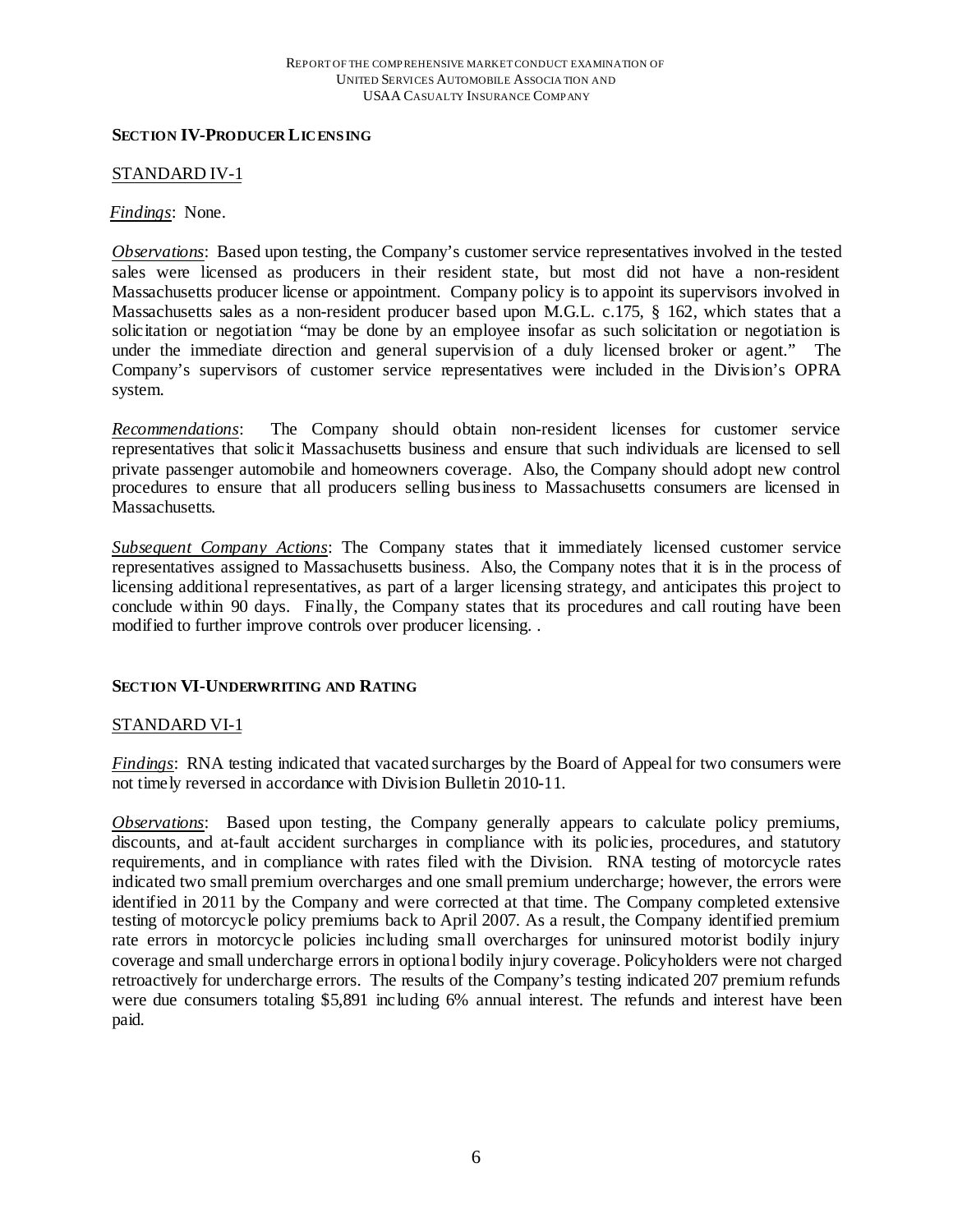## SECTION IV-PRODUCER LICENSING

STANDARD IV-1

*Findings*: None.

*Observations*: Based upon testing, the Company's customer service representatives involved in the tested sales were licensed as producers in their resident state, but most did not have a non-resident Massachusetts producer license or appointment. Company policy is to appoint its supervisors involved in Massachusetts sales as a non-resident producer based upon M.G.L. c.175, § 162, which states that a solicitation or negotiation "may be done by an employee insofar as such solicitation or negotiation is under the immediate direction and general supervision of a duly licensed broker or agent." The Company's supervisors of customer service representatives were included in the Division's OPRA system.

*Recommendations*: The Company should obtain non-resident licenses for customer service representatives that solicit Massachusetts business and ensure that such individuals are licensed to sell private passenger automobile and homeowners coverage. Also, the Company should adopt new control procedures to ensure that all producers selling business to Massachusetts consumers are licensed in Massachusetts.

*Subsequent Company Actions*: The Company states that it immediately licensed customer service representatives assigned to Massachusetts business. Also, the Company notes that it is in the process of licensing additional representatives, as part of a larger licensing strategy, and anticipates this project to conclude within 90 days. Finally, the Company states that its procedures and call routing have been modified to further improve controls over producer licensing. .

## SECTION VI-UNDERWRITING AND RATING

STANDARD VI-1

*Findings*: RNA testing indicated that vacated surcharges by the Board of Appeal for two consumers were not timely reversed in accordance with Division Bulletin 2010-11.

*Observations*: Based upon testing, the Company generally appears to calculate policy premiums, discounts, and at-fault accident surcharges in compliance with its policies, procedures, and statutory requirements, and in compliance with rates filed with the Division. RNA testing of motorcycle rates indicated two small premium overcharges and one small premium undercharge; however, the errors were identified in 2011 by the Company and were corrected at that time. The Company completed extensive testing of motorcycle policy premiums back to April 2007. As a result, the Company identified premium rate errors in motorcycle policies including small overcharges for uninsured motorist bodily injury coverage and small undercharge errors in optional bodily injury coverage. Policyholders were not charged retroactively for undercharge errors. The results of the Company's testing indicated 207 premium refunds were due consumers totaling $5,891 including 6% annual interest. The refunds and interest have been paid.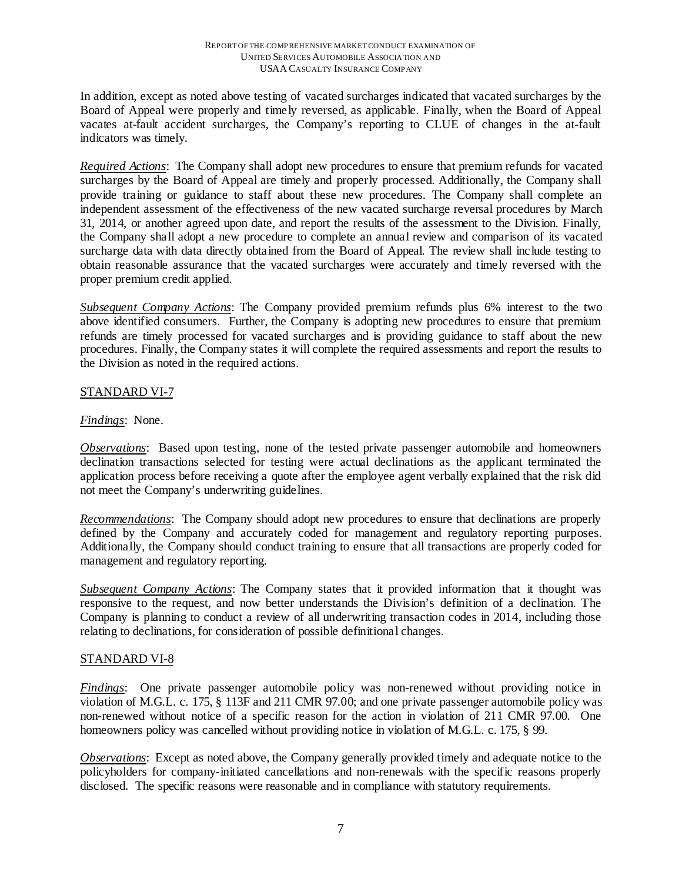In addition, except as noted above testing of vacated surcharges indicated that vacated surcharges by the Board of Appeal were properly and timely reversed, as applicable. Finally, when the Board of Appeal vacates at-fault accident surcharges, the Company's reporting to CLUE of changes in the at-fault indicators was timely.

*Required Actions*: The Company shall adopt new procedures to ensure that premium refunds for vacated surcharges by the Board of Appeal are timely and properly processed. Additionally, the Company shall provide training or guidance to staff about these new procedures. The Company shall complete an independent assessment of the effectiveness of the new vacated surcharge reversal procedures by March 31, 2014, or another agreed upon date, and report the results of the assessment to the Division. Finally, the Company shall adopt a new procedure to complete an annual review and comparison of its vacated surcharge data with data directly obtained from the Board of Appeal. The review shall include testing to obtain reasonable assurance that the vacated surcharges were accurately and timely reversed with the proper premium credit applied.

*Subsequent Company Actions*: The Company provided premium refunds plus 6% interest to the two above identified consumers. Further, the Company is adopting new procedures to ensure that premium refunds are timely processed for vacated surcharges and is providing guidance to staff about the new procedures. Finally, the Company states it will complete the required assessments and report the results to the Division as noted in the required actions.

## STANDARD VI-7

*Findings*: None.

*Observations*: Based upon testing, none of the tested private passenger automobile and homeowners declination transactions selected for testing were actual declinations as the applicant terminated the application process before receiving a quote after the employee agent verbally explained that the risk did not meet the Company's underwriting guidelines.

*Recommendations*: The Company should adopt new procedures to ensure that declinations are properly defined by the Company and accurately coded for management and regulatory reporting purposes. Additionally, the Company should conduct training to ensure that all transactions are properly coded for management and regulatory reporting.

*Subsequent Company Actions*: The Company states that it provided information that it thought was responsive to the request, and now better understands the Division's definition of a declination. The Company is planning to conduct a review of all underwriting transaction codes in 2014, including those relating to declinations, for consideration of possible definitional changes.

## STANDARD VI-8

*Findings*: One private passenger automobile policy was non-renewed without providing notice in violation of M.G.L. c. 175, § 113F and 211 CMR 97.00; and one private passenger automobile policy was non-renewed without notice of a specific reason for the action in violation of 211 CMR 97.00. One homeowners policy was cancelled without providing notice in violation of M.G.L. c. 175, § 99.

*Observations*: Except as noted above, the Company generally provided timely and adequate notice to the policyholders for company-initiated cancellations and non-renewals with the specific reasons properly disclosed. The specific reasons were reasonable and in compliance with statutory requirements.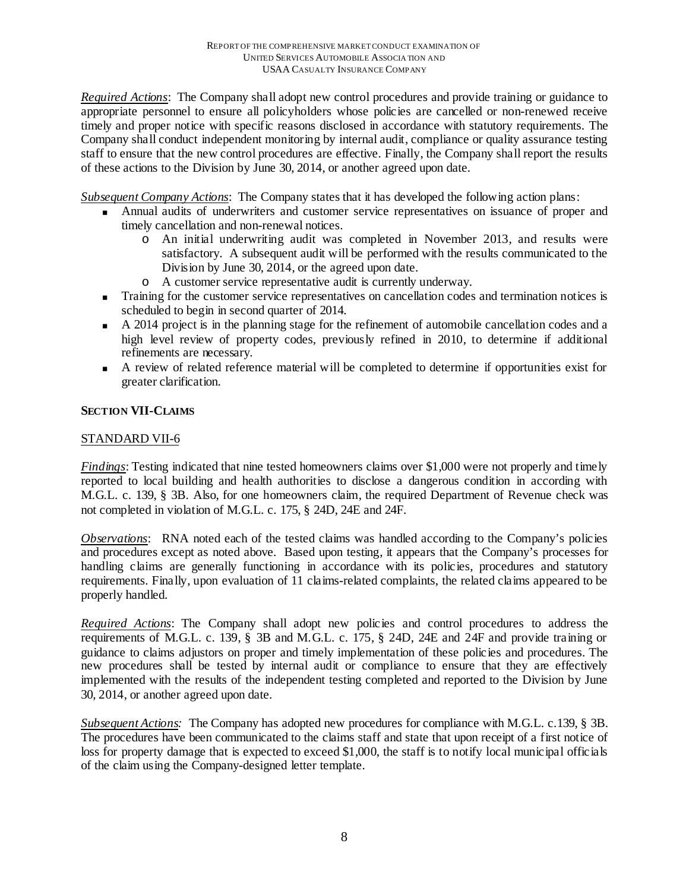*Required Actions*: The Company shall adopt new control procedures and provide training or guidance to appropriate personnel to ensure all policyholders whose policies are cancelled or non-renewed receive timely and proper notice with specific reasons disclosed in accordance with statutory requirements. The Company shall conduct independent monitoring by internal audit, compliance or quality assurance testing staff to ensure that the new control procedures are effective. Finally, the Company shall report the results of these actions to the Division by June 30, 2014, or another agreed upon date.

*Subsequent Company Actions*: The Company states that it has developed the following action plans:

- Annual audits of underwriters and customer service representatives on issuance of proper and timely cancellation and non-renewal notices.
  - An initial underwriting audit was completed in November 2013, and results were satisfactory. A subsequent audit will be performed with the results communicated to the Division by June 30, 2014, or the agreed upon date.
  - A customer service representative audit is currently underway.
- Training for the customer service representatives on cancellation codes and termination notices is scheduled to begin in second quarter of 2014.
- A 2014 project is in the planning stage for the refinement of automobile cancellation codes and a high level review of property codes, previously refined in 2010, to determine if additional refinements are necessary.
- A review of related reference material will be completed to determine if opportunities exist for greater clarification.

## SECTION VII-CLAIMS

### STANDARD VII-6

*Findings*: Testing indicated that nine tested homeowners claims over $1,000 were not properly and timely reported to local building and health authorities to disclose a dangerous condition in according with M.G.L. c. 139, § 3B. Also, for one homeowners claim, the required Department of Revenue check was not completed in violation of M.G.L. c. 175, § 24D, 24E and 24F.

*Observations*: RNA noted each of the tested claims was handled according to the Company's policies and procedures except as noted above. Based upon testing, it appears that the Company's processes for handling claims are generally functioning in accordance with its policies, procedures and statutory requirements. Finally, upon evaluation of 11 claims-related complaints, the related claims appeared to be properly handled.

*Required Actions*: The Company shall adopt new policies and control procedures to address the requirements of M.G.L. c. 139, § 3B and M.G.L. c. 175, § 24D, 24E and 24F and provide training or guidance to claims adjustors on proper and timely implementation of these policies and procedures. The new procedures shall be tested by internal audit or compliance to ensure that they are effectively implemented with the results of the independent testing completed and reported to the Division by June 30, 2014, or another agreed upon date.

*Subsequent Actions:* The Company has adopted new procedures for compliance with M.G.L. c.139, § 3B. The procedures have been communicated to the claims staff and state that upon receipt of a first notice of loss for property damage that is expected to exceed $1,000, the staff is to notify local municipal officials of the claim using the Company-designed letter template.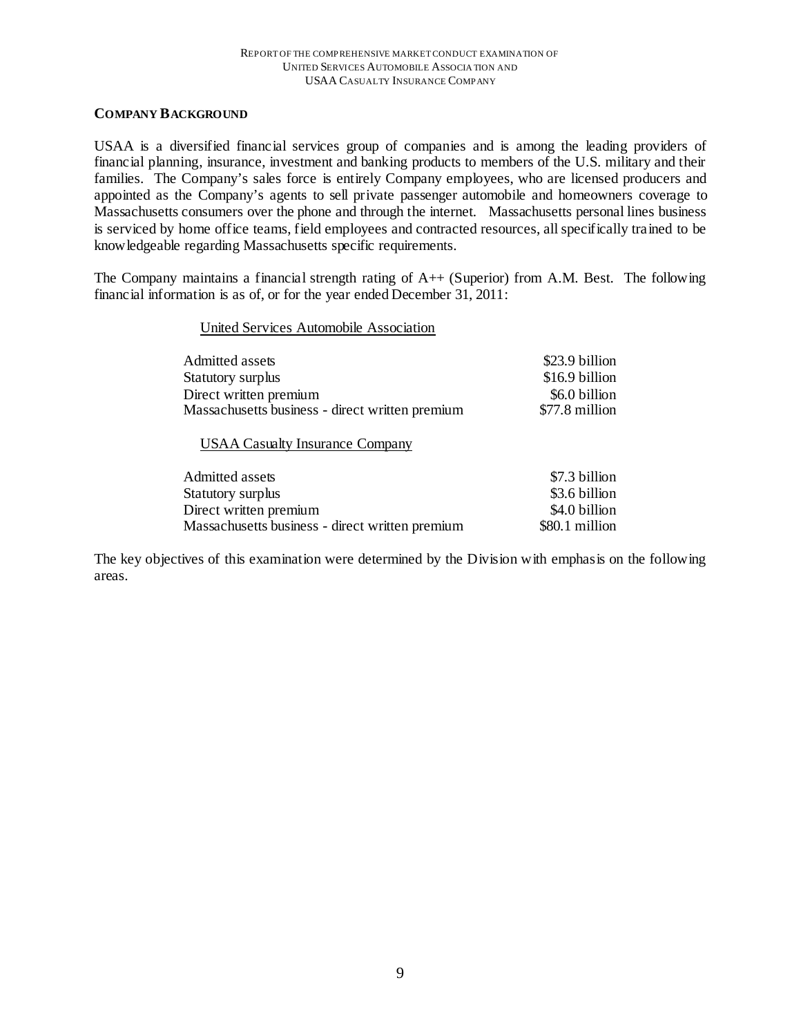## COMPANY BACKGROUND

USAA is a diversified financial services group of companies and is among the leading providers of financial planning, insurance, investment and banking products to members of the U.S. military and their families. The Company's sales force is entirely Company employees, who are licensed producers and appointed as the Company's agents to sell private passenger automobile and homeowners coverage to Massachusetts consumers over the phone and through the internet. Massachusetts personal lines business is serviced by home office teams, field employees and contracted resources, all specifically trained to be knowledgeable regarding Massachusetts specific requirements.

The Company maintains a financial strength rating of A++ (Superior) from A.M. Best. The following financial information is as of, or for the year ended December 31, 2011:

<u>United Services Automobile Association</u>

| | |
|---|---|
| Admitted assets | $23.9 billion |
| Statutory surplus | $16.9 billion |
| Direct written premium | $6.0 billion |
| Massachusetts business - direct written premium | $77.8 million |

<u>USAA Casualty Insurance Company</u>

| | |
|---|---|
| Admitted assets | $7.3 billion |
| Statutory surplus | $3.6 billion |
| Direct written premium | $4.0 billion |
| Massachusetts business - direct written premium | $80.1 million |

The key objectives of this examination were determined by the Division with emphasis on the following areas.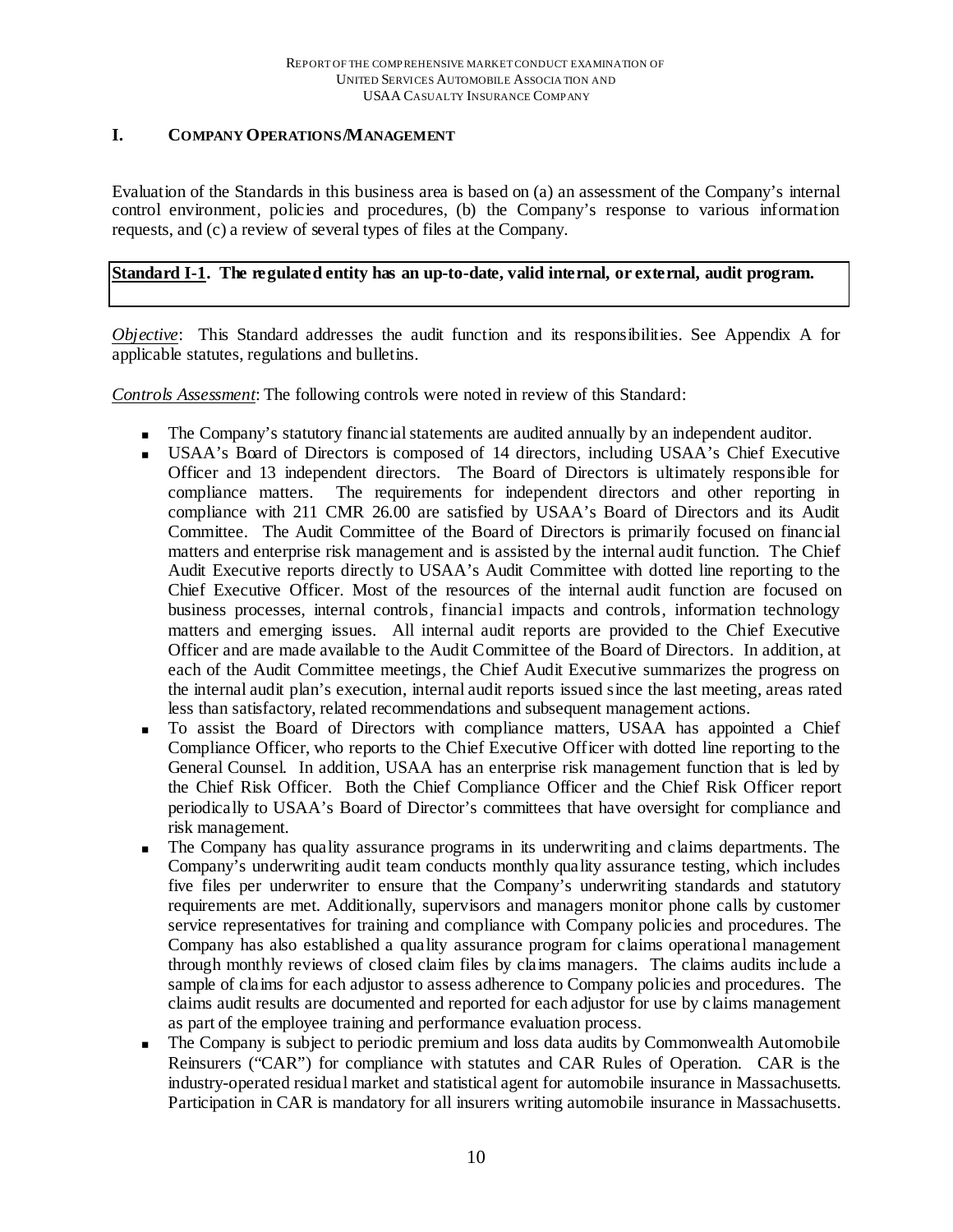## I. COMPANY OPERATIONS/MANAGEMENT

Evaluation of the Standards in this business area is based on (a) an assessment of the Company's internal control environment, policies and procedures, (b) the Company's response to various information requests, and (c) a review of several types of files at the Company.

**Standard I-1. The regulated entity has an up-to-date, valid internal, or external, audit program.**

*Objective*: This Standard addresses the audit function and its responsibilities. See Appendix A for applicable statutes, regulations and bulletins.

*Controls Assessment*: The following controls were noted in review of this Standard:

- The Company's statutory financial statements are audited annually by an independent auditor.
- USAA's Board of Directors is composed of 14 directors, including USAA's Chief Executive Officer and 13 independent directors. The Board of Directors is ultimately responsible for compliance matters. The requirements for independent directors and other reporting in compliance with 211 CMR 26.00 are satisfied by USAA's Board of Directors and its Audit Committee. The Audit Committee of the Board of Directors is primarily focused on financial matters and enterprise risk management and is assisted by the internal audit function. The Chief Audit Executive reports directly to USAA's Audit Committee with dotted line reporting to the Chief Executive Officer. Most of the resources of the internal audit function are focused on business processes, internal controls, financial impacts and controls, information technology matters and emerging issues. All internal audit reports are provided to the Chief Executive Officer and are made available to the Audit Committee of the Board of Directors. In addition, at each of the Audit Committee meetings, the Chief Audit Executive summarizes the progress on the internal audit plan's execution, internal audit reports issued since the last meeting, areas rated less than satisfactory, related recommendations and subsequent management actions.
- To assist the Board of Directors with compliance matters, USAA has appointed a Chief Compliance Officer, who reports to the Chief Executive Officer with dotted line reporting to the General Counsel. In addition, USAA has an enterprise risk management function that is led by the Chief Risk Officer. Both the Chief Compliance Officer and the Chief Risk Officer report periodically to USAA's Board of Director's committees that have oversight for compliance and risk management.
- The Company has quality assurance programs in its underwriting and claims departments. The Company's underwriting audit team conducts monthly quality assurance testing, which includes five files per underwriter to ensure that the Company's underwriting standards and statutory requirements are met. Additionally, supervisors and managers monitor phone calls by customer service representatives for training and compliance with Company policies and procedures. The Company has also established a quality assurance program for claims operational management through monthly reviews of closed claim files by claims managers. The claims audits include a sample of claims for each adjustor to assess adherence to Company policies and procedures. The claims audit results are documented and reported for each adjustor for use by claims management as part of the employee training and performance evaluation process.
- The Company is subject to periodic premium and loss data audits by Commonwealth Automobile Reinsurers ("CAR") for compliance with statutes and CAR Rules of Operation. CAR is the industry-operated residual market and statistical agent for automobile insurance in Massachusetts. Participation in CAR is mandatory for all insurers writing automobile insurance in Massachusetts.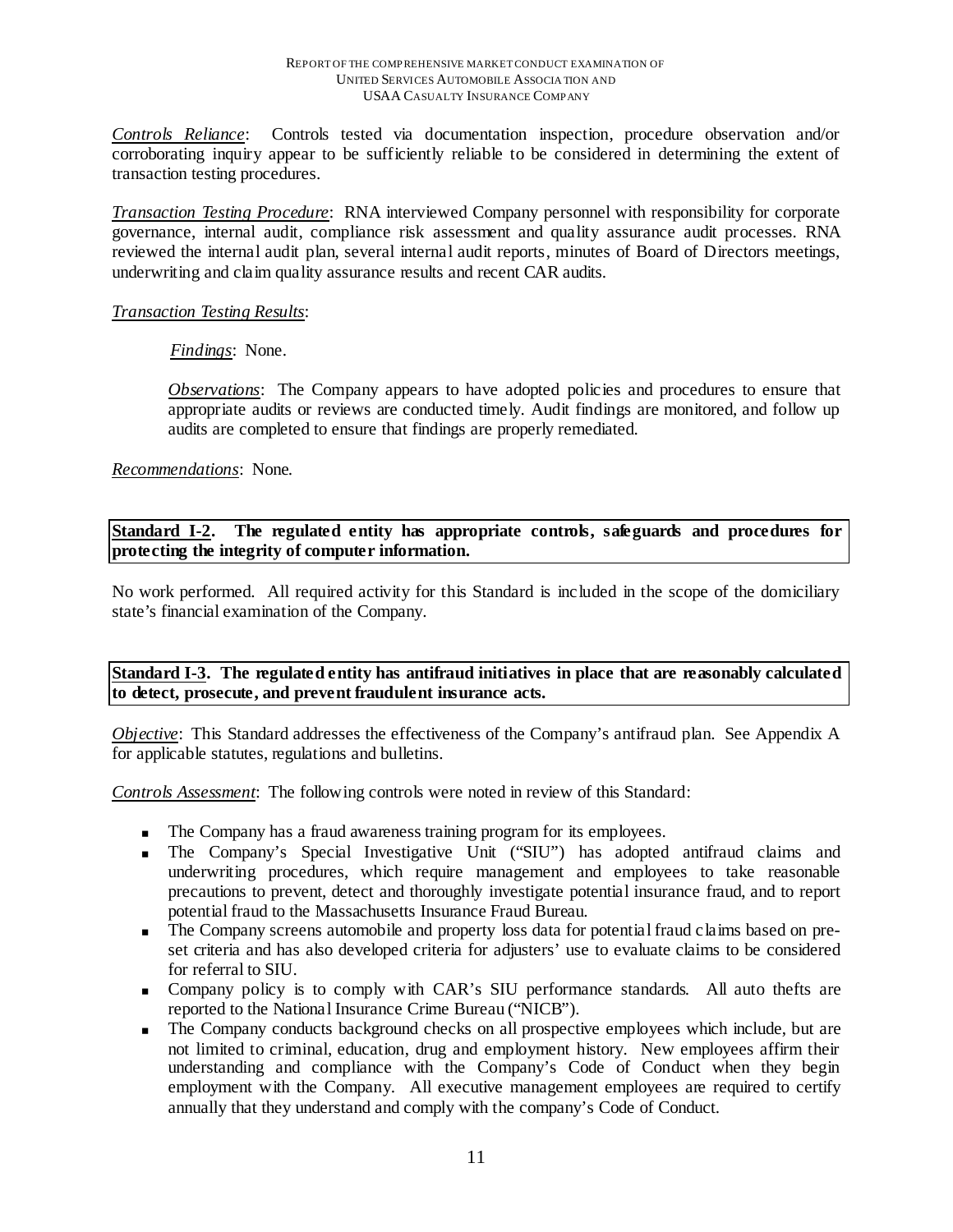*Controls Reliance*: Controls tested via documentation inspection, procedure observation and/or corroborating inquiry appear to be sufficiently reliable to be considered in determining the extent of transaction testing procedures.

*Transaction Testing Procedure*: RNA interviewed Company personnel with responsibility for corporate governance, internal audit, compliance risk assessment and quality assurance audit processes. RNA reviewed the internal audit plan, several internal audit reports, minutes of Board of Directors meetings, underwriting and claim quality assurance results and recent CAR audits.

*Transaction Testing Results*:

*Findings*: None.

*Observations*: The Company appears to have adopted policies and procedures to ensure that appropriate audits or reviews are conducted timely. Audit findings are monitored, and follow up audits are completed to ensure that findings are properly remediated.

*Recommendations*: None.

**Standard I-2. The regulated entity has appropriate controls, safeguards and procedures for protecting the integrity of computer information.**

No work performed. All required activity for this Standard is included in the scope of the domiciliary state's financial examination of the Company.

**Standard I-3. The regulated entity has antifraud initiatives in place that are reasonably calculated to detect, prosecute, and prevent fraudulent insurance acts.**

*Objective*: This Standard addresses the effectiveness of the Company's antifraud plan. See Appendix A for applicable statutes, regulations and bulletins.

*Controls Assessment*: The following controls were noted in review of this Standard:

- The Company has a fraud awareness training program for its employees.
- The Company's Special Investigative Unit ("SIU") has adopted antifraud claims and underwriting procedures, which require management and employees to take reasonable precautions to prevent, detect and thoroughly investigate potential insurance fraud, and to report potential fraud to the Massachusetts Insurance Fraud Bureau.
- The Company screens automobile and property loss data for potential fraud claims based on pre-set criteria and has also developed criteria for adjusters' use to evaluate claims to be considered for referral to SIU.
- Company policy is to comply with CAR's SIU performance standards. All auto thefts are reported to the National Insurance Crime Bureau ("NICB").
- The Company conducts background checks on all prospective employees which include, but are not limited to criminal, education, drug and employment history. New employees affirm their understanding and compliance with the Company's Code of Conduct when they begin employment with the Company. All executive management employees are required to certify annually that they understand and comply with the company's Code of Conduct.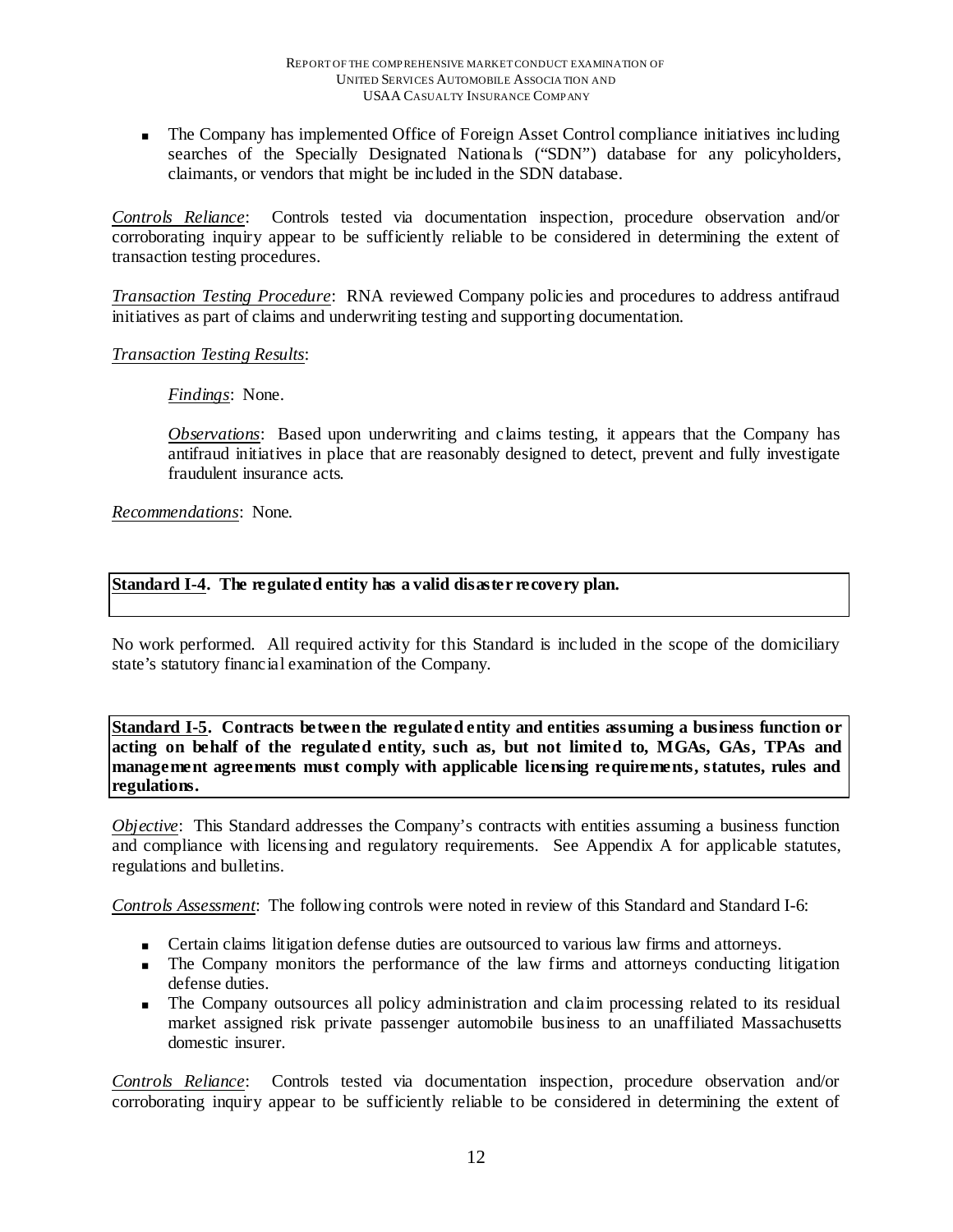- The Company has implemented Office of Foreign Asset Control compliance initiatives including searches of the Specially Designated Nationals ("SDN") database for any policyholders, claimants, or vendors that might be included in the SDN database.

*Controls Reliance*: Controls tested via documentation inspection, procedure observation and/or corroborating inquiry appear to be sufficiently reliable to be considered in determining the extent of transaction testing procedures.

*Transaction Testing Procedure*: RNA reviewed Company policies and procedures to address antifraud initiatives as part of claims and underwriting testing and supporting documentation.

*Transaction Testing Results*:

> *Findings*: None.
>
> *Observations*: Based upon underwriting and claims testing, it appears that the Company has antifraud initiatives in place that are reasonably designed to detect, prevent and fully investigate fraudulent insurance acts.

*Recommendations*: None.

**Standard I-4. The regulated entity has a valid disaster recovery plan.**

No work performed. All required activity for this Standard is included in the scope of the domiciliary state's statutory financial examination of the Company.

**Standard I-5. Contracts between the regulated entity and entities assuming a business function or acting on behalf of the regulated entity, such as, but not limited to, MGAs, GAs, TPAs and management agreements must comply with applicable licensing requirements, statutes, rules and regulations.**

*Objective*: This Standard addresses the Company's contracts with entities assuming a business function and compliance with licensing and regulatory requirements. See Appendix A for applicable statutes, regulations and bulletins.

*Controls Assessment*: The following controls were noted in review of this Standard and Standard I-6:

- Certain claims litigation defense duties are outsourced to various law firms and attorneys.
- The Company monitors the performance of the law firms and attorneys conducting litigation defense duties.
- The Company outsources all policy administration and claim processing related to its residual market assigned risk private passenger automobile business to an unaffiliated Massachusetts domestic insurer.

*Controls Reliance*: Controls tested via documentation inspection, procedure observation and/or corroborating inquiry appear to be sufficiently reliable to be considered in determining the extent of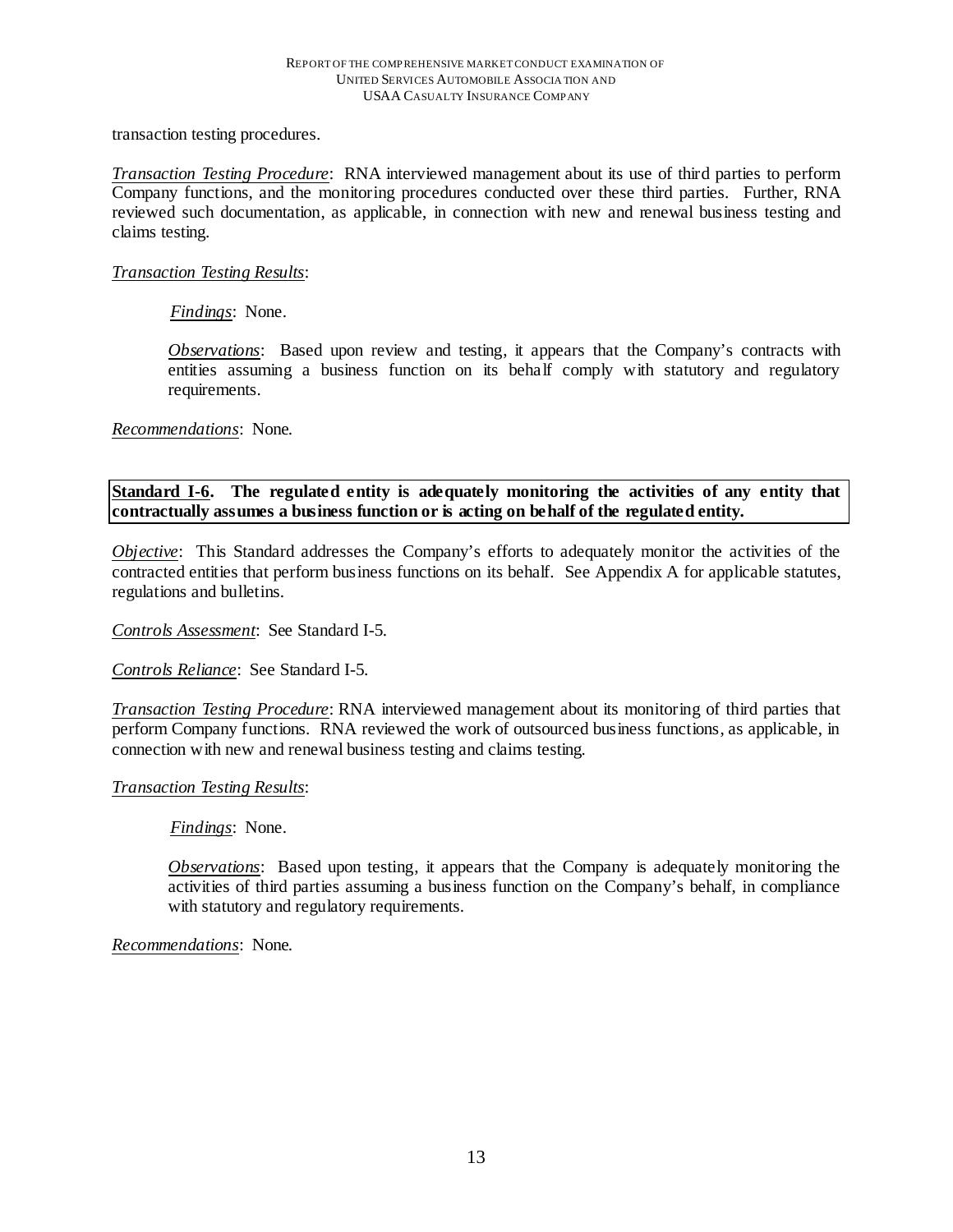transaction testing procedures.

*Transaction Testing Procedure*: RNA interviewed management about its use of third parties to perform Company functions, and the monitoring procedures conducted over these third parties. Further, RNA reviewed such documentation, as applicable, in connection with new and renewal business testing and claims testing.

*Transaction Testing Results*:

> *Findings*: None.
>
> *Observations*: Based upon review and testing, it appears that the Company's contracts with entities assuming a business function on its behalf comply with statutory and regulatory requirements.

*Recommendations*: None.

**Standard I-6. The regulated entity is adequately monitoring the activities of any entity that contractually assumes a business function or is acting on behalf of the regulated entity.**

*Objective*: This Standard addresses the Company's efforts to adequately monitor the activities of the contracted entities that perform business functions on its behalf. See Appendix A for applicable statutes, regulations and bulletins.

*Controls Assessment*: See Standard I-5.

*Controls Reliance*: See Standard I-5.

*Transaction Testing Procedure*: RNA interviewed management about its monitoring of third parties that perform Company functions. RNA reviewed the work of outsourced business functions, as applicable, in connection with new and renewal business testing and claims testing.

*Transaction Testing Results*:

> *Findings*: None.
>
> *Observations*: Based upon testing, it appears that the Company is adequately monitoring the activities of third parties assuming a business function on the Company's behalf, in compliance with statutory and regulatory requirements.

*Recommendations*: None.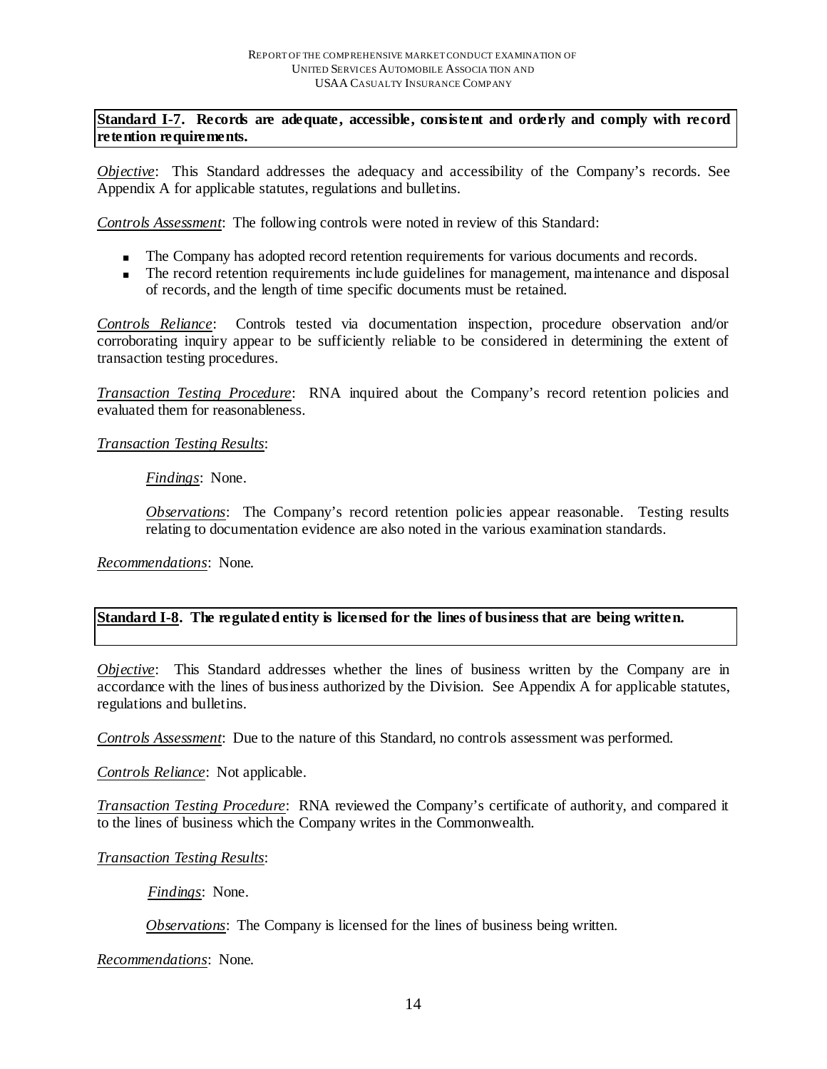**Standard I-7. Records are adequate, accessible, consistent and orderly and comply with record retention requirements.**

*Objective*: This Standard addresses the adequacy and accessibility of the Company's records. See Appendix A for applicable statutes, regulations and bulletins.

*Controls Assessment*: The following controls were noted in review of this Standard:

- The Company has adopted record retention requirements for various documents and records.
- The record retention requirements include guidelines for management, maintenance and disposal of records, and the length of time specific documents must be retained.

*Controls Reliance*: Controls tested via documentation inspection, procedure observation and/or corroborating inquiry appear to be sufficiently reliable to be considered in determining the extent of transaction testing procedures.

*Transaction Testing Procedure*: RNA inquired about the Company's record retention policies and evaluated them for reasonableness.

*Transaction Testing Results*:

> *Findings*: None.
>
> *Observations*: The Company's record retention policies appear reasonable. Testing results relating to documentation evidence are also noted in the various examination standards.

*Recommendations*: None.

**Standard I-8. The regulated entity is licensed for the lines of business that are being written.**

*Objective*: This Standard addresses whether the lines of business written by the Company are in accordance with the lines of business authorized by the Division. See Appendix A for applicable statutes, regulations and bulletins.

*Controls Assessment*: Due to the nature of this Standard, no controls assessment was performed.

*Controls Reliance*: Not applicable.

*Transaction Testing Procedure*: RNA reviewed the Company's certificate of authority, and compared it to the lines of business which the Company writes in the Commonwealth.

*Transaction Testing Results*:

> *Findings*: None.
>
> *Observations*: The Company is licensed for the lines of business being written.

*Recommendations*: None.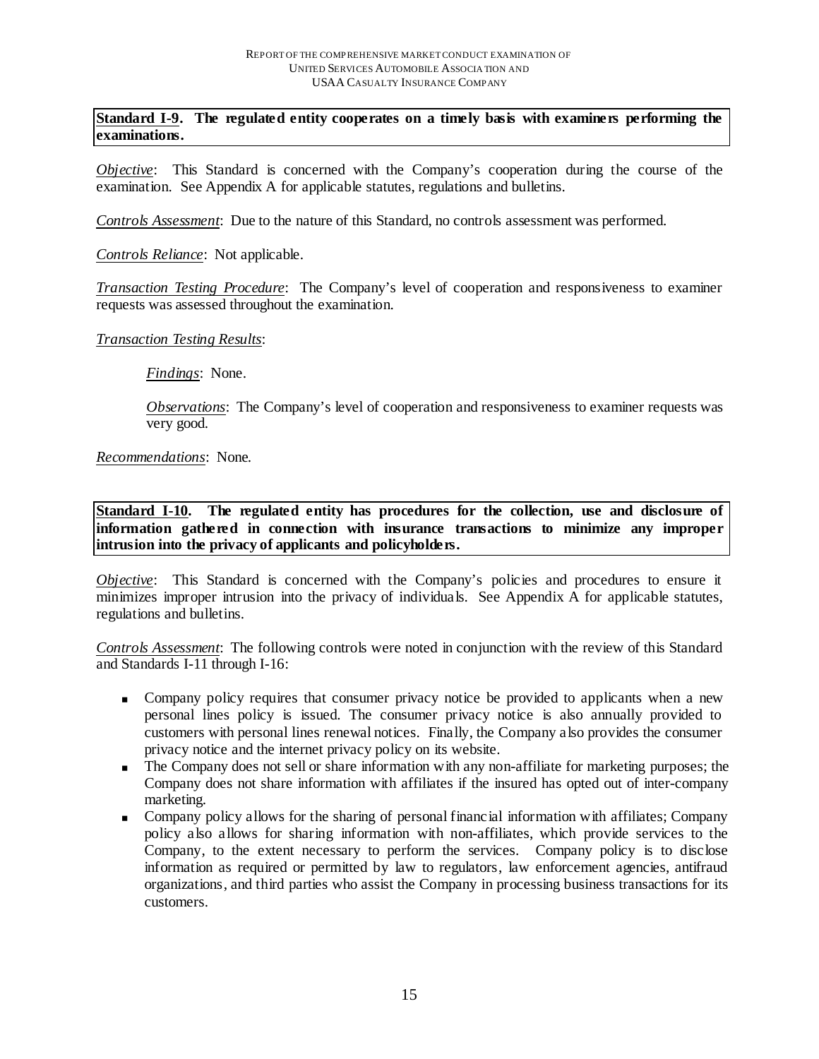**Standard I-9. The regulated entity cooperates on a timely basis with examiners performing the examinations.**

*Objective*: This Standard is concerned with the Company's cooperation during the course of the examination. See Appendix A for applicable statutes, regulations and bulletins.

*Controls Assessment*: Due to the nature of this Standard, no controls assessment was performed.

*Controls Reliance*: Not applicable.

*Transaction Testing Procedure*: The Company's level of cooperation and responsiveness to examiner requests was assessed throughout the examination.

*Transaction Testing Results*:

> *Findings*: None.
>
> *Observations*: The Company's level of cooperation and responsiveness to examiner requests was very good.

*Recommendations*: None.

**Standard I-10. The regulated entity has procedures for the collection, use and disclosure of information gathered in connection with insurance transactions to minimize any improper intrusion into the privacy of applicants and policyholders.**

*Objective*: This Standard is concerned with the Company's policies and procedures to ensure it minimizes improper intrusion into the privacy of individuals. See Appendix A for applicable statutes, regulations and bulletins.

*Controls Assessment*: The following controls were noted in conjunction with the review of this Standard and Standards I-11 through I-16:

- Company policy requires that consumer privacy notice be provided to applicants when a new personal lines policy is issued. The consumer privacy notice is also annually provided to customers with personal lines renewal notices. Finally, the Company also provides the consumer privacy notice and the internet privacy policy on its website.
- The Company does not sell or share information with any non-affiliate for marketing purposes; the Company does not share information with affiliates if the insured has opted out of inter-company marketing.
- Company policy allows for the sharing of personal financial information with affiliates; Company policy also allows for sharing information with non-affiliates, which provide services to the Company, to the extent necessary to perform the services. Company policy is to disclose information as required or permitted by law to regulators, law enforcement agencies, antifraud organizations, and third parties who assist the Company in processing business transactions for its customers.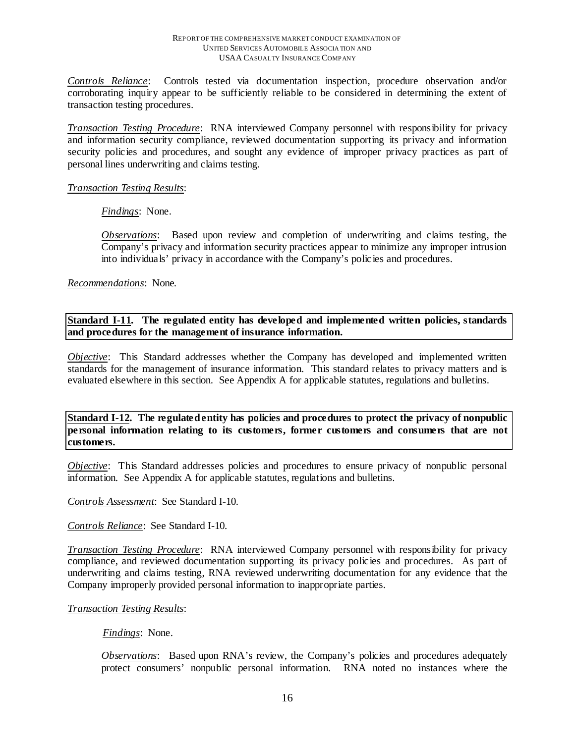*Controls Reliance*: Controls tested via documentation inspection, procedure observation and/or corroborating inquiry appear to be sufficiently reliable to be considered in determining the extent of transaction testing procedures.

*Transaction Testing Procedure*: RNA interviewed Company personnel with responsibility for privacy and information security compliance, reviewed documentation supporting its privacy and information security policies and procedures, and sought any evidence of improper privacy practices as part of personal lines underwriting and claims testing.

*Transaction Testing Results*:

> *Findings*: None.
>
> *Observations*: Based upon review and completion of underwriting and claims testing, the Company's privacy and information security practices appear to minimize any improper intrusion into individuals' privacy in accordance with the Company's policies and procedures.

*Recommendations*: None.

**Standard I-11. The regulated entity has developed and implemented written policies, standards and procedures for the management of insurance information.**

*Objective*: This Standard addresses whether the Company has developed and implemented written standards for the management of insurance information. This standard relates to privacy matters and is evaluated elsewhere in this section. See Appendix A for applicable statutes, regulations and bulletins.

**Standard I-12. The regulated entity has policies and procedures to protect the privacy of nonpublic personal information relating to its customers, former customers and consumers that are not customers.**

*Objective*: This Standard addresses policies and procedures to ensure privacy of nonpublic personal information. See Appendix A for applicable statutes, regulations and bulletins.

*Controls Assessment*: See Standard I-10.

*Controls Reliance*: See Standard I-10.

*Transaction Testing Procedure*: RNA interviewed Company personnel with responsibility for privacy compliance, and reviewed documentation supporting its privacy policies and procedures. As part of underwriting and claims testing, RNA reviewed underwriting documentation for any evidence that the Company improperly provided personal information to inappropriate parties.

*Transaction Testing Results*:

> *Findings*: None.
>
> *Observations*: Based upon RNA's review, the Company's policies and procedures adequately protect consumers' nonpublic personal information. RNA noted no instances where the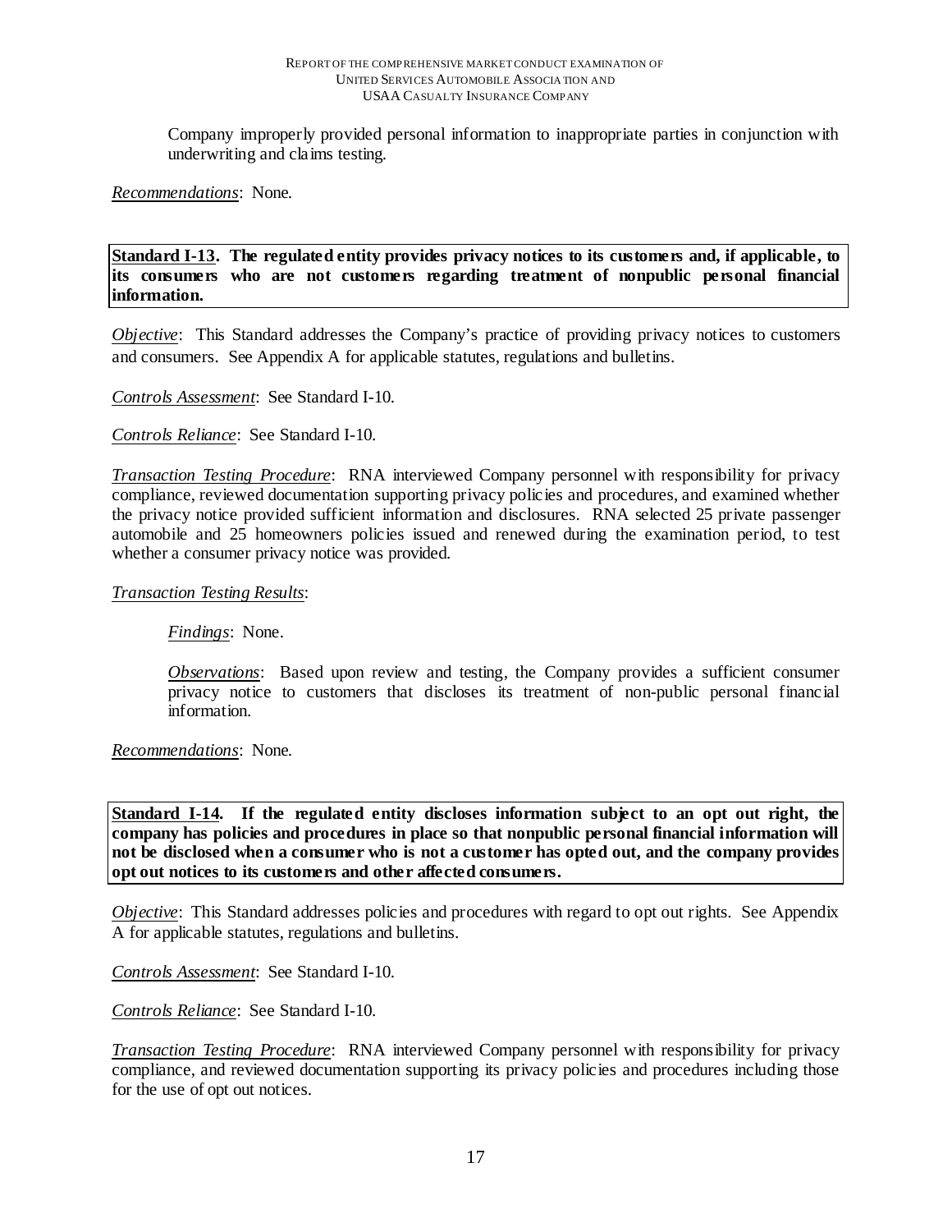Company improperly provided personal information to inappropriate parties in conjunction with underwriting and claims testing.

*Recommendations*: None.

**Standard I-13. The regulated entity provides privacy notices to its customers and, if applicable, to its consumers who are not customers regarding treatment of nonpublic personal financial information.**

*Objective*: This Standard addresses the Company's practice of providing privacy notices to customers and consumers. See Appendix A for applicable statutes, regulations and bulletins.

*Controls Assessment*: See Standard I-10.

*Controls Reliance*: See Standard I-10.

*Transaction Testing Procedure*: RNA interviewed Company personnel with responsibility for privacy compliance, reviewed documentation supporting privacy policies and procedures, and examined whether the privacy notice provided sufficient information and disclosures. RNA selected 25 private passenger automobile and 25 homeowners policies issued and renewed during the examination period, to test whether a consumer privacy notice was provided.

*Transaction Testing Results*:

*Findings*: None.

*Observations*: Based upon review and testing, the Company provides a sufficient consumer privacy notice to customers that discloses its treatment of non-public personal financial information.

*Recommendations*: None.

**Standard I-14. If the regulated entity discloses information subject to an opt out right, the company has policies and procedures in place so that nonpublic personal financial information will not be disclosed when a consumer who is not a customer has opted out, and the company provides opt out notices to its customers and other affected consumers.**

*Objective*: This Standard addresses policies and procedures with regard to opt out rights. See Appendix A for applicable statutes, regulations and bulletins.

*Controls Assessment*: See Standard I-10.

*Controls Reliance*: See Standard I-10.

*Transaction Testing Procedure*: RNA interviewed Company personnel with responsibility for privacy compliance, and reviewed documentation supporting its privacy policies and procedures including those for the use of opt out notices.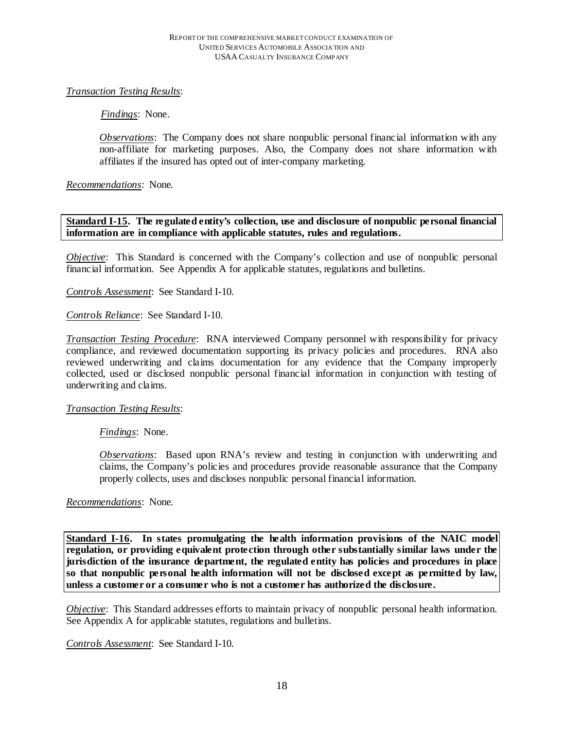*Transaction Testing Results*:

*Findings*: None.

*Observations*: The Company does not share nonpublic personal financial information with any non-affiliate for marketing purposes. Also, the Company does not share information with affiliates if the insured has opted out of inter-company marketing.

*Recommendations*: None.

**Standard I-15. The regulated entity's collection, use and disclosure of nonpublic personal financial information are in compliance with applicable statutes, rules and regulations.**

*Objective*: This Standard is concerned with the Company's collection and use of nonpublic personal financial information. See Appendix A for applicable statutes, regulations and bulletins.

*Controls Assessment*: See Standard I-10.

*Controls Reliance*: See Standard I-10.

*Transaction Testing Procedure*: RNA interviewed Company personnel with responsibility for privacy compliance, and reviewed documentation supporting its privacy policies and procedures. RNA also reviewed underwriting and claims documentation for any evidence that the Company improperly collected, used or disclosed nonpublic personal financial information in conjunction with testing of underwriting and claims.

*Transaction Testing Results*:

*Findings*: None.

*Observations*: Based upon RNA's review and testing in conjunction with underwriting and claims, the Company's policies and procedures provide reasonable assurance that the Company properly collects, uses and discloses nonpublic personal financial information.

*Recommendations*: None.

**Standard I-16. In states promulgating the health information provisions of the NAIC model regulation, or providing equivalent protection through other substantially similar laws under the jurisdiction of the insurance department, the regulated entity has policies and procedures in place so that nonpublic personal health information will not be disclosed except as permitted by law, unless a customer or a consumer who is not a customer has authorized the disclosure.**

*Objective*: This Standard addresses efforts to maintain privacy of nonpublic personal health information. See Appendix A for applicable statutes, regulations and bulletins.

*Controls Assessment*: See Standard I-10.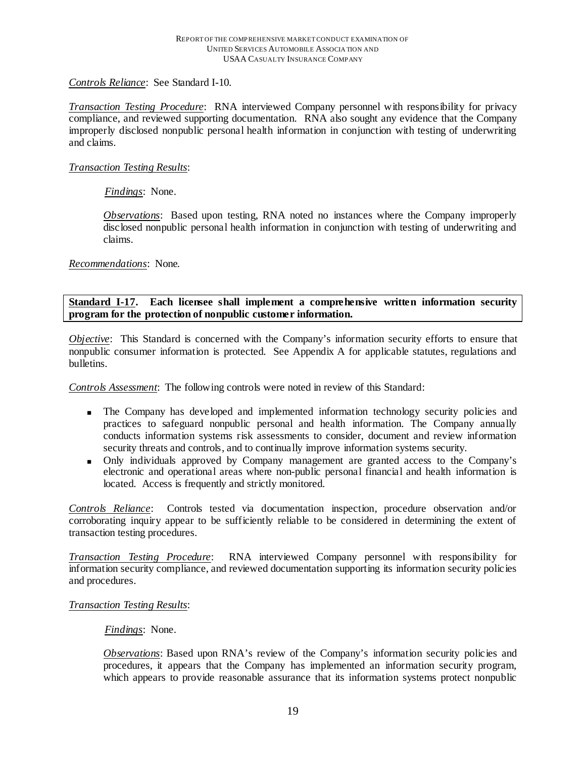*Controls Reliance*: See Standard I-10.

*Transaction Testing Procedure*: RNA interviewed Company personnel with responsibility for privacy compliance, and reviewed supporting documentation. RNA also sought any evidence that the Company improperly disclosed nonpublic personal health information in conjunction with testing of underwriting and claims.

*Transaction Testing Results*:

> *Findings*: None.
>
> *Observations*: Based upon testing, RNA noted no instances where the Company improperly disclosed nonpublic personal health information in conjunction with testing of underwriting and claims.

*Recommendations*: None.

**Standard I-17. Each licensee shall implement a comprehensive written information security program for the protection of nonpublic customer information.**

*Objective*: This Standard is concerned with the Company's information security efforts to ensure that nonpublic consumer information is protected. See Appendix A for applicable statutes, regulations and bulletins.

*Controls Assessment*: The following controls were noted in review of this Standard:

- The Company has developed and implemented information technology security policies and practices to safeguard nonpublic personal and health information. The Company annually conducts information systems risk assessments to consider, document and review information security threats and controls, and to continually improve information systems security.
- Only individuals approved by Company management are granted access to the Company's electronic and operational areas where non-public personal financial and health information is located. Access is frequently and strictly monitored.

*Controls Reliance*: Controls tested via documentation inspection, procedure observation and/or corroborating inquiry appear to be sufficiently reliable to be considered in determining the extent of transaction testing procedures.

*Transaction Testing Procedure*: RNA interviewed Company personnel with responsibility for information security compliance, and reviewed documentation supporting its information security policies and procedures.

*Transaction Testing Results*:

> *Findings*: None.
>
> *Observations*: Based upon RNA's review of the Company's information security policies and procedures, it appears that the Company has implemented an information security program, which appears to provide reasonable assurance that its information systems protect nonpublic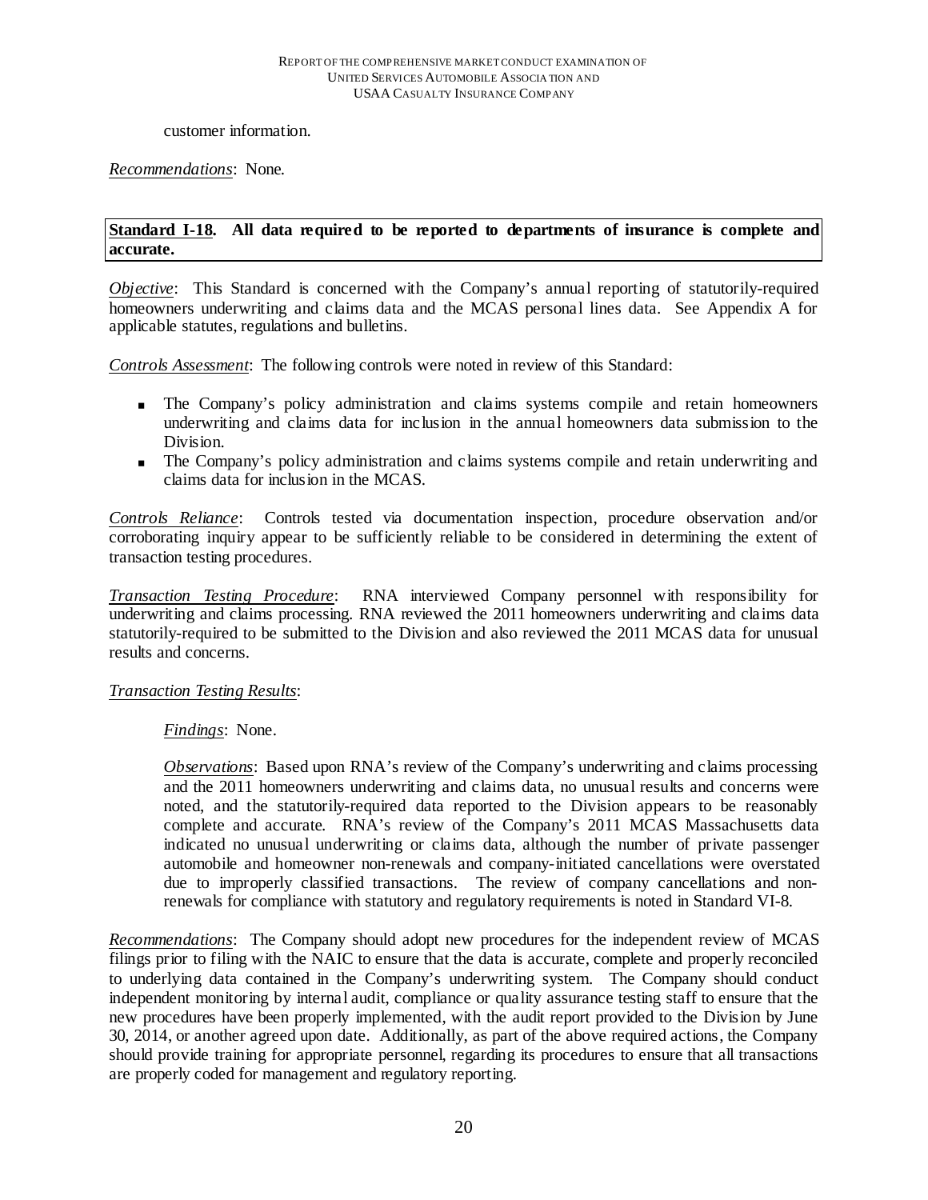customer information.

*Recommendations*: None.

**Standard I-18. All data required to be reported to departments of insurance is complete and accurate.**

*Objective*: This Standard is concerned with the Company's annual reporting of statutorily-required homeowners underwriting and claims data and the MCAS personal lines data. See Appendix A for applicable statutes, regulations and bulletins.

*Controls Assessment*: The following controls were noted in review of this Standard:

- The Company's policy administration and claims systems compile and retain homeowners underwriting and claims data for inclusion in the annual homeowners data submission to the Division.
- The Company's policy administration and claims systems compile and retain underwriting and claims data for inclusion in the MCAS.

*Controls Reliance*: Controls tested via documentation inspection, procedure observation and/or corroborating inquiry appear to be sufficiently reliable to be considered in determining the extent of transaction testing procedures.

*Transaction Testing Procedure*: RNA interviewed Company personnel with responsibility for underwriting and claims processing. RNA reviewed the 2011 homeowners underwriting and claims data statutorily-required to be submitted to the Division and also reviewed the 2011 MCAS data for unusual results and concerns.

*Transaction Testing Results*:

*Findings*: None.

*Observations*: Based upon RNA's review of the Company's underwriting and claims processing and the 2011 homeowners underwriting and claims data, no unusual results and concerns were noted, and the statutorily-required data reported to the Division appears to be reasonably complete and accurate. RNA's review of the Company's 2011 MCAS Massachusetts data indicated no unusual underwriting or claims data, although the number of private passenger automobile and homeowner non-renewals and company-initiated cancellations were overstated due to improperly classified transactions. The review of company cancellations and non-renewals for compliance with statutory and regulatory requirements is noted in Standard VI-8.

*Recommendations*: The Company should adopt new procedures for the independent review of MCAS filings prior to filing with the NAIC to ensure that the data is accurate, complete and properly reconciled to underlying data contained in the Company's underwriting system. The Company should conduct independent monitoring by internal audit, compliance or quality assurance testing staff to ensure that the new procedures have been properly implemented, with the audit report provided to the Division by June 30, 2014, or another agreed upon date. Additionally, as part of the above required actions, the Company should provide training for appropriate personnel, regarding its procedures to ensure that all transactions are properly coded for management and regulatory reporting.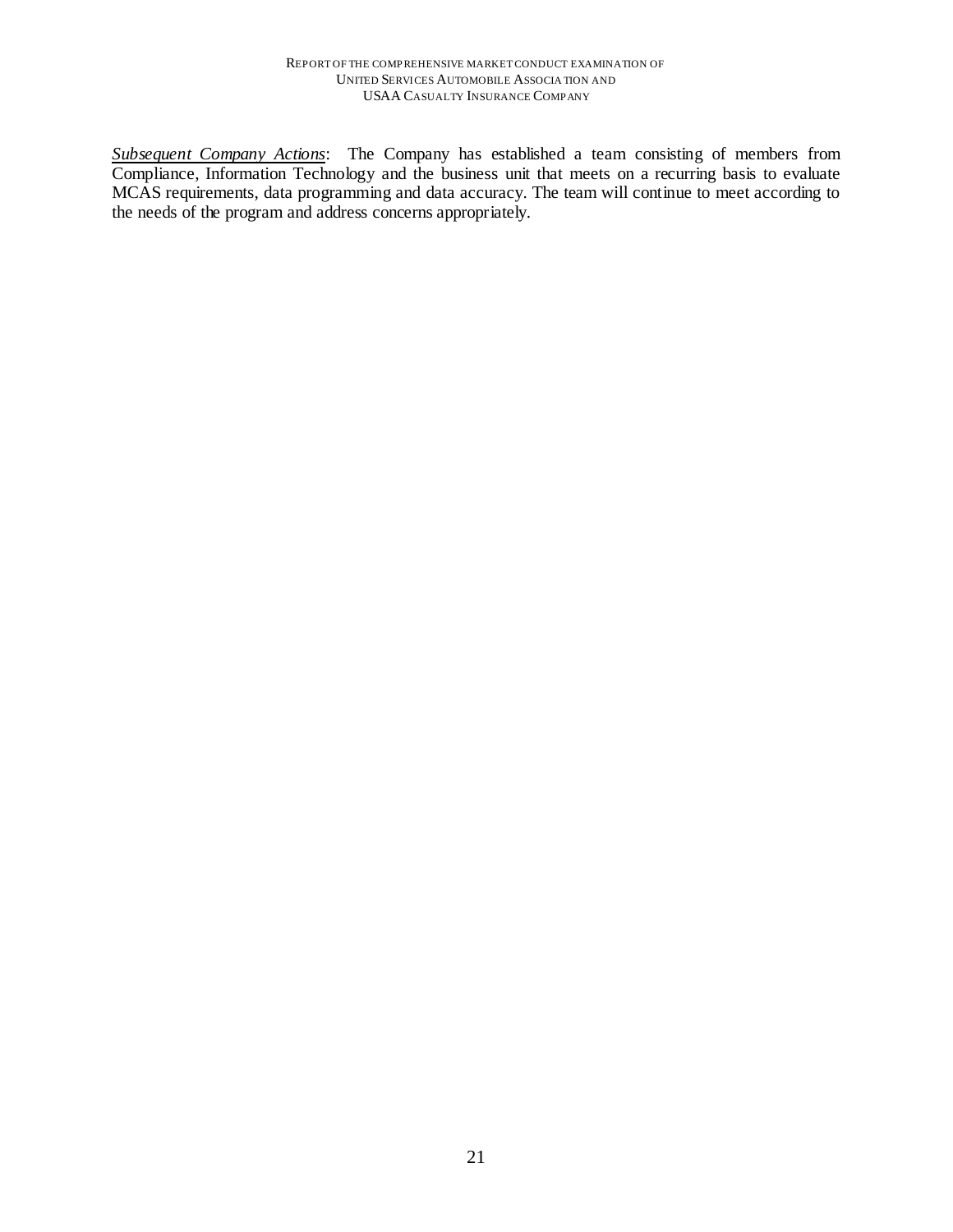*<u>Subsequent Company Actions</u>*: The Company has established a team consisting of members from Compliance, Information Technology and the business unit that meets on a recurring basis to evaluate MCAS requirements, data programming and data accuracy. The team will continue to meet according to the needs of the program and address concerns appropriately.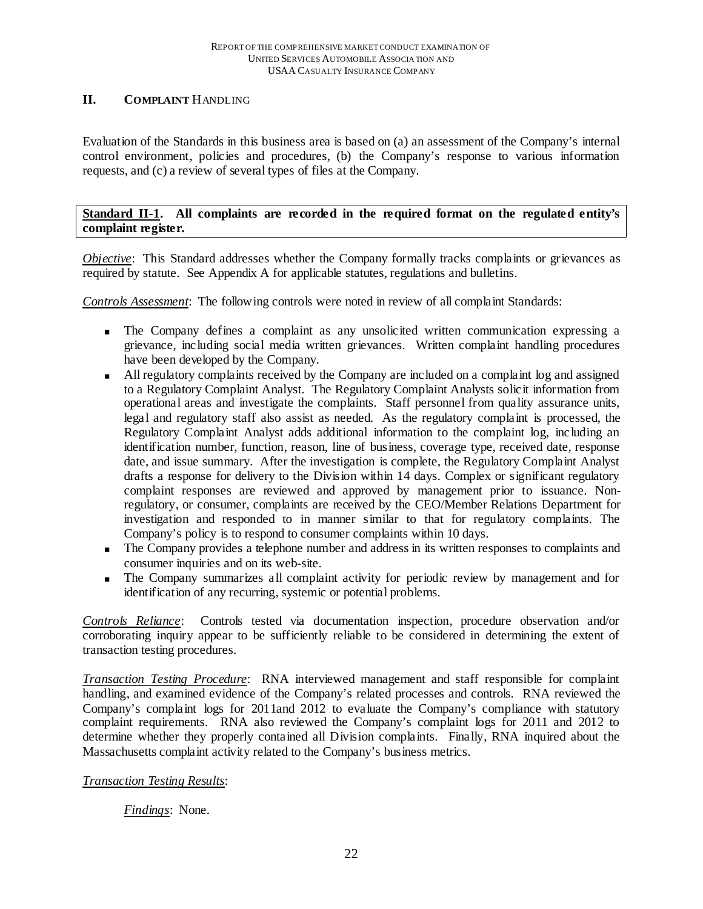## II. COMPLAINT HANDLING

Evaluation of the Standards in this business area is based on (a) an assessment of the Company's internal control environment, policies and procedures, (b) the Company's response to various information requests, and (c) a review of several types of files at the Company.

**Standard II-1. All complaints are recorded in the required format on the regulated entity's complaint register.**

*Objective*: This Standard addresses whether the Company formally tracks complaints or grievances as required by statute. See Appendix A for applicable statutes, regulations and bulletins.

*Controls Assessment*: The following controls were noted in review of all complaint Standards:

- The Company defines a complaint as any unsolicited written communication expressing a grievance, including social media written grievances. Written complaint handling procedures have been developed by the Company.
- All regulatory complaints received by the Company are included on a complaint log and assigned to a Regulatory Complaint Analyst. The Regulatory Complaint Analysts solicit information from operational areas and investigate the complaints. Staff personnel from quality assurance units, legal and regulatory staff also assist as needed. As the regulatory complaint is processed, the Regulatory Complaint Analyst adds additional information to the complaint log, including an identification number, function, reason, line of business, coverage type, received date, response date, and issue summary. After the investigation is complete, the Regulatory Complaint Analyst drafts a response for delivery to the Division within 14 days. Complex or significant regulatory complaint responses are reviewed and approved by management prior to issuance. Non-regulatory, or consumer, complaints are received by the CEO/Member Relations Department for investigation and responded to in manner similar to that for regulatory complaints. The Company's policy is to respond to consumer complaints within 10 days.
- The Company provides a telephone number and address in its written responses to complaints and consumer inquiries and on its web-site.
- The Company summarizes all complaint activity for periodic review by management and for identification of any recurring, systemic or potential problems.

*Controls Reliance*: Controls tested via documentation inspection, procedure observation and/or corroborating inquiry appear to be sufficiently reliable to be considered in determining the extent of transaction testing procedures.

*Transaction Testing Procedure*: RNA interviewed management and staff responsible for complaint handling, and examined evidence of the Company's related processes and controls. RNA reviewed the Company's complaint logs for 2011and 2012 to evaluate the Company's compliance with statutory complaint requirements. RNA also reviewed the Company's complaint logs for 2011 and 2012 to determine whether they properly contained all Division complaints. Finally, RNA inquired about the Massachusetts complaint activity related to the Company's business metrics.

*Transaction Testing Results*:

*Findings*: None.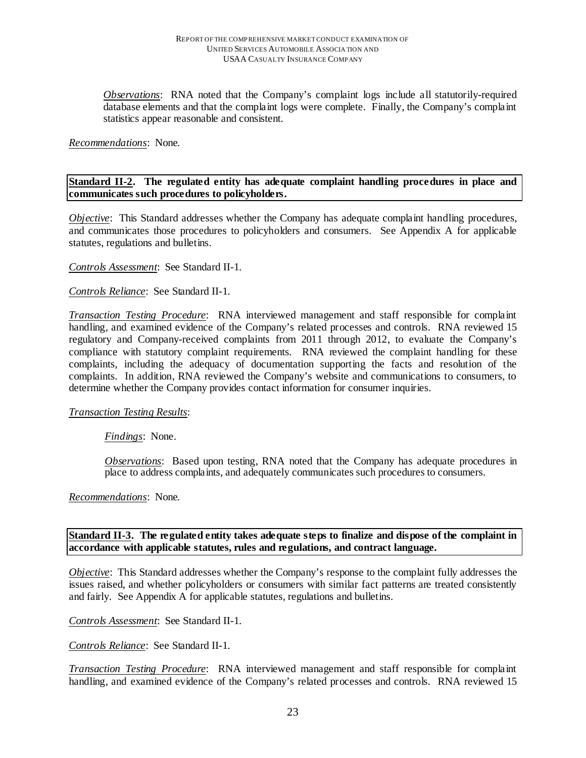*Observations*: RNA noted that the Company's complaint logs include all statutorily-required database elements and that the complaint logs were complete. Finally, the Company's complaint statistics appear reasonable and consistent.

*Recommendations*: None.

**Standard II-2. The regulated entity has adequate complaint handling procedures in place and communicates such procedures to policyholders.**

*Objective*: This Standard addresses whether the Company has adequate complaint handling procedures, and communicates those procedures to policyholders and consumers. See Appendix A for applicable statutes, regulations and bulletins.

*Controls Assessment*: See Standard II-1.

*Controls Reliance*: See Standard II-1.

*Transaction Testing Procedure*: RNA interviewed management and staff responsible for complaint handling, and examined evidence of the Company's related processes and controls. RNA reviewed 15 regulatory and Company-received complaints from 2011 through 2012, to evaluate the Company's compliance with statutory complaint requirements. RNA reviewed the complaint handling for these complaints, including the adequacy of documentation supporting the facts and resolution of the complaints. In addition, RNA reviewed the Company's website and communications to consumers, to determine whether the Company provides contact information for consumer inquiries.

*Transaction Testing Results*:

*Findings*: None.

*Observations*: Based upon testing, RNA noted that the Company has adequate procedures in place to address complaints, and adequately communicates such procedures to consumers.

*Recommendations*: None.

**Standard II-3. The regulated entity takes adequate steps to finalize and dispose of the complaint in accordance with applicable statutes, rules and regulations, and contract language.**

*Objective*: This Standard addresses whether the Company's response to the complaint fully addresses the issues raised, and whether policyholders or consumers with similar fact patterns are treated consistently and fairly. See Appendix A for applicable statutes, regulations and bulletins.

*Controls Assessment*: See Standard II-1.

*Controls Reliance*: See Standard II-1.

*Transaction Testing Procedure*: RNA interviewed management and staff responsible for complaint handling, and examined evidence of the Company's related processes and controls. RNA reviewed 15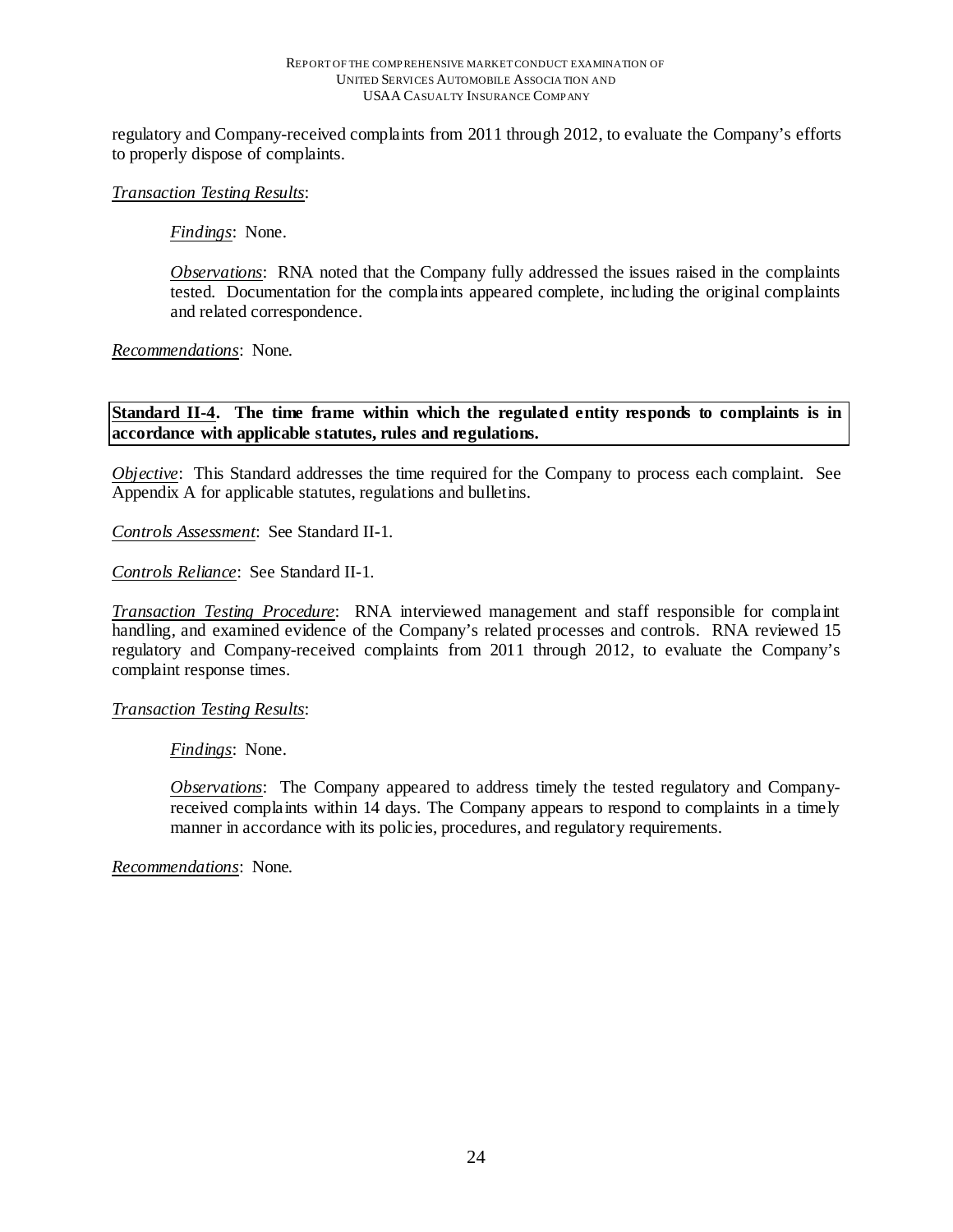regulatory and Company-received complaints from 2011 through 2012, to evaluate the Company's efforts to properly dispose of complaints.

*Transaction Testing Results*:

> *Findings*: None.
>
> *Observations*: RNA noted that the Company fully addressed the issues raised in the complaints tested. Documentation for the complaints appeared complete, including the original complaints and related correspondence.

*Recommendations*: None.

**Standard II-4. The time frame within which the regulated entity responds to complaints is in accordance with applicable statutes, rules and regulations.**

*Objective*: This Standard addresses the time required for the Company to process each complaint. See Appendix A for applicable statutes, regulations and bulletins.

*Controls Assessment*: See Standard II-1.

*Controls Reliance*: See Standard II-1.

*Transaction Testing Procedure*: RNA interviewed management and staff responsible for complaint handling, and examined evidence of the Company's related processes and controls. RNA reviewed 15 regulatory and Company-received complaints from 2011 through 2012, to evaluate the Company's complaint response times.

*Transaction Testing Results*:

> *Findings*: None.
>
> *Observations*: The Company appeared to address timely the tested regulatory and Company-received complaints within 14 days. The Company appears to respond to complaints in a timely manner in accordance with its policies, procedures, and regulatory requirements.

*Recommendations*: None.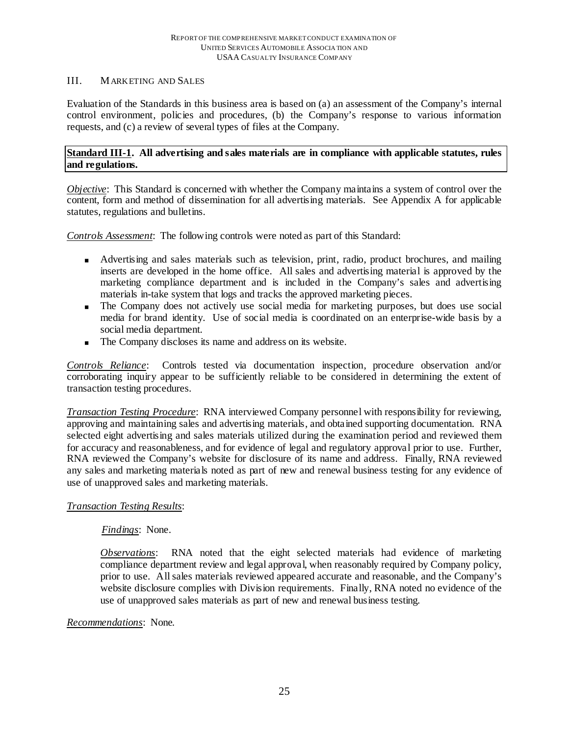## III. Marketing and Sales

Evaluation of the Standards in this business area is based on (a) an assessment of the Company's internal control environment, policies and procedures, (b) the Company's response to various information requests, and (c) a review of several types of files at the Company.

**Standard III-1. All advertising and sales materials are in compliance with applicable statutes, rules and regulations.**

*Objective*: This Standard is concerned with whether the Company maintains a system of control over the content, form and method of dissemination for all advertising materials. See Appendix A for applicable statutes, regulations and bulletins.

*Controls Assessment*: The following controls were noted as part of this Standard:

- Advertising and sales materials such as television, print, radio, product brochures, and mailing inserts are developed in the home office. All sales and advertising material is approved by the marketing compliance department and is included in the Company's sales and advertising materials in-take system that logs and tracks the approved marketing pieces.
- The Company does not actively use social media for marketing purposes, but does use social media for brand identity. Use of social media is coordinated on an enterprise-wide basis by a social media department.
- The Company discloses its name and address on its website.

*Controls Reliance*: Controls tested via documentation inspection, procedure observation and/or corroborating inquiry appear to be sufficiently reliable to be considered in determining the extent of transaction testing procedures.

*Transaction Testing Procedure*: RNA interviewed Company personnel with responsibility for reviewing, approving and maintaining sales and advertising materials, and obtained supporting documentation. RNA selected eight advertising and sales materials utilized during the examination period and reviewed them for accuracy and reasonableness, and for evidence of legal and regulatory approval prior to use. Further, RNA reviewed the Company's website for disclosure of its name and address. Finally, RNA reviewed any sales and marketing materials noted as part of new and renewal business testing for any evidence of use of unapproved sales and marketing materials.

*Transaction Testing Results*:

*Findings*: None.

*Observations*: RNA noted that the eight selected materials had evidence of marketing compliance department review and legal approval, when reasonably required by Company policy, prior to use. All sales materials reviewed appeared accurate and reasonable, and the Company's website disclosure complies with Division requirements. Finally, RNA noted no evidence of the use of unapproved sales materials as part of new and renewal business testing.

*Recommendations*: None.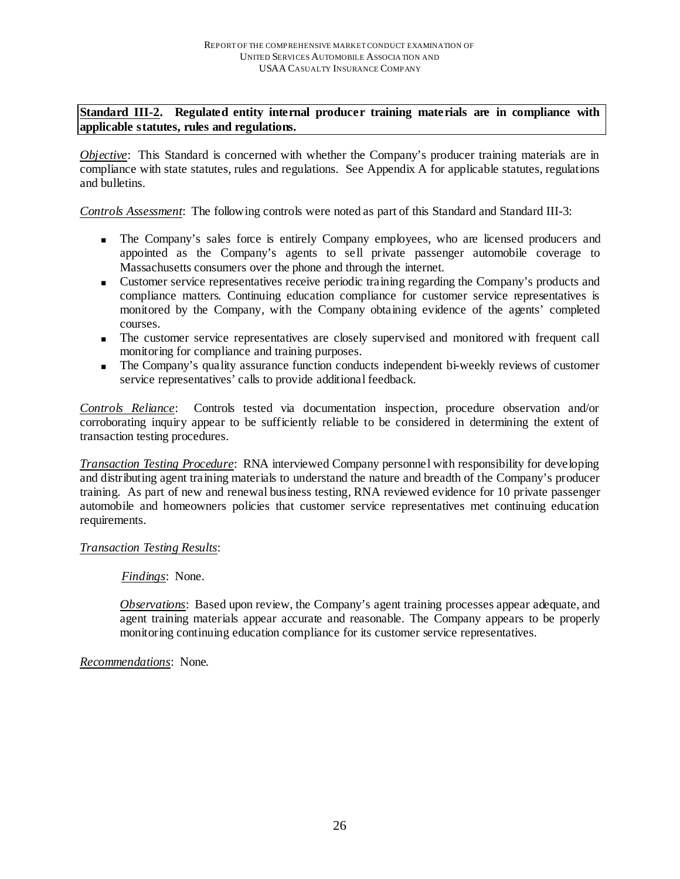**Standard III-2. Regulated entity internal producer training materials are in compliance with applicable statutes, rules and regulations.**

*Objective*: This Standard is concerned with whether the Company's producer training materials are in compliance with state statutes, rules and regulations. See Appendix A for applicable statutes, regulations and bulletins.

*Controls Assessment*: The following controls were noted as part of this Standard and Standard III-3:

- The Company's sales force is entirely Company employees, who are licensed producers and appointed as the Company's agents to sell private passenger automobile coverage to Massachusetts consumers over the phone and through the internet.
- Customer service representatives receive periodic training regarding the Company's products and compliance matters. Continuing education compliance for customer service representatives is monitored by the Company, with the Company obtaining evidence of the agents' completed courses.
- The customer service representatives are closely supervised and monitored with frequent call monitoring for compliance and training purposes.
- The Company's quality assurance function conducts independent bi-weekly reviews of customer service representatives' calls to provide additional feedback.

*Controls Reliance*: Controls tested via documentation inspection, procedure observation and/or corroborating inquiry appear to be sufficiently reliable to be considered in determining the extent of transaction testing procedures.

*Transaction Testing Procedure*: RNA interviewed Company personnel with responsibility for developing and distributing agent training materials to understand the nature and breadth of the Company's producer training. As part of new and renewal business testing, RNA reviewed evidence for 10 private passenger automobile and homeowners policies that customer service representatives met continuing education requirements.

*Transaction Testing Results*:

> *Findings*: None.
>
> *Observations*: Based upon review, the Company's agent training processes appear adequate, and agent training materials appear accurate and reasonable. The Company appears to be properly monitoring continuing education compliance for its customer service representatives.

*Recommendations*: None.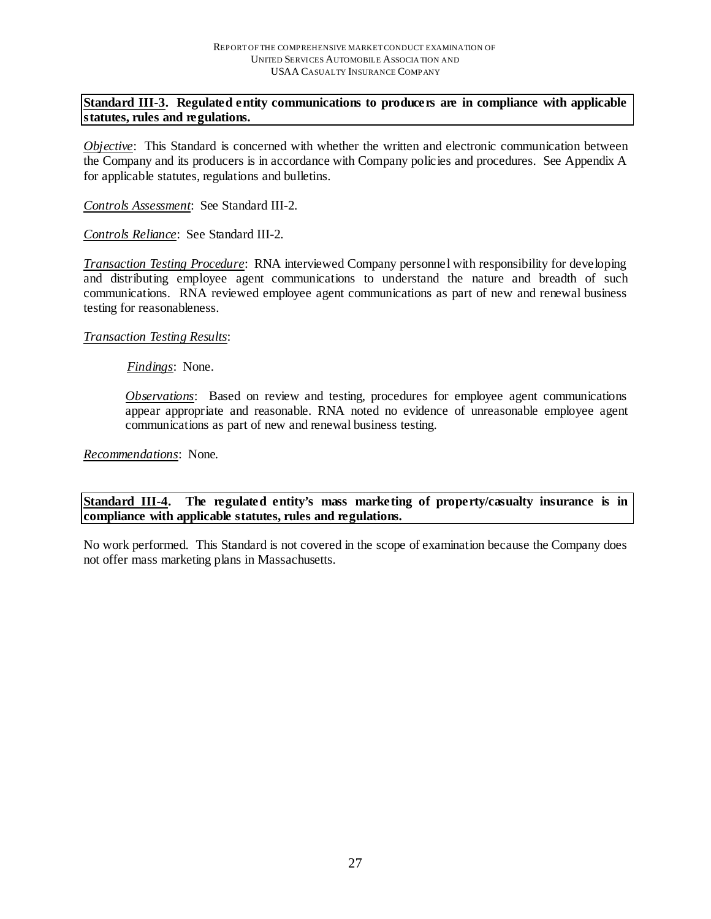**Standard III-3. Regulated entity communications to producers are in compliance with applicable statutes, rules and regulations.**

*Objective*: This Standard is concerned with whether the written and electronic communication between the Company and its producers is in accordance with Company policies and procedures. See Appendix A for applicable statutes, regulations and bulletins.

*Controls Assessment*: See Standard III-2.

*Controls Reliance*: See Standard III-2.

*Transaction Testing Procedure*: RNA interviewed Company personnel with responsibility for developing and distributing employee agent communications to understand the nature and breadth of such communications. RNA reviewed employee agent communications as part of new and renewal business testing for reasonableness.

*Transaction Testing Results*:

> *Findings*: None.
>
> *Observations*: Based on review and testing, procedures for employee agent communications appear appropriate and reasonable. RNA noted no evidence of unreasonable employee agent communications as part of new and renewal business testing.

*Recommendations*: None.

**Standard III-4. The regulated entity's mass marketing of property/casualty insurance is in compliance with applicable statutes, rules and regulations.**

No work performed. This Standard is not covered in the scope of examination because the Company does not offer mass marketing plans in Massachusetts.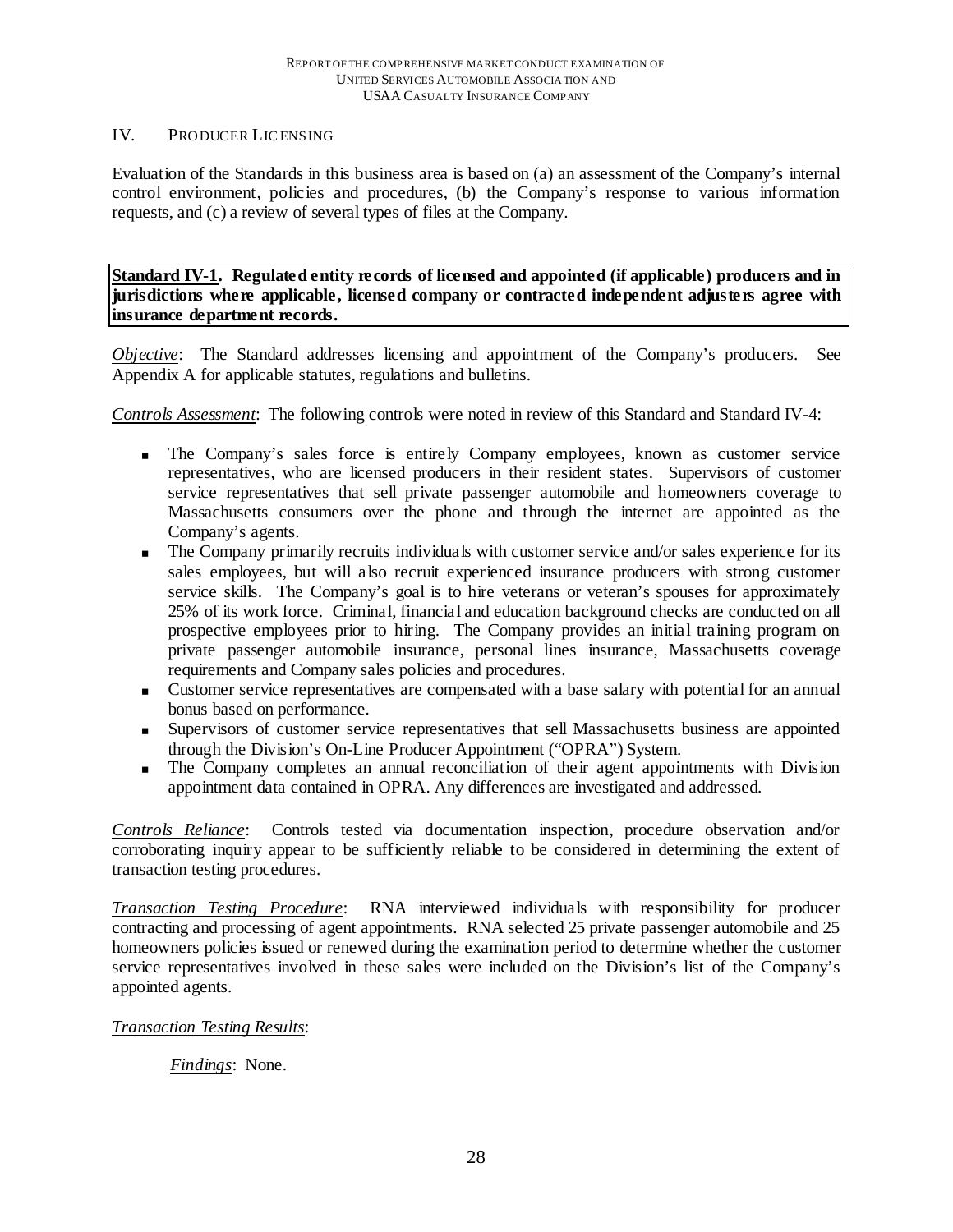## IV. PRODUCER LICENSING

Evaluation of the Standards in this business area is based on (a) an assessment of the Company's internal control environment, policies and procedures, (b) the Company's response to various information requests, and (c) a review of several types of files at the Company.

**Standard IV-1. Regulated entity records of licensed and appointed (if applicable) producers and in jurisdictions where applicable, licensed company or contracted independent adjusters agree with insurance department records.**

*Objective*: The Standard addresses licensing and appointment of the Company's producers. See Appendix A for applicable statutes, regulations and bulletins.

*Controls Assessment*: The following controls were noted in review of this Standard and Standard IV-4:

- The Company's sales force is entirely Company employees, known as customer service representatives, who are licensed producers in their resident states. Supervisors of customer service representatives that sell private passenger automobile and homeowners coverage to Massachusetts consumers over the phone and through the internet are appointed as the Company's agents.
- The Company primarily recruits individuals with customer service and/or sales experience for its sales employees, but will also recruit experienced insurance producers with strong customer service skills. The Company's goal is to hire veterans or veteran's spouses for approximately 25% of its work force. Criminal, financial and education background checks are conducted on all prospective employees prior to hiring. The Company provides an initial training program on private passenger automobile insurance, personal lines insurance, Massachusetts coverage requirements and Company sales policies and procedures.
- Customer service representatives are compensated with a base salary with potential for an annual bonus based on performance.
- Supervisors of customer service representatives that sell Massachusetts business are appointed through the Division's On-Line Producer Appointment ("OPRA") System.
- The Company completes an annual reconciliation of their agent appointments with Division appointment data contained in OPRA. Any differences are investigated and addressed.

*Controls Reliance*: Controls tested via documentation inspection, procedure observation and/or corroborating inquiry appear to be sufficiently reliable to be considered in determining the extent of transaction testing procedures.

*Transaction Testing Procedure*: RNA interviewed individuals with responsibility for producer contracting and processing of agent appointments. RNA selected 25 private passenger automobile and 25 homeowners policies issued or renewed during the examination period to determine whether the customer service representatives involved in these sales were included on the Division's list of the Company's appointed agents.

*Transaction Testing Results*:

*Findings*: None.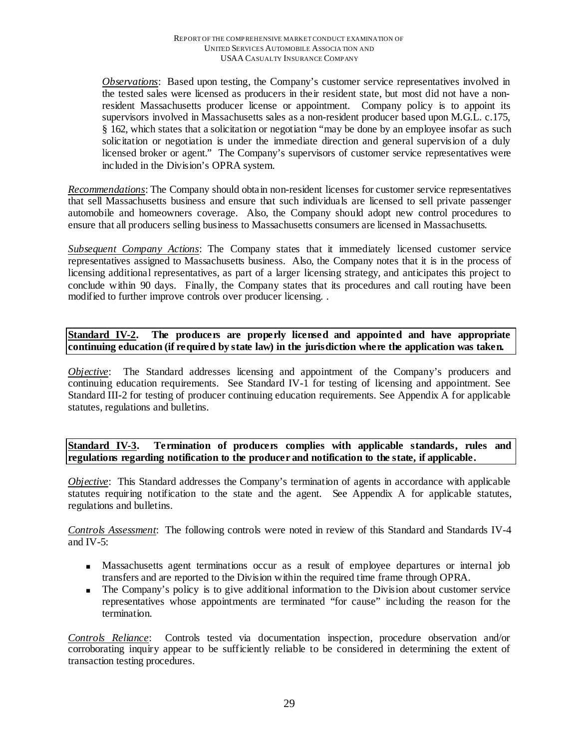*Observations*: Based upon testing, the Company's customer service representatives involved in the tested sales were licensed as producers in their resident state, but most did not have a non-resident Massachusetts producer license or appointment. Company policy is to appoint its supervisors involved in Massachusetts sales as a non-resident producer based upon M.G.L. c.175, § 162, which states that a solicitation or negotiation "may be done by an employee insofar as such solicitation or negotiation is under the immediate direction and general supervision of a duly licensed broker or agent." The Company's supervisors of customer service representatives were included in the Division's OPRA system.

*Recommendations*: The Company should obtain non-resident licenses for customer service representatives that sell Massachusetts business and ensure that such individuals are licensed to sell private passenger automobile and homeowners coverage. Also, the Company should adopt new control procedures to ensure that all producers selling business to Massachusetts consumers are licensed in Massachusetts.

*Subsequent Company Actions*: The Company states that it immediately licensed customer service representatives assigned to Massachusetts business. Also, the Company notes that it is in the process of licensing additional representatives, as part of a larger licensing strategy, and anticipates this project to conclude within 90 days. Finally, the Company states that its procedures and call routing have been modified to further improve controls over producer licensing. .

**Standard IV-2. The producers are properly licensed and appointed and have appropriate continuing education (if required by state law) in the jurisdiction where the application was taken.**

*Objective*: The Standard addresses licensing and appointment of the Company's producers and continuing education requirements. See Standard IV-1 for testing of licensing and appointment. See Standard III-2 for testing of producer continuing education requirements. See Appendix A for applicable statutes, regulations and bulletins.

**Standard IV-3. Termination of producers complies with applicable standards, rules and regulations regarding notification to the producer and notification to the state, if applicable.**

*Objective*: This Standard addresses the Company's termination of agents in accordance with applicable statutes requiring notification to the state and the agent. See Appendix A for applicable statutes, regulations and bulletins.

*Controls Assessment*: The following controls were noted in review of this Standard and Standards IV-4 and IV-5:

- Massachusetts agent terminations occur as a result of employee departures or internal job transfers and are reported to the Division within the required time frame through OPRA.
- The Company's policy is to give additional information to the Division about customer service representatives whose appointments are terminated "for cause" including the reason for the termination.

*Controls Reliance*: Controls tested via documentation inspection, procedure observation and/or corroborating inquiry appear to be sufficiently reliable to be considered in determining the extent of transaction testing procedures.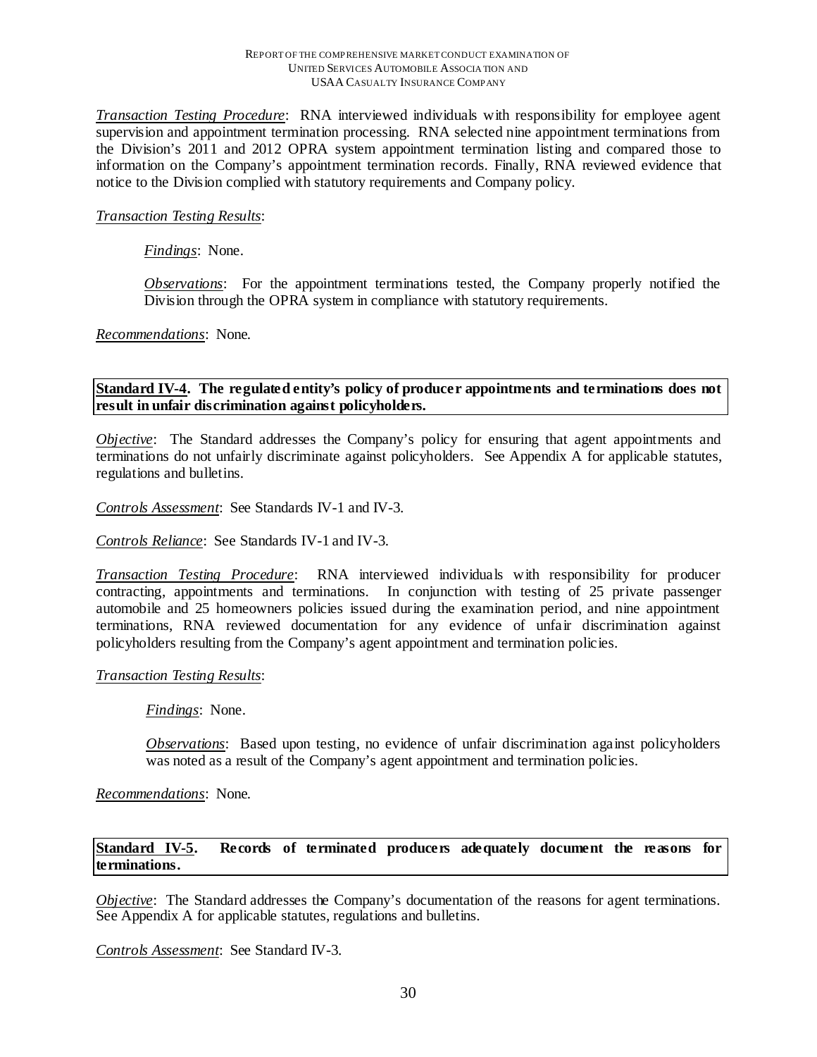*Transaction Testing Procedure*: RNA interviewed individuals with responsibility for employee agent supervision and appointment termination processing. RNA selected nine appointment terminations from the Division's 2011 and 2012 OPRA system appointment termination listing and compared those to information on the Company's appointment termination records. Finally, RNA reviewed evidence that notice to the Division complied with statutory requirements and Company policy.

*Transaction Testing Results*:

> *Findings*: None.
>
> *Observations*: For the appointment terminations tested, the Company properly notified the Division through the OPRA system in compliance with statutory requirements.

*Recommendations*: None.

**Standard IV-4. The regulated entity's policy of producer appointments and terminations does not result in unfair discrimination against policyholders.**

*Objective*: The Standard addresses the Company's policy for ensuring that agent appointments and terminations do not unfairly discriminate against policyholders. See Appendix A for applicable statutes, regulations and bulletins.

*Controls Assessment*: See Standards IV-1 and IV-3.

*Controls Reliance*: See Standards IV-1 and IV-3.

*Transaction Testing Procedure*: RNA interviewed individuals with responsibility for producer contracting, appointments and terminations. In conjunction with testing of 25 private passenger automobile and 25 homeowners policies issued during the examination period, and nine appointment terminations, RNA reviewed documentation for any evidence of unfair discrimination against policyholders resulting from the Company's agent appointment and termination policies.

*Transaction Testing Results*:

> *Findings*: None.
>
> *Observations*: Based upon testing, no evidence of unfair discrimination against policyholders was noted as a result of the Company's agent appointment and termination policies.

*Recommendations*: None.

**Standard IV-5. Records of terminated producers adequately document the reasons for terminations.**

*Objective*: The Standard addresses the Company's documentation of the reasons for agent terminations. See Appendix A for applicable statutes, regulations and bulletins.

*Controls Assessment*: See Standard IV-3.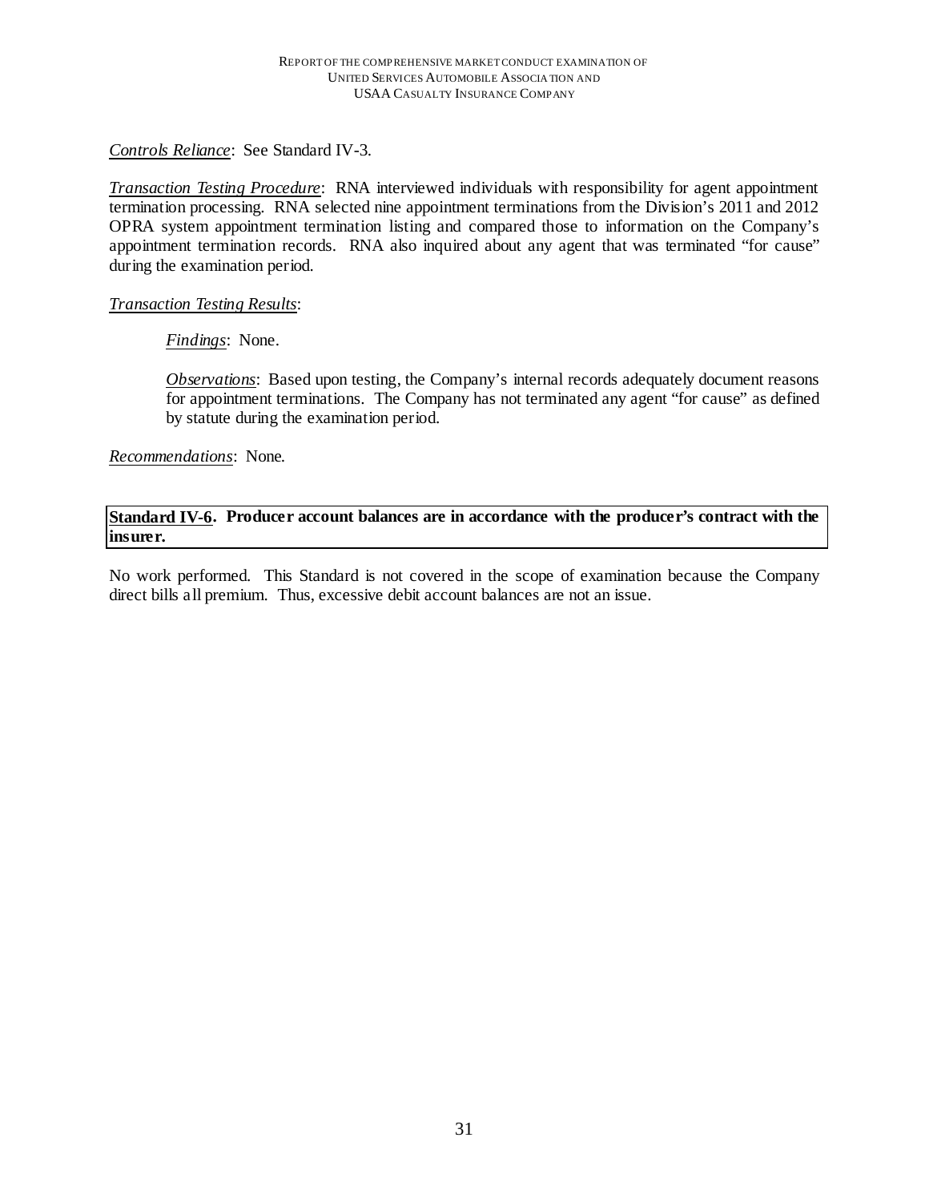*Controls Reliance*: See Standard IV-3.

*Transaction Testing Procedure*: RNA interviewed individuals with responsibility for agent appointment termination processing. RNA selected nine appointment terminations from the Division's 2011 and 2012 OPRA system appointment termination listing and compared those to information on the Company's appointment termination records. RNA also inquired about any agent that was terminated "for cause" during the examination period.

*Transaction Testing Results*:

> *Findings*: None.
>
> *Observations*: Based upon testing, the Company's internal records adequately document reasons for appointment terminations. The Company has not terminated any agent "for cause" as defined by statute during the examination period.

*Recommendations*: None.

**Standard IV-6. Producer account balances are in accordance with the producer's contract with the insurer.**

No work performed. This Standard is not covered in the scope of examination because the Company direct bills all premium. Thus, excessive debit account balances are not an issue.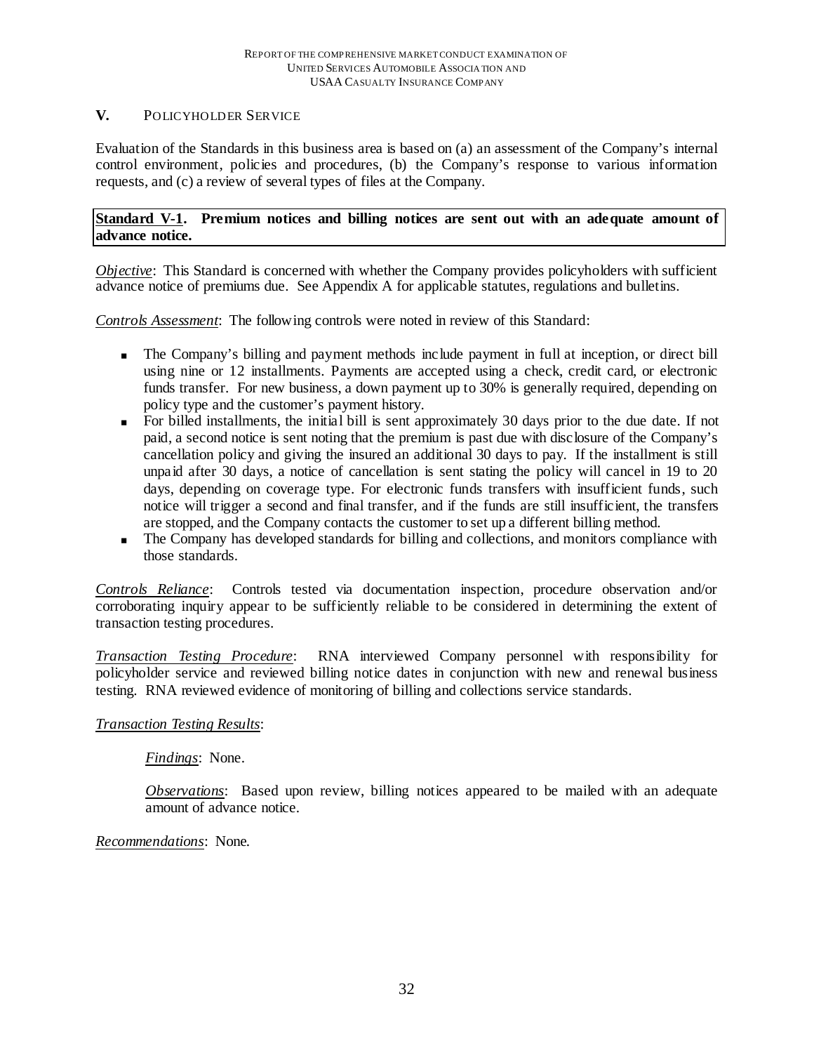## V. POLICYHOLDER SERVICE

Evaluation of the Standards in this business area is based on (a) an assessment of the Company's internal control environment, policies and procedures, (b) the Company's response to various information requests, and (c) a review of several types of files at the Company.

**Standard V-1. Premium notices and billing notices are sent out with an adequate amount of advance notice.**

*Objective*: This Standard is concerned with whether the Company provides policyholders with sufficient advance notice of premiums due. See Appendix A for applicable statutes, regulations and bulletins.

*Controls Assessment*: The following controls were noted in review of this Standard:

- The Company's billing and payment methods include payment in full at inception, or direct bill using nine or 12 installments. Payments are accepted using a check, credit card, or electronic funds transfer. For new business, a down payment up to 30% is generally required, depending on policy type and the customer's payment history.
- For billed installments, the initial bill is sent approximately 30 days prior to the due date. If not paid, a second notice is sent noting that the premium is past due with disclosure of the Company's cancellation policy and giving the insured an additional 30 days to pay. If the installment is still unpaid after 30 days, a notice of cancellation is sent stating the policy will cancel in 19 to 20 days, depending on coverage type. For electronic funds transfers with insufficient funds, such notice will trigger a second and final transfer, and if the funds are still insufficient, the transfers are stopped, and the Company contacts the customer to set up a different billing method.
- The Company has developed standards for billing and collections, and monitors compliance with those standards.

*Controls Reliance*: Controls tested via documentation inspection, procedure observation and/or corroborating inquiry appear to be sufficiently reliable to be considered in determining the extent of transaction testing procedures.

*Transaction Testing Procedure*: RNA interviewed Company personnel with responsibility for policyholder service and reviewed billing notice dates in conjunction with new and renewal business testing. RNA reviewed evidence of monitoring of billing and collections service standards.

*Transaction Testing Results*:

*Findings*: None.

*Observations*: Based upon review, billing notices appeared to be mailed with an adequate amount of advance notice.

*Recommendations*: None.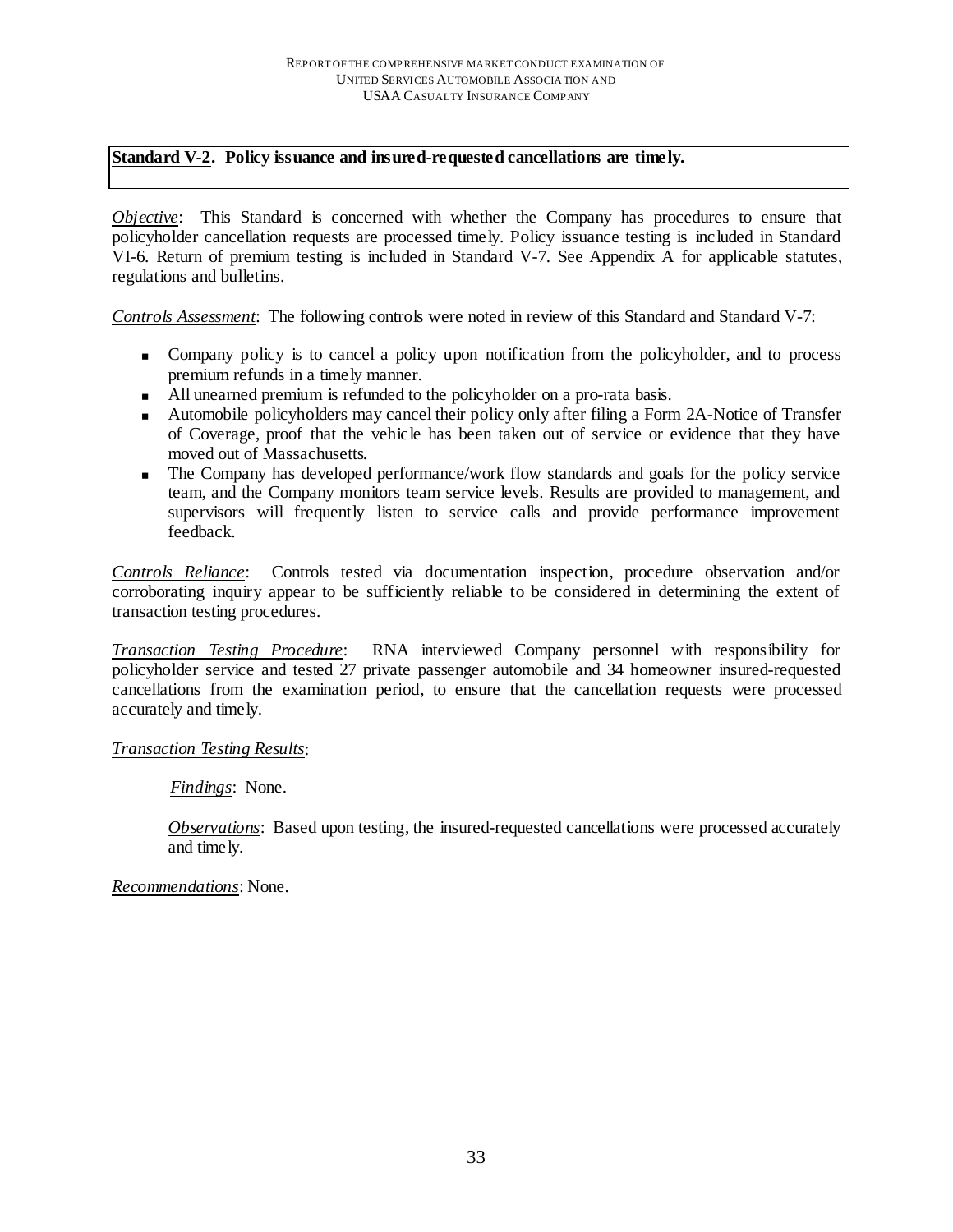**Standard V-2. Policy issuance and insured-requested cancellations are timely.**

*Objective*: This Standard is concerned with whether the Company has procedures to ensure that policyholder cancellation requests are processed timely. Policy issuance testing is included in Standard VI-6. Return of premium testing is included in Standard V-7. See Appendix A for applicable statutes, regulations and bulletins.

*Controls Assessment*: The following controls were noted in review of this Standard and Standard V-7:

- Company policy is to cancel a policy upon notification from the policyholder, and to process premium refunds in a timely manner.
- All unearned premium is refunded to the policyholder on a pro-rata basis.
- Automobile policyholders may cancel their policy only after filing a Form 2A-Notice of Transfer of Coverage, proof that the vehicle has been taken out of service or evidence that they have moved out of Massachusetts.
- The Company has developed performance/work flow standards and goals for the policy service team, and the Company monitors team service levels. Results are provided to management, and supervisors will frequently listen to service calls and provide performance improvement feedback.

*Controls Reliance*: Controls tested via documentation inspection, procedure observation and/or corroborating inquiry appear to be sufficiently reliable to be considered in determining the extent of transaction testing procedures.

*Transaction Testing Procedure*: RNA interviewed Company personnel with responsibility for policyholder service and tested 27 private passenger automobile and 34 homeowner insured-requested cancellations from the examination period, to ensure that the cancellation requests were processed accurately and timely.

*Transaction Testing Results*:

*Findings*: None.

*Observations*: Based upon testing, the insured-requested cancellations were processed accurately and timely.

*Recommendations*: None.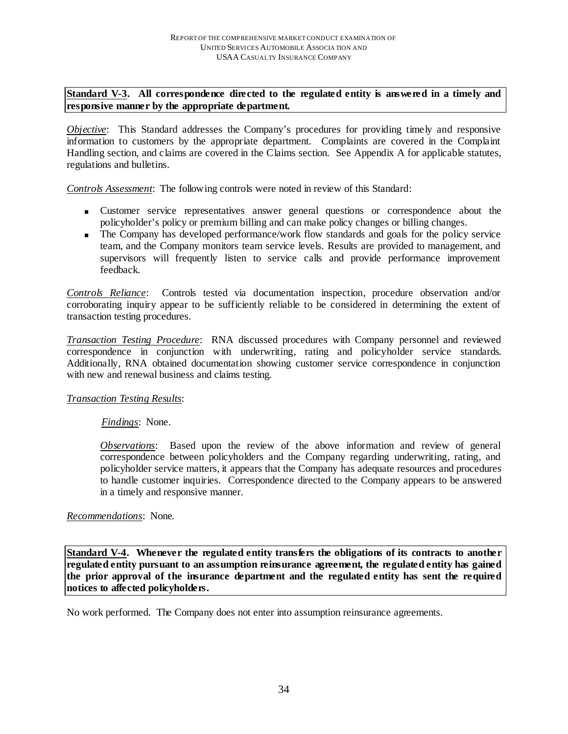**Standard V-3. All correspondence directed to the regulated entity is answered in a timely and responsive manner by the appropriate department.**

*Objective*: This Standard addresses the Company's procedures for providing timely and responsive information to customers by the appropriate department. Complaints are covered in the Complaint Handling section, and claims are covered in the Claims section. See Appendix A for applicable statutes, regulations and bulletins.

*Controls Assessment*: The following controls were noted in review of this Standard:

- Customer service representatives answer general questions or correspondence about the policyholder's policy or premium billing and can make policy changes or billing changes.
- The Company has developed performance/work flow standards and goals for the policy service team, and the Company monitors team service levels. Results are provided to management, and supervisors will frequently listen to service calls and provide performance improvement feedback.

*Controls Reliance*: Controls tested via documentation inspection, procedure observation and/or corroborating inquiry appear to be sufficiently reliable to be considered in determining the extent of transaction testing procedures.

*Transaction Testing Procedure*: RNA discussed procedures with Company personnel and reviewed correspondence in conjunction with underwriting, rating and policyholder service standards. Additionally, RNA obtained documentation showing customer service correspondence in conjunction with new and renewal business and claims testing.

*Transaction Testing Results*:

*Findings*: None.

*Observations*: Based upon the review of the above information and review of general correspondence between policyholders and the Company regarding underwriting, rating, and policyholder service matters, it appears that the Company has adequate resources and procedures to handle customer inquiries. Correspondence directed to the Company appears to be answered in a timely and responsive manner.

*Recommendations*: None.

**Standard V-4. Whenever the regulated entity transfers the obligations of its contracts to another regulated entity pursuant to an assumption reinsurance agreement, the regulated entity has gained the prior approval of the insurance department and the regulated entity has sent the required notices to affected policyholders.**

No work performed. The Company does not enter into assumption reinsurance agreements.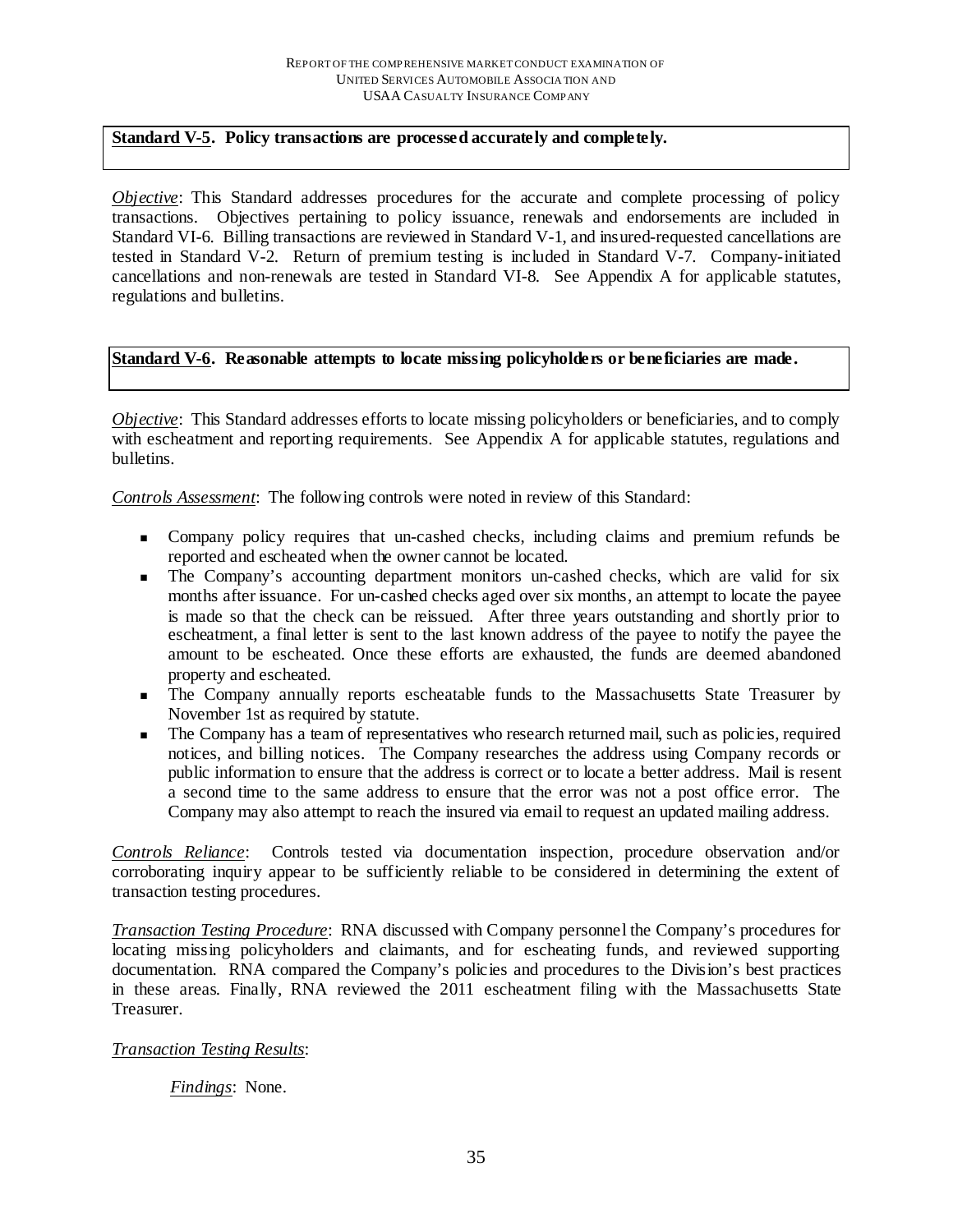**Standard V-5. Policy transactions are processed accurately and completely.**

*Objective*: This Standard addresses procedures for the accurate and complete processing of policy transactions. Objectives pertaining to policy issuance, renewals and endorsements are included in Standard VI-6. Billing transactions are reviewed in Standard V-1, and insured-requested cancellations are tested in Standard V-2. Return of premium testing is included in Standard V-7. Company-initiated cancellations and non-renewals are tested in Standard VI-8. See Appendix A for applicable statutes, regulations and bulletins.

**Standard V-6. Reasonable attempts to locate missing policyholders or beneficiaries are made.**

*Objective*: This Standard addresses efforts to locate missing policyholders or beneficiaries, and to comply with escheatment and reporting requirements. See Appendix A for applicable statutes, regulations and bulletins.

*Controls Assessment*: The following controls were noted in review of this Standard:

- Company policy requires that un-cashed checks, including claims and premium refunds be reported and escheated when the owner cannot be located.
- The Company's accounting department monitors un-cashed checks, which are valid for six months after issuance. For un-cashed checks aged over six months, an attempt to locate the payee is made so that the check can be reissued. After three years outstanding and shortly prior to escheatment, a final letter is sent to the last known address of the payee to notify the payee the amount to be escheated. Once these efforts are exhausted, the funds are deemed abandoned property and escheated.
- The Company annually reports escheatable funds to the Massachusetts State Treasurer by November 1st as required by statute.
- The Company has a team of representatives who research returned mail, such as policies, required notices, and billing notices. The Company researches the address using Company records or public information to ensure that the address is correct or to locate a better address. Mail is resent a second time to the same address to ensure that the error was not a post office error. The Company may also attempt to reach the insured via email to request an updated mailing address.

*Controls Reliance*: Controls tested via documentation inspection, procedure observation and/or corroborating inquiry appear to be sufficiently reliable to be considered in determining the extent of transaction testing procedures.

*Transaction Testing Procedure*: RNA discussed with Company personnel the Company's procedures for locating missing policyholders and claimants, and for escheating funds, and reviewed supporting documentation. RNA compared the Company's policies and procedures to the Division's best practices in these areas. Finally, RNA reviewed the 2011 escheatment filing with the Massachusetts State Treasurer.

*Transaction Testing Results*:

*Findings*: None.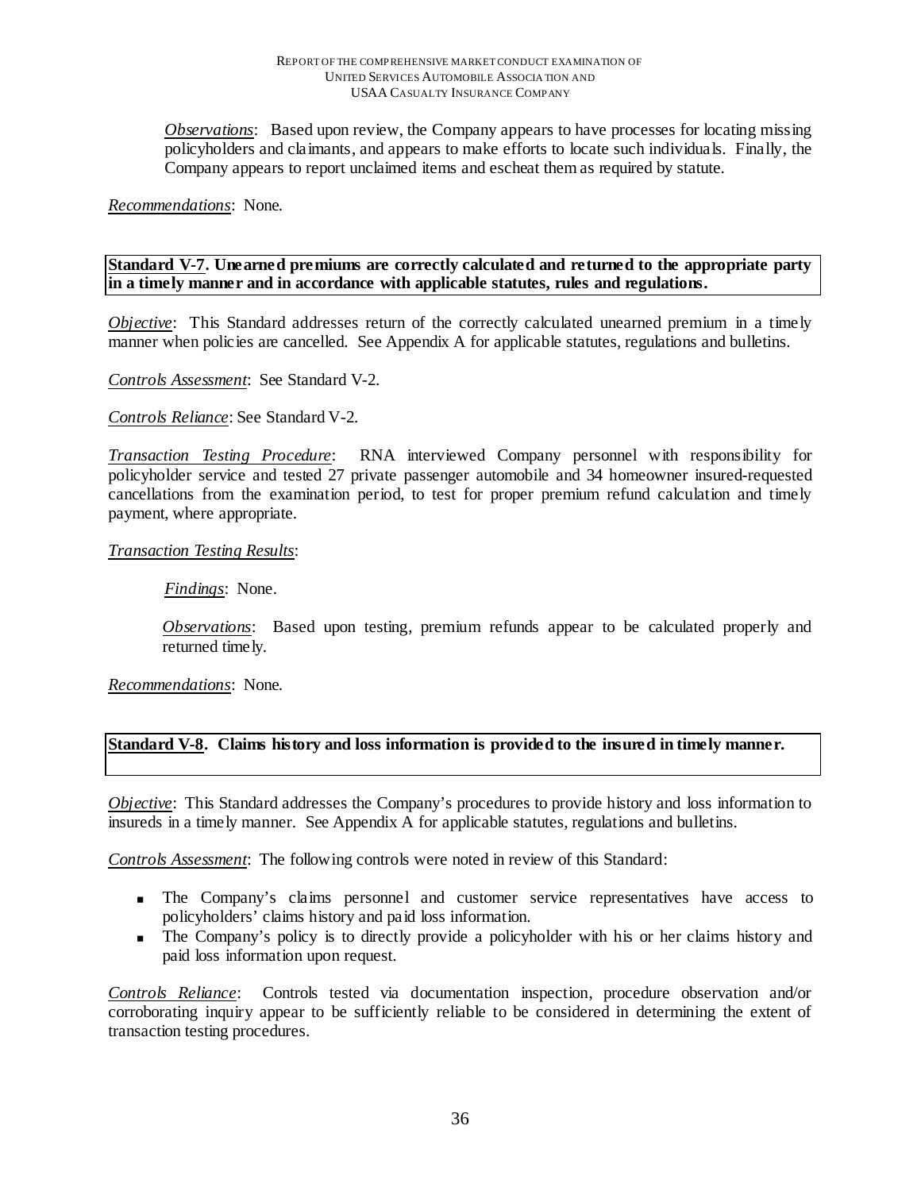*Observations*: Based upon review, the Company appears to have processes for locating missing policyholders and claimants, and appears to make efforts to locate such individuals. Finally, the Company appears to report unclaimed items and escheat them as required by statute.

*Recommendations*: None.

**Standard V-7. Unearned premiums are correctly calculated and returned to the appropriate party in a timely manner and in accordance with applicable statutes, rules and regulations.**

*Objective*: This Standard addresses return of the correctly calculated unearned premium in a timely manner when policies are cancelled. See Appendix A for applicable statutes, regulations and bulletins.

*Controls Assessment*: See Standard V-2.

*Controls Reliance*: See Standard V-2.

*Transaction Testing Procedure*: RNA interviewed Company personnel with responsibility for policyholder service and tested 27 private passenger automobile and 34 homeowner insured-requested cancellations from the examination period, to test for proper premium refund calculation and timely payment, where appropriate.

*Transaction Testing Results*:

*Findings*: None.

*Observations*: Based upon testing, premium refunds appear to be calculated properly and returned timely.

*Recommendations*: None.

**Standard V-8. Claims history and loss information is provided to the insured in timely manner.**

*Objective*: This Standard addresses the Company's procedures to provide history and loss information to insureds in a timely manner. See Appendix A for applicable statutes, regulations and bulletins.

*Controls Assessment*: The following controls were noted in review of this Standard:

- The Company's claims personnel and customer service representatives have access to policyholders' claims history and paid loss information.
- The Company's policy is to directly provide a policyholder with his or her claims history and paid loss information upon request.

*Controls Reliance*: Controls tested via documentation inspection, procedure observation and/or corroborating inquiry appear to be sufficiently reliable to be considered in determining the extent of transaction testing procedures.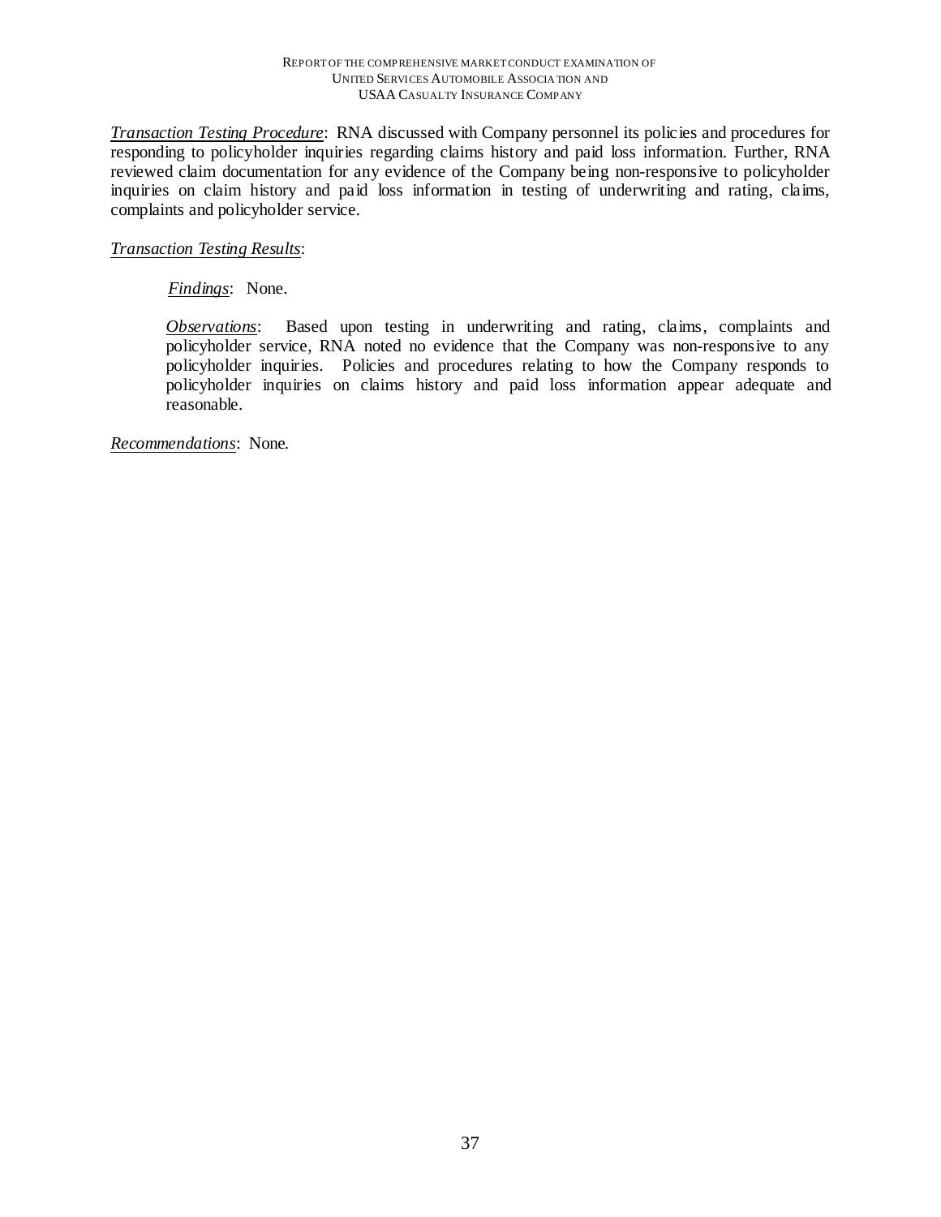*Transaction Testing Procedure*: RNA discussed with Company personnel its policies and procedures for responding to policyholder inquiries regarding claims history and paid loss information. Further, RNA reviewed claim documentation for any evidence of the Company being non-responsive to policyholder inquiries on claim history and paid loss information in testing of underwriting and rating, claims, complaints and policyholder service.

*Transaction Testing Results*:

> *Findings*: None.
>
> *Observations*: Based upon testing in underwriting and rating, claims, complaints and policyholder service, RNA noted no evidence that the Company was non-responsive to any policyholder inquiries. Policies and procedures relating to how the Company responds to policyholder inquiries on claims history and paid loss information appear adequate and reasonable.

*Recommendations*: None.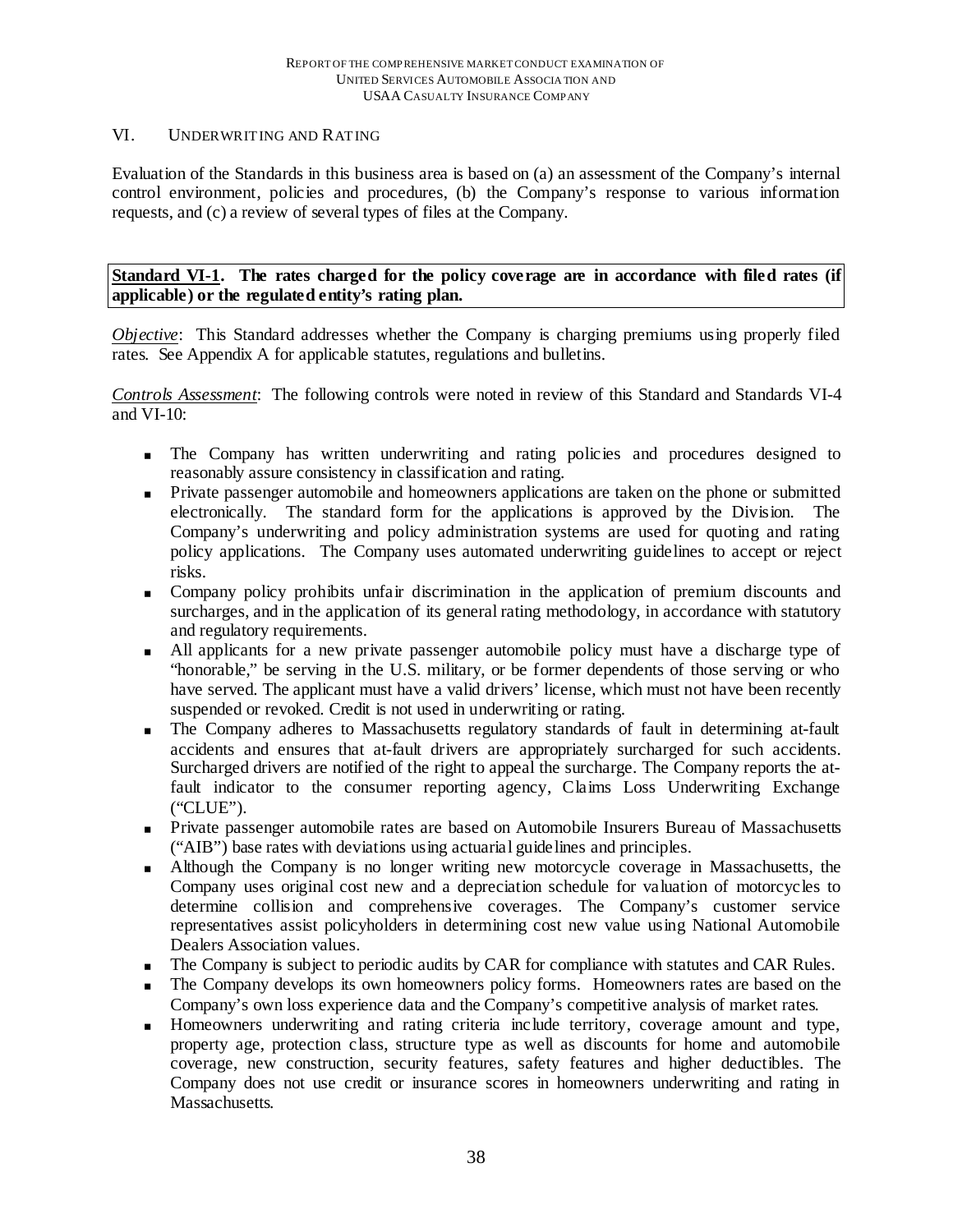## VI. UNDERWRITING AND RATING

Evaluation of the Standards in this business area is based on (a) an assessment of the Company's internal control environment, policies and procedures, (b) the Company's response to various information requests, and (c) a review of several types of files at the Company.

**Standard VI-1. The rates charged for the policy coverage are in accordance with filed rates (if applicable) or the regulated entity's rating plan.**

*Objective*: This Standard addresses whether the Company is charging premiums using properly filed rates. See Appendix A for applicable statutes, regulations and bulletins.

*Controls Assessment*: The following controls were noted in review of this Standard and Standards VI-4 and VI-10:

- The Company has written underwriting and rating policies and procedures designed to reasonably assure consistency in classification and rating.
- Private passenger automobile and homeowners applications are taken on the phone or submitted electronically. The standard form for the applications is approved by the Division. The Company's underwriting and policy administration systems are used for quoting and rating policy applications. The Company uses automated underwriting guidelines to accept or reject risks.
- Company policy prohibits unfair discrimination in the application of premium discounts and surcharges, and in the application of its general rating methodology, in accordance with statutory and regulatory requirements.
- All applicants for a new private passenger automobile policy must have a discharge type of "honorable," be serving in the U.S. military, or be former dependents of those serving or who have served. The applicant must have a valid drivers' license, which must not have been recently suspended or revoked. Credit is not used in underwriting or rating.
- The Company adheres to Massachusetts regulatory standards of fault in determining at-fault accidents and ensures that at-fault drivers are appropriately surcharged for such accidents. Surcharged drivers are notified of the right to appeal the surcharge. The Company reports the at-fault indicator to the consumer reporting agency, Claims Loss Underwriting Exchange ("CLUE").
- Private passenger automobile rates are based on Automobile Insurers Bureau of Massachusetts ("AIB") base rates with deviations using actuarial guidelines and principles.
- Although the Company is no longer writing new motorcycle coverage in Massachusetts, the Company uses original cost new and a depreciation schedule for valuation of motorcycles to determine collision and comprehensive coverages. The Company's customer service representatives assist policyholders in determining cost new value using National Automobile Dealers Association values.
- The Company is subject to periodic audits by CAR for compliance with statutes and CAR Rules.
- The Company develops its own homeowners policy forms. Homeowners rates are based on the Company's own loss experience data and the Company's competitive analysis of market rates.
- Homeowners underwriting and rating criteria include territory, coverage amount and type, property age, protection class, structure type as well as discounts for home and automobile coverage, new construction, security features, safety features and higher deductibles. The Company does not use credit or insurance scores in homeowners underwriting and rating in Massachusetts.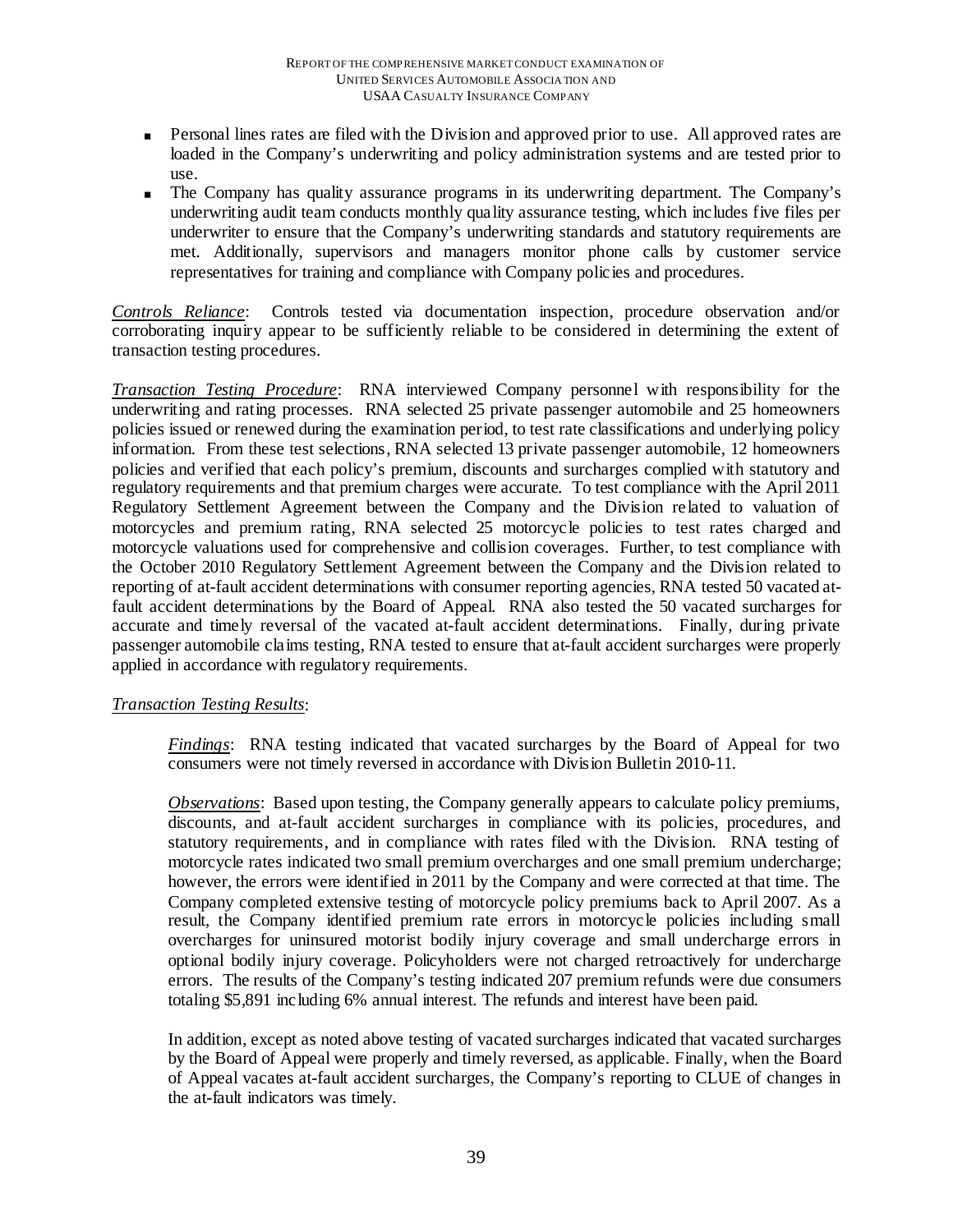- Personal lines rates are filed with the Division and approved prior to use. All approved rates are loaded in the Company's underwriting and policy administration systems and are tested prior to use.
- The Company has quality assurance programs in its underwriting department. The Company's underwriting audit team conducts monthly quality assurance testing, which includes five files per underwriter to ensure that the Company's underwriting standards and statutory requirements are met. Additionally, supervisors and managers monitor phone calls by customer service representatives for training and compliance with Company policies and procedures.

*Controls Reliance*: Controls tested via documentation inspection, procedure observation and/or corroborating inquiry appear to be sufficiently reliable to be considered in determining the extent of transaction testing procedures.

*Transaction Testing Procedure*: RNA interviewed Company personnel with responsibility for the underwriting and rating processes. RNA selected 25 private passenger automobile and 25 homeowners policies issued or renewed during the examination period, to test rate classifications and underlying policy information. From these test selections, RNA selected 13 private passenger automobile, 12 homeowners policies and verified that each policy's premium, discounts and surcharges complied with statutory and regulatory requirements and that premium charges were accurate. To test compliance with the April 2011 Regulatory Settlement Agreement between the Company and the Division related to valuation of motorcycles and premium rating, RNA selected 25 motorcycle policies to test rates charged and motorcycle valuations used for comprehensive and collision coverages. Further, to test compliance with the October 2010 Regulatory Settlement Agreement between the Company and the Division related to reporting of at-fault accident determinations with consumer reporting agencies, RNA tested 50 vacated at-fault accident determinations by the Board of Appeal. RNA also tested the 50 vacated surcharges for accurate and timely reversal of the vacated at-fault accident determinations. Finally, during private passenger automobile claims testing, RNA tested to ensure that at-fault accident surcharges were properly applied in accordance with regulatory requirements.

*Transaction Testing Results*:

> *Findings*: RNA testing indicated that vacated surcharges by the Board of Appeal for two consumers were not timely reversed in accordance with Division Bulletin 2010-11.
>
> *Observations*: Based upon testing, the Company generally appears to calculate policy premiums, discounts, and at-fault accident surcharges in compliance with its policies, procedures, and statutory requirements, and in compliance with rates filed with the Division. RNA testing of motorcycle rates indicated two small premium overcharges and one small premium undercharge; however, the errors were identified in 2011 by the Company and were corrected at that time. The Company completed extensive testing of motorcycle policy premiums back to April 2007. As a result, the Company identified premium rate errors in motorcycle policies including small overcharges for uninsured motorist bodily injury coverage and small undercharge errors in optional bodily injury coverage. Policyholders were not charged retroactively for undercharge errors. The results of the Company's testing indicated 207 premium refunds were due consumers totaling $5,891 including 6% annual interest. The refunds and interest have been paid.
>
> In addition, except as noted above testing of vacated surcharges indicated that vacated surcharges by the Board of Appeal were properly and timely reversed, as applicable. Finally, when the Board of Appeal vacates at-fault accident surcharges, the Company's reporting to CLUE of changes in the at-fault indicators was timely.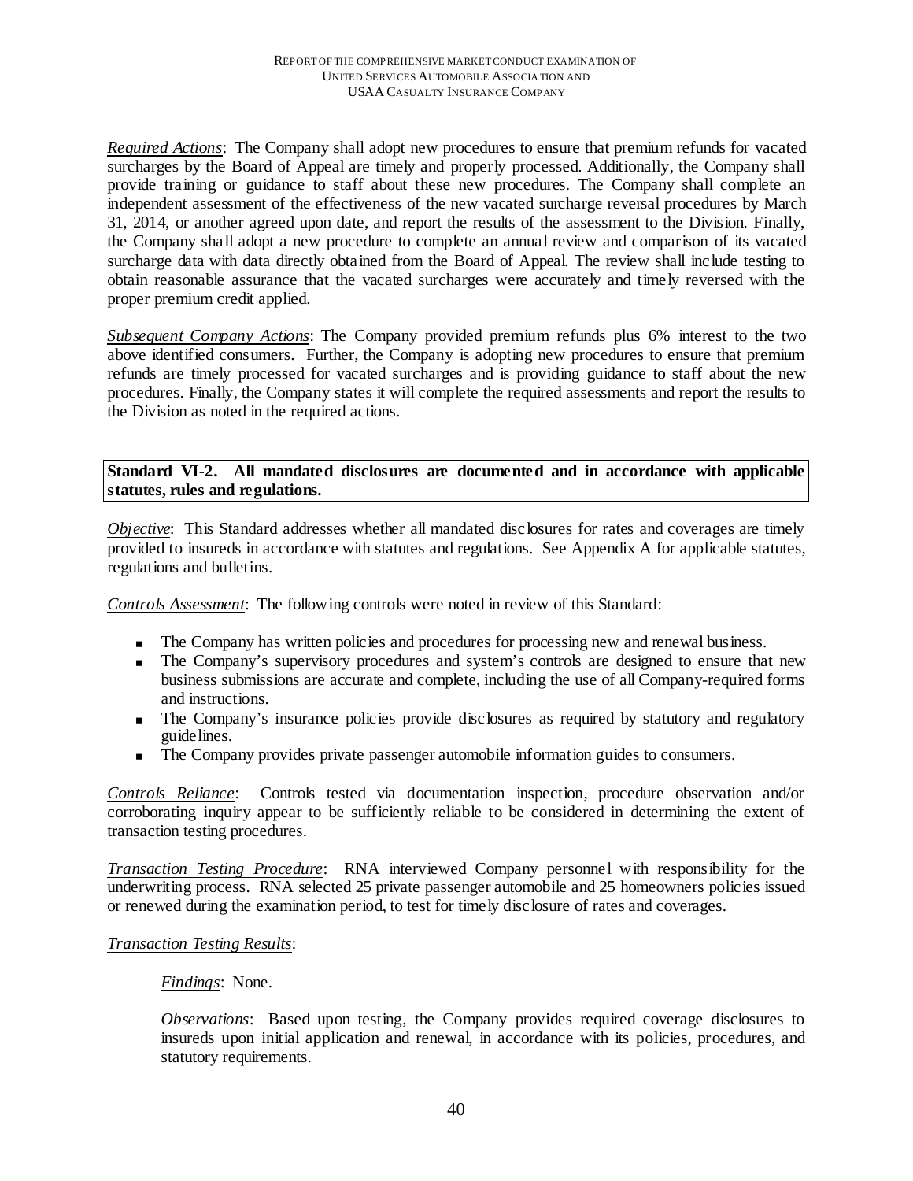*Required Actions*: The Company shall adopt new procedures to ensure that premium refunds for vacated surcharges by the Board of Appeal are timely and properly processed. Additionally, the Company shall provide training or guidance to staff about these new procedures. The Company shall complete an independent assessment of the effectiveness of the new vacated surcharge reversal procedures by March 31, 2014, or another agreed upon date, and report the results of the assessment to the Division. Finally, the Company shall adopt a new procedure to complete an annual review and comparison of its vacated surcharge data with data directly obtained from the Board of Appeal. The review shall include testing to obtain reasonable assurance that the vacated surcharges were accurately and timely reversed with the proper premium credit applied.

*Subsequent Company Actions*: The Company provided premium refunds plus 6% interest to the two above identified consumers. Further, the Company is adopting new procedures to ensure that premium refunds are timely processed for vacated surcharges and is providing guidance to staff about the new procedures. Finally, the Company states it will complete the required assessments and report the results to the Division as noted in the required actions.

**Standard VI-2. All mandated disclosures are documented and in accordance with applicable statutes, rules and regulations.**

*Objective*: This Standard addresses whether all mandated disclosures for rates and coverages are timely provided to insureds in accordance with statutes and regulations. See Appendix A for applicable statutes, regulations and bulletins.

*Controls Assessment*: The following controls were noted in review of this Standard:

- The Company has written policies and procedures for processing new and renewal business.
- The Company's supervisory procedures and system's controls are designed to ensure that new business submissions are accurate and complete, including the use of all Company-required forms and instructions.
- The Company's insurance policies provide disclosures as required by statutory and regulatory guidelines.
- The Company provides private passenger automobile information guides to consumers.

*Controls Reliance*: Controls tested via documentation inspection, procedure observation and/or corroborating inquiry appear to be sufficiently reliable to be considered in determining the extent of transaction testing procedures.

*Transaction Testing Procedure*: RNA interviewed Company personnel with responsibility for the underwriting process. RNA selected 25 private passenger automobile and 25 homeowners policies issued or renewed during the examination period, to test for timely disclosure of rates and coverages.

*Transaction Testing Results*:

*Findings*: None.

*Observations*: Based upon testing, the Company provides required coverage disclosures to insureds upon initial application and renewal, in accordance with its policies, procedures, and statutory requirements.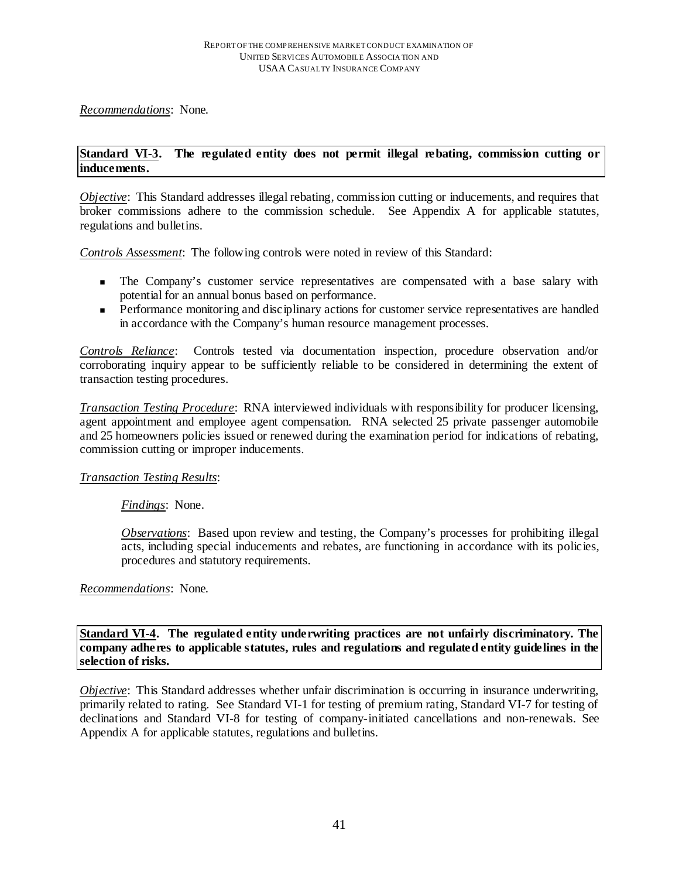*Recommendations*: None.

**Standard VI-3. The regulated entity does not permit illegal rebating, commission cutting or inducements.**

*Objective*: This Standard addresses illegal rebating, commission cutting or inducements, and requires that broker commissions adhere to the commission schedule. See Appendix A for applicable statutes, regulations and bulletins.

*Controls Assessment*: The following controls were noted in review of this Standard:

- The Company's customer service representatives are compensated with a base salary with potential for an annual bonus based on performance.
- Performance monitoring and disciplinary actions for customer service representatives are handled in accordance with the Company's human resource management processes.

*Controls Reliance*: Controls tested via documentation inspection, procedure observation and/or corroborating inquiry appear to be sufficiently reliable to be considered in determining the extent of transaction testing procedures.

*Transaction Testing Procedure*: RNA interviewed individuals with responsibility for producer licensing, agent appointment and employee agent compensation. RNA selected 25 private passenger automobile and 25 homeowners policies issued or renewed during the examination period for indications of rebating, commission cutting or improper inducements.

*Transaction Testing Results*:

> *Findings*: None.
>
> *Observations*: Based upon review and testing, the Company's processes for prohibiting illegal acts, including special inducements and rebates, are functioning in accordance with its policies, procedures and statutory requirements.

*Recommendations*: None.

**Standard VI-4. The regulated entity underwriting practices are not unfairly discriminatory. The company adheres to applicable statutes, rules and regulations and regulated entity guidelines in the selection of risks.**

*Objective*: This Standard addresses whether unfair discrimination is occurring in insurance underwriting, primarily related to rating. See Standard VI-1 for testing of premium rating, Standard VI-7 for testing of declinations and Standard VI-8 for testing of company-initiated cancellations and non-renewals. See Appendix A for applicable statutes, regulations and bulletins.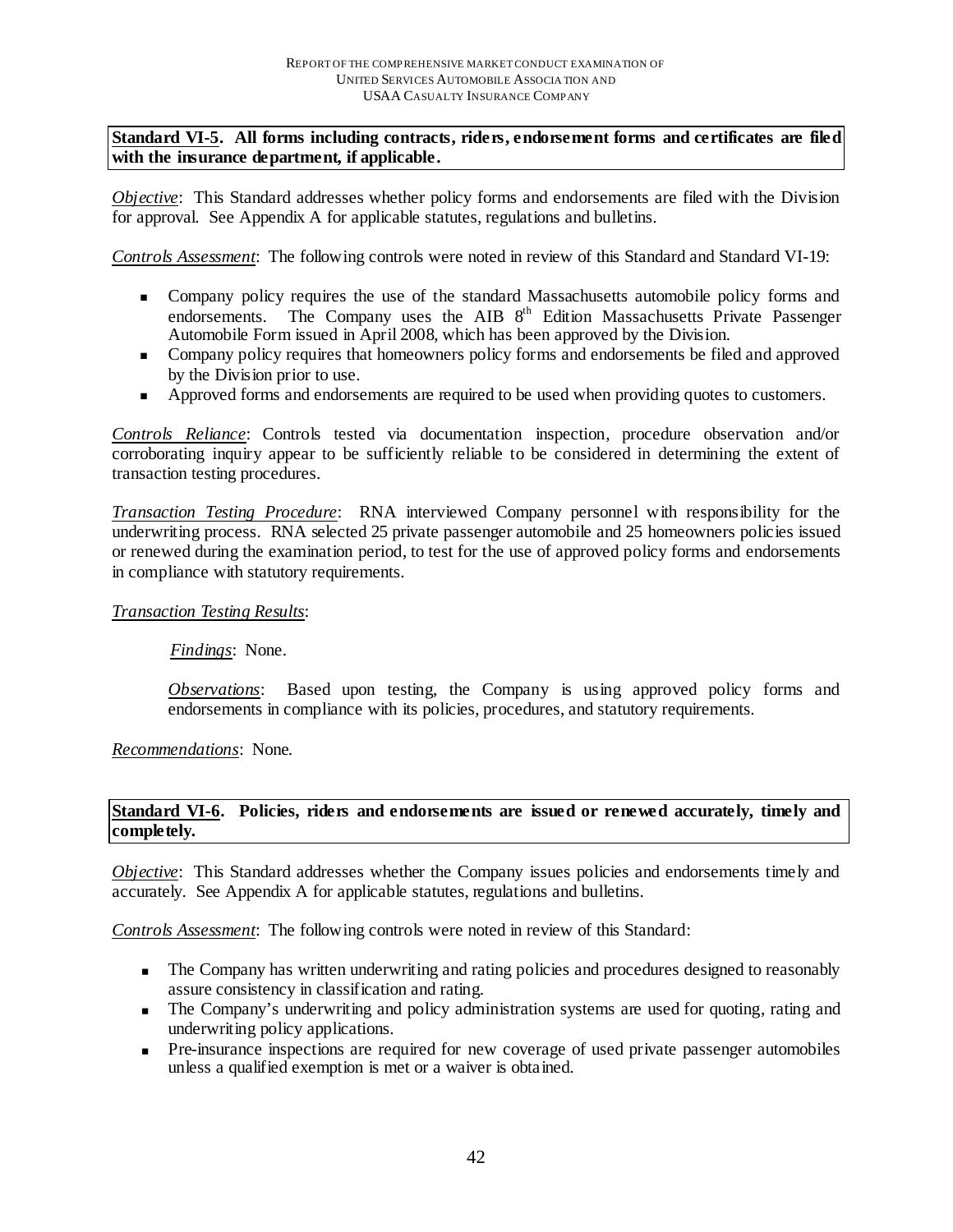**Standard VI-5. All forms including contracts, riders, endorsement forms and certificates are filed with the insurance department, if applicable.**

*Objective*: This Standard addresses whether policy forms and endorsements are filed with the Division for approval. See Appendix A for applicable statutes, regulations and bulletins.

*Controls Assessment*: The following controls were noted in review of this Standard and Standard VI-19:

- Company policy requires the use of the standard Massachusetts automobile policy forms and endorsements. The Company uses the AIB 8th Edition Massachusetts Private Passenger Automobile Form issued in April 2008, which has been approved by the Division.
- Company policy requires that homeowners policy forms and endorsements be filed and approved by the Division prior to use.
- Approved forms and endorsements are required to be used when providing quotes to customers.

*Controls Reliance*: Controls tested via documentation inspection, procedure observation and/or corroborating inquiry appear to be sufficiently reliable to be considered in determining the extent of transaction testing procedures.

*Transaction Testing Procedure*: RNA interviewed Company personnel with responsibility for the underwriting process. RNA selected 25 private passenger automobile and 25 homeowners policies issued or renewed during the examination period, to test for the use of approved policy forms and endorsements in compliance with statutory requirements.

*Transaction Testing Results*:

*Findings*: None.

*Observations*: Based upon testing, the Company is using approved policy forms and endorsements in compliance with its policies, procedures, and statutory requirements.

*Recommendations*: None.

**Standard VI-6. Policies, riders and endorsements are issued or renewed accurately, timely and completely.**

*Objective*: This Standard addresses whether the Company issues policies and endorsements timely and accurately. See Appendix A for applicable statutes, regulations and bulletins.

*Controls Assessment*: The following controls were noted in review of this Standard:

- The Company has written underwriting and rating policies and procedures designed to reasonably assure consistency in classification and rating.
- The Company's underwriting and policy administration systems are used for quoting, rating and underwriting policy applications.
- Pre-insurance inspections are required for new coverage of used private passenger automobiles unless a qualified exemption is met or a waiver is obtained.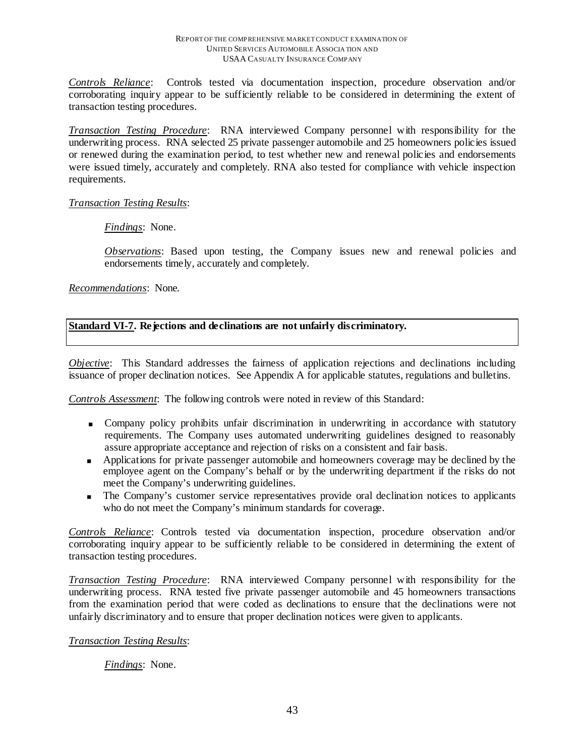*Controls Reliance*: Controls tested via documentation inspection, procedure observation and/or corroborating inquiry appear to be sufficiently reliable to be considered in determining the extent of transaction testing procedures.

*Transaction Testing Procedure*: RNA interviewed Company personnel with responsibility for the underwriting process. RNA selected 25 private passenger automobile and 25 homeowners policies issued or renewed during the examination period, to test whether new and renewal policies and endorsements were issued timely, accurately and completely. RNA also tested for compliance with vehicle inspection requirements.

*Transaction Testing Results*:

> *Findings*: None.
>
> *Observations*: Based upon testing, the Company issues new and renewal policies and endorsements timely, accurately and completely.

*Recommendations*: None.

**Standard VI-7. Rejections and declinations are not unfairly discriminatory.**

*Objective*: This Standard addresses the fairness of application rejections and declinations including issuance of proper declination notices. See Appendix A for applicable statutes, regulations and bulletins.

*Controls Assessment*: The following controls were noted in review of this Standard:

- Company policy prohibits unfair discrimination in underwriting in accordance with statutory requirements. The Company uses automated underwriting guidelines designed to reasonably assure appropriate acceptance and rejection of risks on a consistent and fair basis.
- Applications for private passenger automobile and homeowners coverage may be declined by the employee agent on the Company's behalf or by the underwriting department if the risks do not meet the Company's underwriting guidelines.
- The Company's customer service representatives provide oral declination notices to applicants who do not meet the Company's minimum standards for coverage.

*Controls Reliance*: Controls tested via documentation inspection, procedure observation and/or corroborating inquiry appear to be sufficiently reliable to be considered in determining the extent of transaction testing procedures.

*Transaction Testing Procedure*: RNA interviewed Company personnel with responsibility for the underwriting process. RNA tested five private passenger automobile and 45 homeowners transactions from the examination period that were coded as declinations to ensure that the declinations were not unfairly discriminatory and to ensure that proper declination notices were given to applicants.

*Transaction Testing Results*:

> *Findings*: None.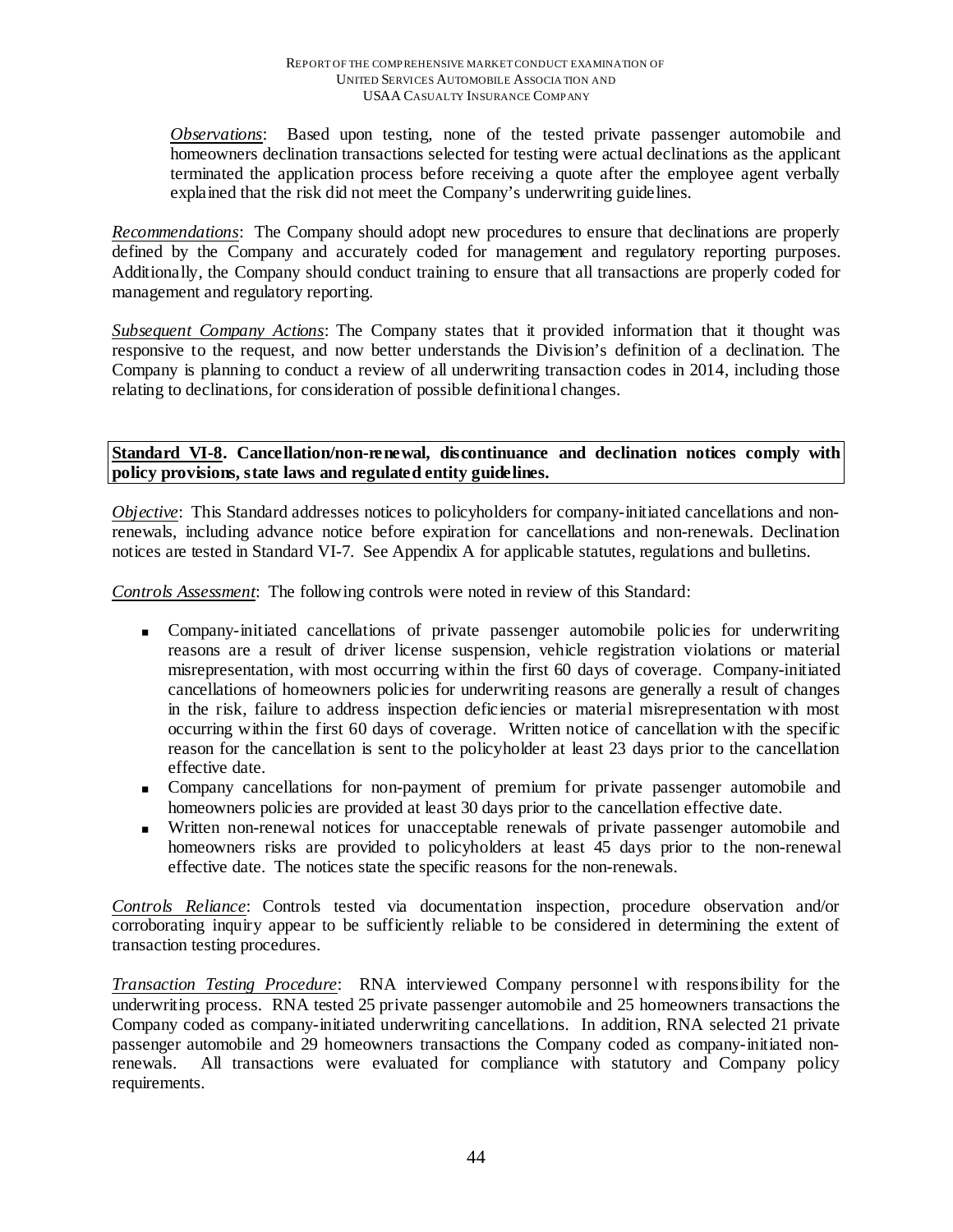*Observations*: Based upon testing, none of the tested private passenger automobile and homeowners declination transactions selected for testing were actual declinations as the applicant terminated the application process before receiving a quote after the employee agent verbally explained that the risk did not meet the Company's underwriting guidelines.

*Recommendations*: The Company should adopt new procedures to ensure that declinations are properly defined by the Company and accurately coded for management and regulatory reporting purposes. Additionally, the Company should conduct training to ensure that all transactions are properly coded for management and regulatory reporting.

*Subsequent Company Actions*: The Company states that it provided information that it thought was responsive to the request, and now better understands the Division's definition of a declination. The Company is planning to conduct a review of all underwriting transaction codes in 2014, including those relating to declinations, for consideration of possible definitional changes.

**Standard VI-8. Cancellation/non-renewal, discontinuance and declination notices comply with policy provisions, state laws and regulated entity guidelines.**

*Objective*: This Standard addresses notices to policyholders for company-initiated cancellations and non-renewals, including advance notice before expiration for cancellations and non-renewals. Declination notices are tested in Standard VI-7. See Appendix A for applicable statutes, regulations and bulletins.

*Controls Assessment*: The following controls were noted in review of this Standard:

- Company-initiated cancellations of private passenger automobile policies for underwriting reasons are a result of driver license suspension, vehicle registration violations or material misrepresentation, with most occurring within the first 60 days of coverage. Company-initiated cancellations of homeowners policies for underwriting reasons are generally a result of changes in the risk, failure to address inspection deficiencies or material misrepresentation with most occurring within the first 60 days of coverage. Written notice of cancellation with the specific reason for the cancellation is sent to the policyholder at least 23 days prior to the cancellation effective date.
- Company cancellations for non-payment of premium for private passenger automobile and homeowners policies are provided at least 30 days prior to the cancellation effective date.
- Written non-renewal notices for unacceptable renewals of private passenger automobile and homeowners risks are provided to policyholders at least 45 days prior to the non-renewal effective date. The notices state the specific reasons for the non-renewals.

*Controls Reliance*: Controls tested via documentation inspection, procedure observation and/or corroborating inquiry appear to be sufficiently reliable to be considered in determining the extent of transaction testing procedures.

*Transaction Testing Procedure*: RNA interviewed Company personnel with responsibility for the underwriting process. RNA tested 25 private passenger automobile and 25 homeowners transactions the Company coded as company-initiated underwriting cancellations. In addition, RNA selected 21 private passenger automobile and 29 homeowners transactions the Company coded as company-initiated non-renewals. All transactions were evaluated for compliance with statutory and Company policy requirements.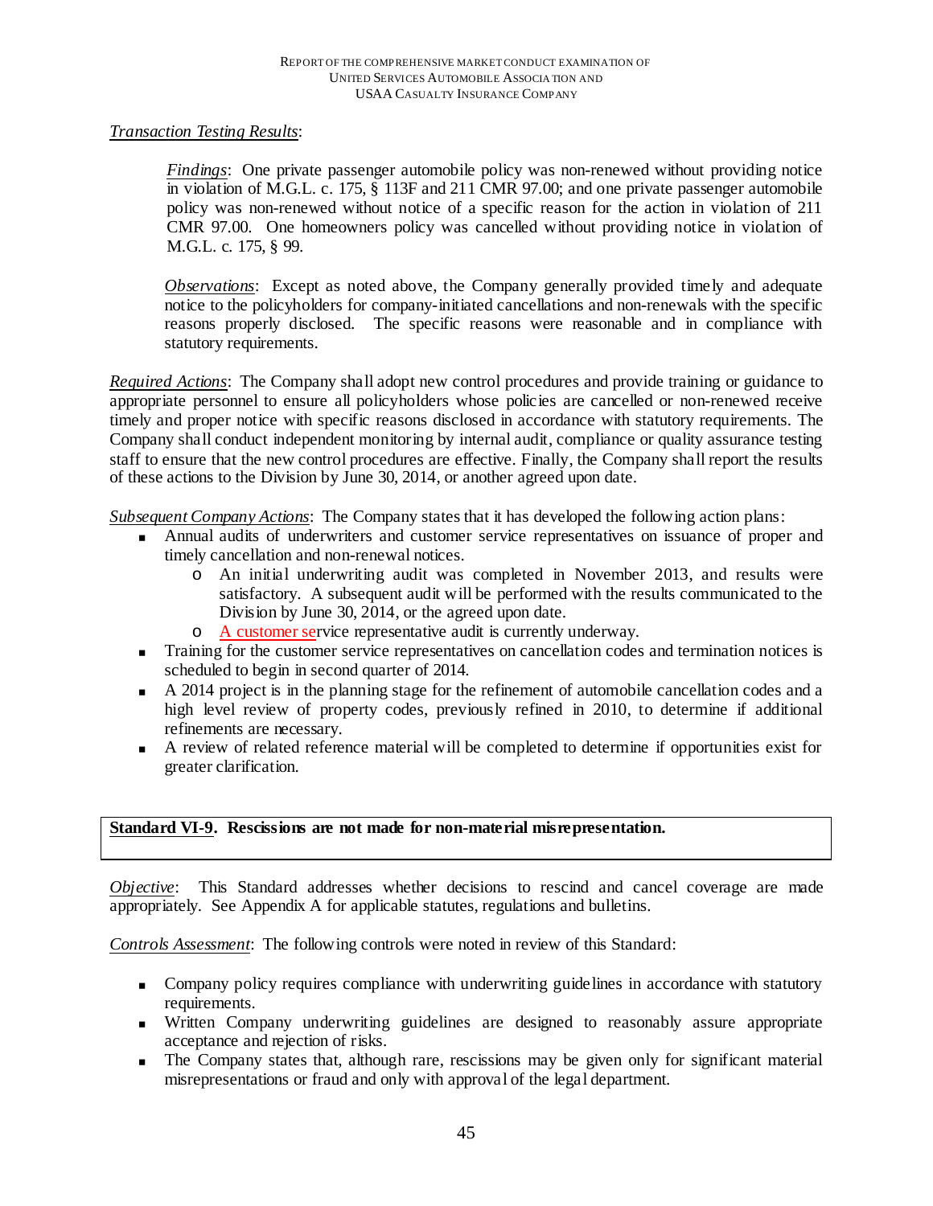*Transaction Testing Results*:

> *Findings*: One private passenger automobile policy was non-renewed without providing notice in violation of M.G.L. c. 175, § 113F and 211 CMR 97.00; and one private passenger automobile policy was non-renewed without notice of a specific reason for the action in violation of 211 CMR 97.00. One homeowners policy was cancelled without providing notice in violation of M.G.L. c. 175, § 99.
>
> *Observations*: Except as noted above, the Company generally provided timely and adequate notice to the policyholders for company-initiated cancellations and non-renewals with the specific reasons properly disclosed. The specific reasons were reasonable and in compliance with statutory requirements.

*Required Actions*: The Company shall adopt new control procedures and provide training or guidance to appropriate personnel to ensure all policyholders whose policies are cancelled or non-renewed receive timely and proper notice with specific reasons disclosed in accordance with statutory requirements. The Company shall conduct independent monitoring by internal audit, compliance or quality assurance testing staff to ensure that the new control procedures are effective. Finally, the Company shall report the results of these actions to the Division by June 30, 2014, or another agreed upon date.

*Subsequent Company Actions*: The Company states that it has developed the following action plans:

- Annual audits of underwriters and customer service representatives on issuance of proper and timely cancellation and non-renewal notices.
  - An initial underwriting audit was completed in November 2013, and results were satisfactory. A subsequent audit will be performed with the results communicated to the Division by June 30, 2014, or the agreed upon date.
  - A customer service representative audit is currently underway.
- Training for the customer service representatives on cancellation codes and termination notices is scheduled to begin in second quarter of 2014.
- A 2014 project is in the planning stage for the refinement of automobile cancellation codes and a high level review of property codes, previously refined in 2010, to determine if additional refinements are necessary.
- A review of related reference material will be completed to determine if opportunities exist for greater clarification.

**Standard VI-9. Rescissions are not made for non-material misrepresentation.**

*Objective*: This Standard addresses whether decisions to rescind and cancel coverage are made appropriately. See Appendix A for applicable statutes, regulations and bulletins.

*Controls Assessment*: The following controls were noted in review of this Standard:

- Company policy requires compliance with underwriting guidelines in accordance with statutory requirements.
- Written Company underwriting guidelines are designed to reasonably assure appropriate acceptance and rejection of risks.
- The Company states that, although rare, rescissions may be given only for significant material misrepresentations or fraud and only with approval of the legal department.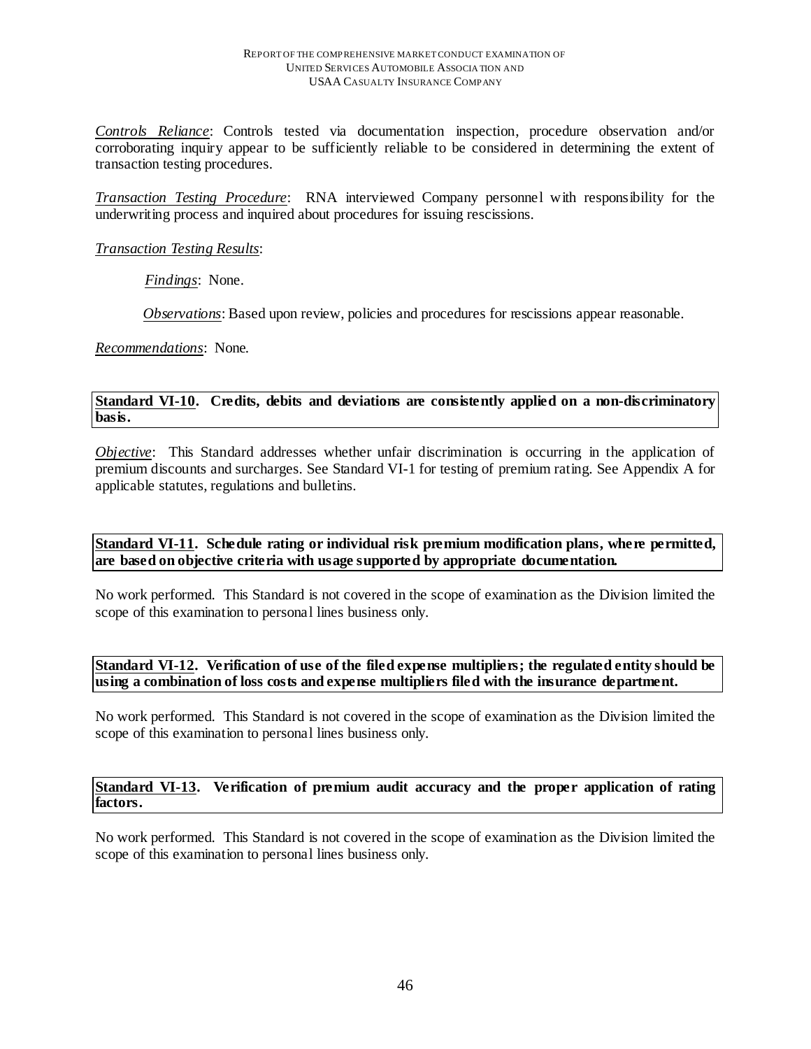*Controls Reliance*: Controls tested via documentation inspection, procedure observation and/or corroborating inquiry appear to be sufficiently reliable to be considered in determining the extent of transaction testing procedures.

*Transaction Testing Procedure*: RNA interviewed Company personnel with responsibility for the underwriting process and inquired about procedures for issuing rescissions.

*Transaction Testing Results*:

*Findings*: None.

*Observations*: Based upon review, policies and procedures for rescissions appear reasonable.

*Recommendations*: None.

**Standard VI-10. Credits, debits and deviations are consistently applied on a non-discriminatory basis.**

*Objective*: This Standard addresses whether unfair discrimination is occurring in the application of premium discounts and surcharges. See Standard VI-1 for testing of premium rating. See Appendix A for applicable statutes, regulations and bulletins.

**Standard VI-11. Schedule rating or individual risk premium modification plans, where permitted, are based on objective criteria with usage supported by appropriate documentation.**

No work performed. This Standard is not covered in the scope of examination as the Division limited the scope of this examination to personal lines business only.

**Standard VI-12. Verification of use of the filed expense multipliers; the regulated entity should be using a combination of loss costs and expense multipliers filed with the insurance department.**

No work performed. This Standard is not covered in the scope of examination as the Division limited the scope of this examination to personal lines business only.

**Standard VI-13. Verification of premium audit accuracy and the proper application of rating factors.**

No work performed. This Standard is not covered in the scope of examination as the Division limited the scope of this examination to personal lines business only.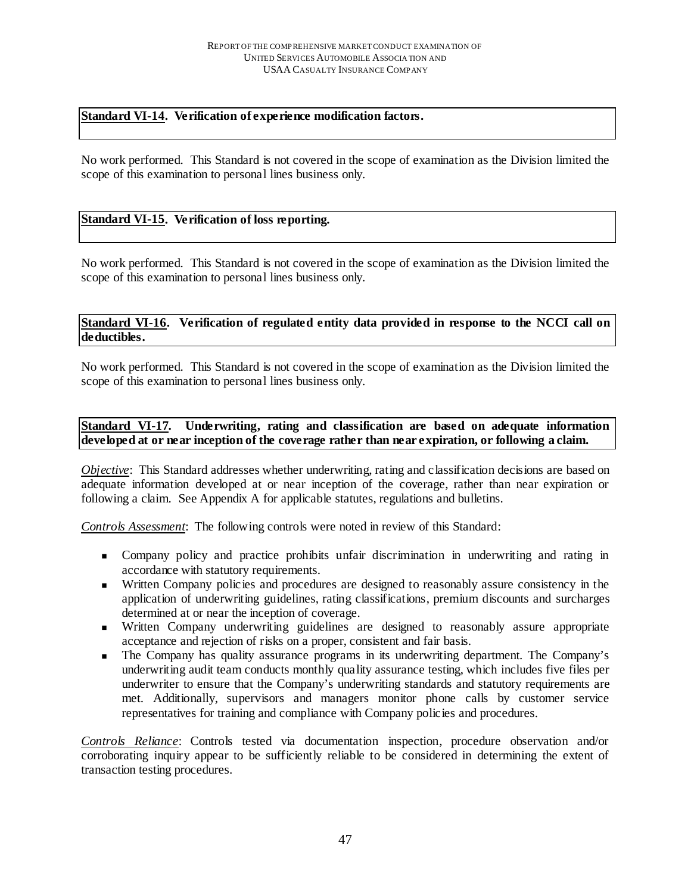**Standard VI-14. Verification of experience modification factors.**

No work performed. This Standard is not covered in the scope of examination as the Division limited the scope of this examination to personal lines business only.

**Standard VI-15. Verification of loss reporting.**

No work performed. This Standard is not covered in the scope of examination as the Division limited the scope of this examination to personal lines business only.

**Standard VI-16. Verification of regulated entity data provided in response to the NCCI call on deductibles.**

No work performed. This Standard is not covered in the scope of examination as the Division limited the scope of this examination to personal lines business only.

**Standard VI-17. Underwriting, rating and classification are based on adequate information developed at or near inception of the coverage rather than near expiration, or following a claim.**

*Objective*: This Standard addresses whether underwriting, rating and classification decisions are based on adequate information developed at or near inception of the coverage, rather than near expiration or following a claim. See Appendix A for applicable statutes, regulations and bulletins.

*Controls Assessment*: The following controls were noted in review of this Standard:

- Company policy and practice prohibits unfair discrimination in underwriting and rating in accordance with statutory requirements.
- Written Company policies and procedures are designed to reasonably assure consistency in the application of underwriting guidelines, rating classifications, premium discounts and surcharges determined at or near the inception of coverage.
- Written Company underwriting guidelines are designed to reasonably assure appropriate acceptance and rejection of risks on a proper, consistent and fair basis.
- The Company has quality assurance programs in its underwriting department. The Company's underwriting audit team conducts monthly quality assurance testing, which includes five files per underwriter to ensure that the Company's underwriting standards and statutory requirements are met. Additionally, supervisors and managers monitor phone calls by customer service representatives for training and compliance with Company policies and procedures.

*Controls Reliance*: Controls tested via documentation inspection, procedure observation and/or corroborating inquiry appear to be sufficiently reliable to be considered in determining the extent of transaction testing procedures.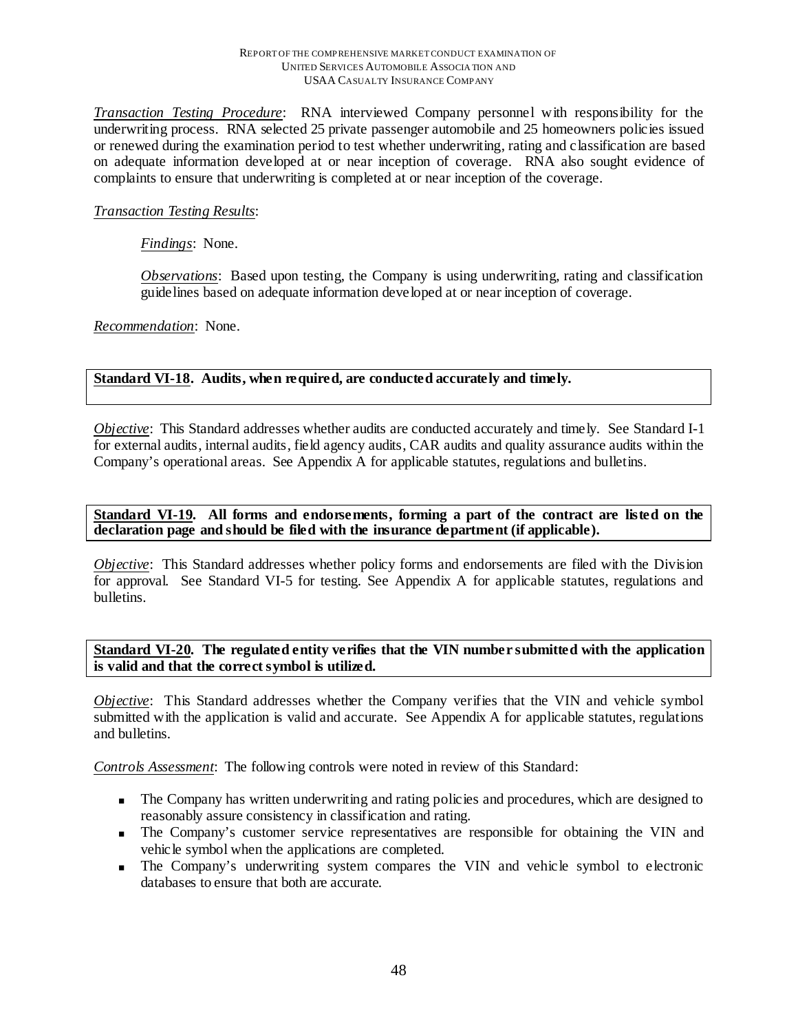*Transaction Testing Procedure*: RNA interviewed Company personnel with responsibility for the underwriting process. RNA selected 25 private passenger automobile and 25 homeowners policies issued or renewed during the examination period to test whether underwriting, rating and classification are based on adequate information developed at or near inception of coverage. RNA also sought evidence of complaints to ensure that underwriting is completed at or near inception of the coverage.

*Transaction Testing Results*:

> *Findings*: None.
>
> *Observations*: Based upon testing, the Company is using underwriting, rating and classification guidelines based on adequate information developed at or near inception of coverage.

*Recommendation*: None.

**Standard VI-18. Audits, when required, are conducted accurately and timely.**

*Objective*: This Standard addresses whether audits are conducted accurately and timely. See Standard I-1 for external audits, internal audits, field agency audits, CAR audits and quality assurance audits within the Company's operational areas. See Appendix A for applicable statutes, regulations and bulletins.

**Standard VI-19. All forms and endorsements, forming a part of the contract are listed on the declaration page and should be filed with the insurance department (if applicable).**

*Objective*: This Standard addresses whether policy forms and endorsements are filed with the Division for approval. See Standard VI-5 for testing. See Appendix A for applicable statutes, regulations and bulletins.

**Standard VI-20. The regulated entity verifies that the VIN number submitted with the application is valid and that the correct symbol is utilized.**

*Objective*: This Standard addresses whether the Company verifies that the VIN and vehicle symbol submitted with the application is valid and accurate. See Appendix A for applicable statutes, regulations and bulletins.

*Controls Assessment*: The following controls were noted in review of this Standard:

- The Company has written underwriting and rating policies and procedures, which are designed to reasonably assure consistency in classification and rating.
- The Company's customer service representatives are responsible for obtaining the VIN and vehicle symbol when the applications are completed.
- The Company's underwriting system compares the VIN and vehicle symbol to electronic databases to ensure that both are accurate.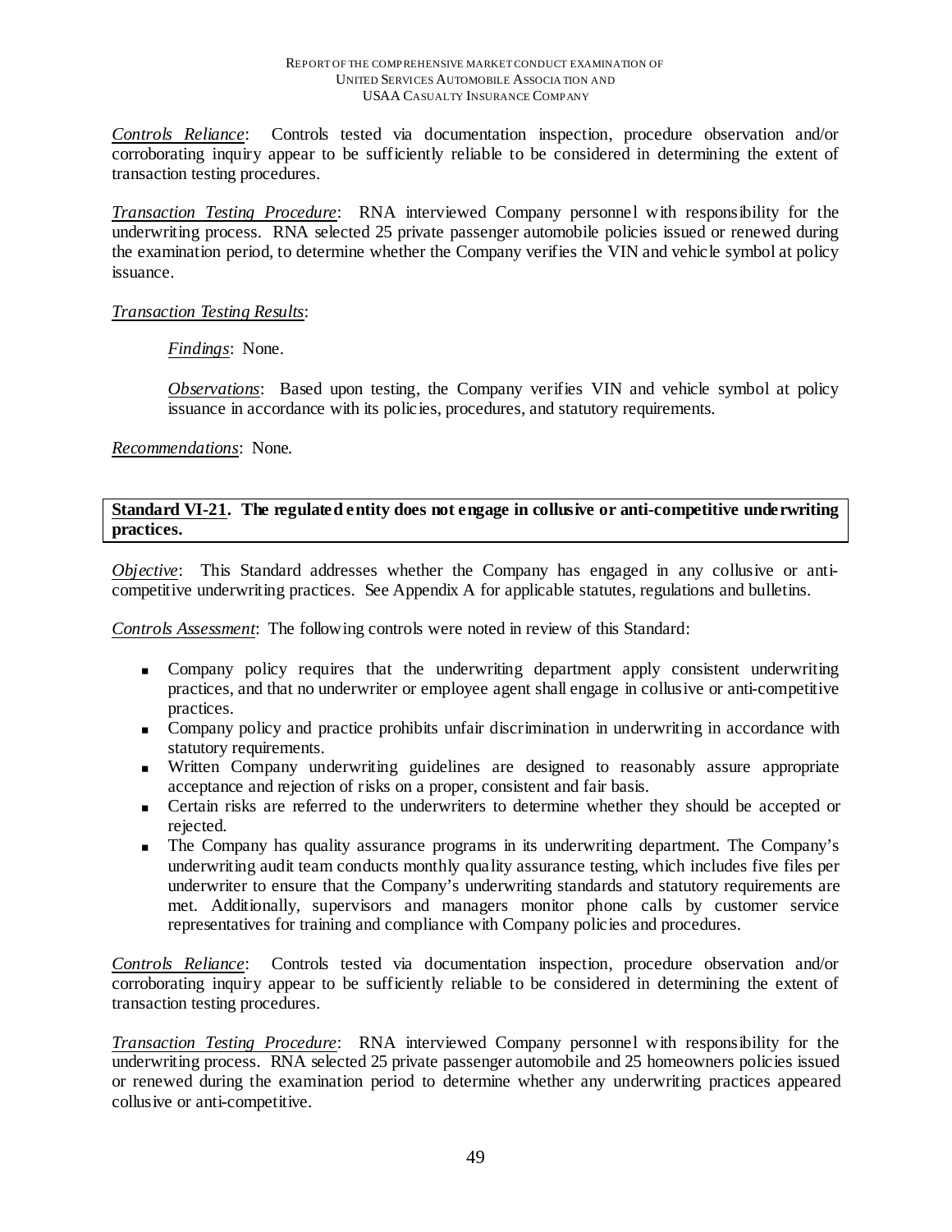*Controls Reliance*: Controls tested via documentation inspection, procedure observation and/or corroborating inquiry appear to be sufficiently reliable to be considered in determining the extent of transaction testing procedures.

*Transaction Testing Procedure*: RNA interviewed Company personnel with responsibility for the underwriting process. RNA selected 25 private passenger automobile policies issued or renewed during the examination period, to determine whether the Company verifies the VIN and vehicle symbol at policy issuance.

*Transaction Testing Results*:

> *Findings*: None.
>
> *Observations*: Based upon testing, the Company verifies VIN and vehicle symbol at policy issuance in accordance with its policies, procedures, and statutory requirements.

*Recommendations*: None.

**Standard VI-21. The regulated entity does not engage in collusive or anti-competitive underwriting practices.**

*Objective*: This Standard addresses whether the Company has engaged in any collusive or anti-competitive underwriting practices. See Appendix A for applicable statutes, regulations and bulletins.

*Controls Assessment*: The following controls were noted in review of this Standard:

- Company policy requires that the underwriting department apply consistent underwriting practices, and that no underwriter or employee agent shall engage in collusive or anti-competitive practices.
- Company policy and practice prohibits unfair discrimination in underwriting in accordance with statutory requirements.
- Written Company underwriting guidelines are designed to reasonably assure appropriate acceptance and rejection of risks on a proper, consistent and fair basis.
- Certain risks are referred to the underwriters to determine whether they should be accepted or rejected.
- The Company has quality assurance programs in its underwriting department. The Company's underwriting audit team conducts monthly quality assurance testing, which includes five files per underwriter to ensure that the Company's underwriting standards and statutory requirements are met. Additionally, supervisors and managers monitor phone calls by customer service representatives for training and compliance with Company policies and procedures.

*Controls Reliance*: Controls tested via documentation inspection, procedure observation and/or corroborating inquiry appear to be sufficiently reliable to be considered in determining the extent of transaction testing procedures.

*Transaction Testing Procedure*: RNA interviewed Company personnel with responsibility for the underwriting process. RNA selected 25 private passenger automobile and 25 homeowners policies issued or renewed during the examination period to determine whether any underwriting practices appeared collusive or anti-competitive.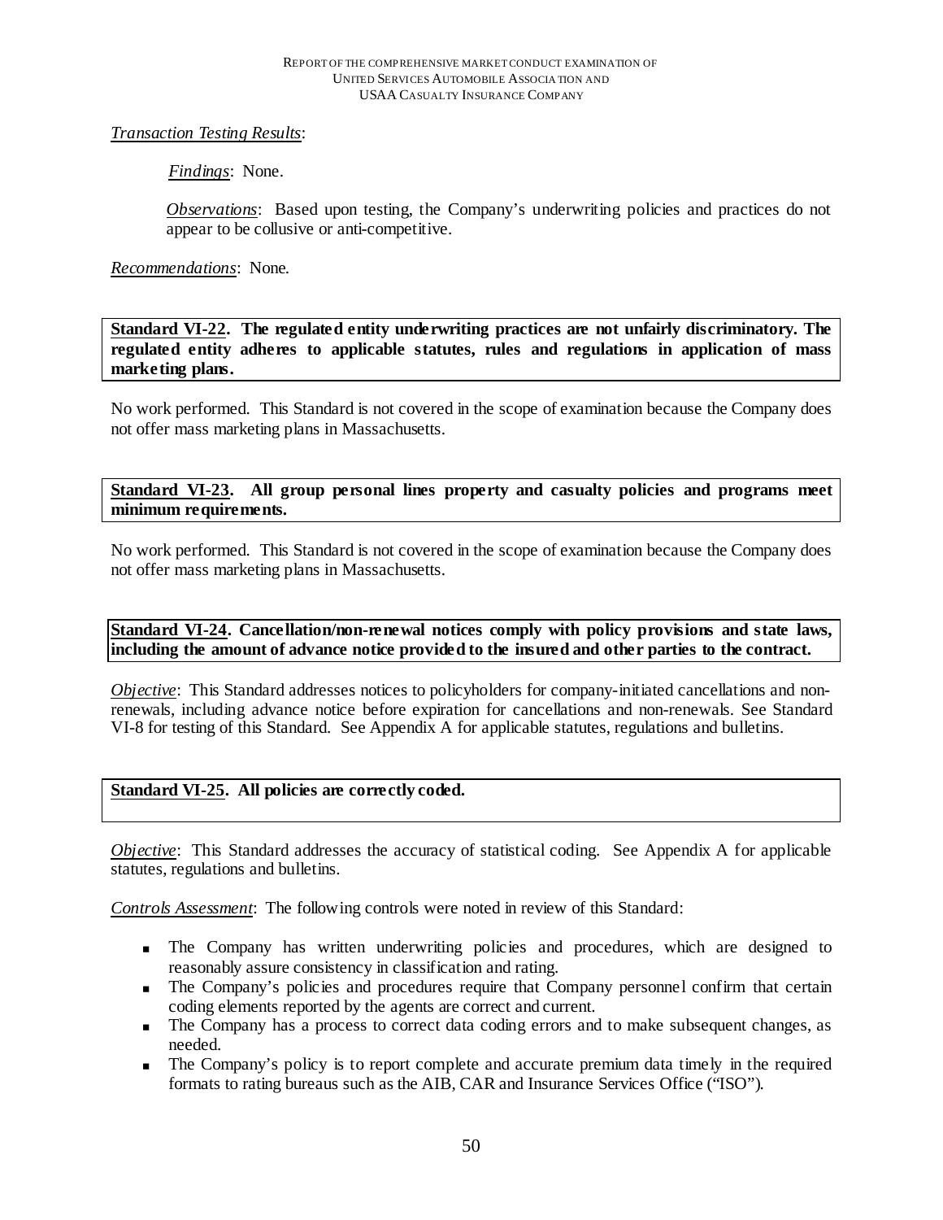*Transaction Testing Results*:

*Findings*: None.

*Observations*: Based upon testing, the Company's underwriting policies and practices do not appear to be collusive or anti-competitive.

*Recommendations*: None.

**Standard VI-22. The regulated entity underwriting practices are not unfairly discriminatory. The regulated entity adheres to applicable statutes, rules and regulations in application of mass marketing plans.**

No work performed. This Standard is not covered in the scope of examination because the Company does not offer mass marketing plans in Massachusetts.

**Standard VI-23. All group personal lines property and casualty policies and programs meet minimum requirements.**

No work performed. This Standard is not covered in the scope of examination because the Company does not offer mass marketing plans in Massachusetts.

**Standard VI-24. Cancellation/non-renewal notices comply with policy provisions and state laws, including the amount of advance notice provided to the insured and other parties to the contract.**

*Objective*: This Standard addresses notices to policyholders for company-initiated cancellations and non-renewals, including advance notice before expiration for cancellations and non-renewals. See Standard VI-8 for testing of this Standard. See Appendix A for applicable statutes, regulations and bulletins.

**Standard VI-25. All policies are correctly coded.**

*Objective*: This Standard addresses the accuracy of statistical coding. See Appendix A for applicable statutes, regulations and bulletins.

*Controls Assessment*: The following controls were noted in review of this Standard:

- The Company has written underwriting policies and procedures, which are designed to reasonably assure consistency in classification and rating.
- The Company's policies and procedures require that Company personnel confirm that certain coding elements reported by the agents are correct and current.
- The Company has a process to correct data coding errors and to make subsequent changes, as needed.
- The Company's policy is to report complete and accurate premium data timely in the required formats to rating bureaus such as the AIB, CAR and Insurance Services Office ("ISO").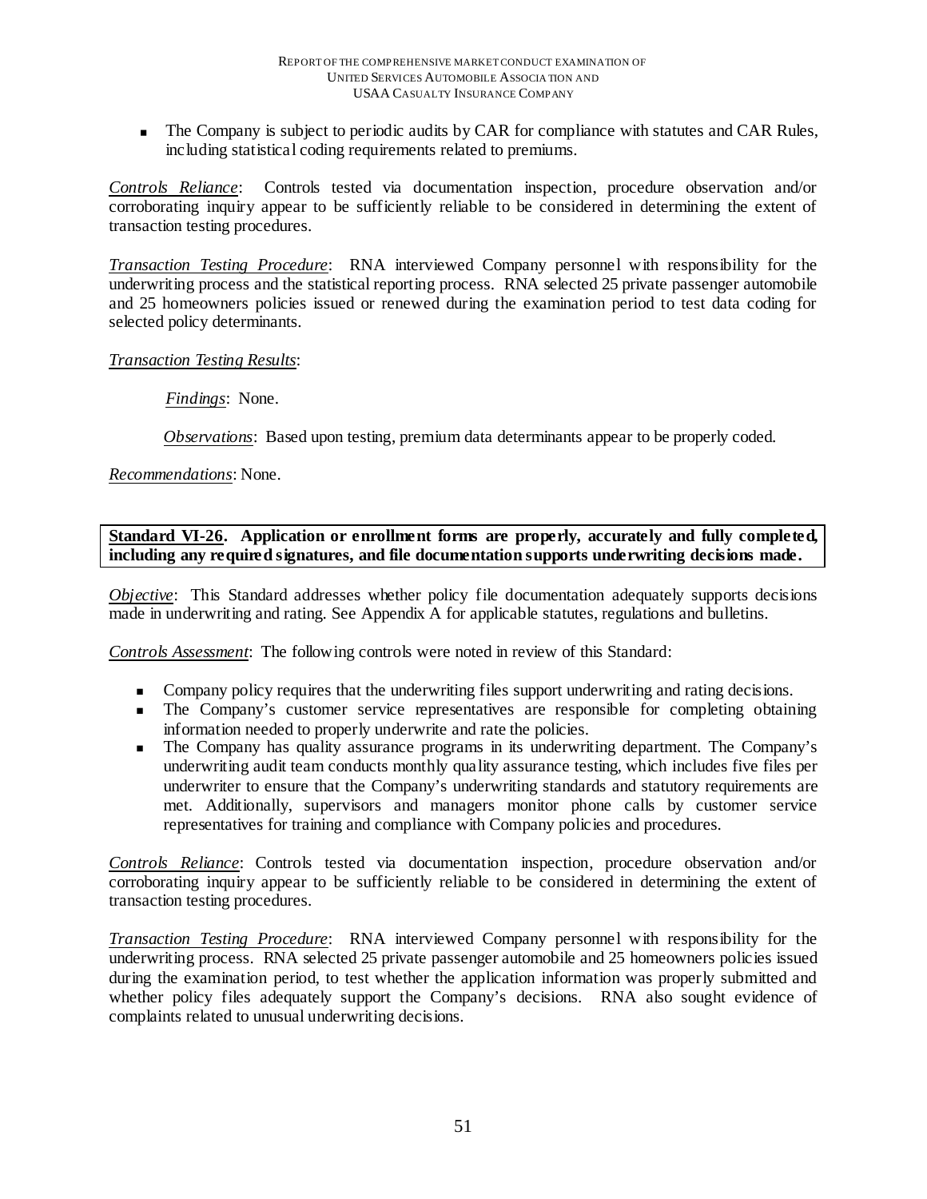- The Company is subject to periodic audits by CAR for compliance with statutes and CAR Rules, including statistical coding requirements related to premiums.

*Controls Reliance*: Controls tested via documentation inspection, procedure observation and/or corroborating inquiry appear to be sufficiently reliable to be considered in determining the extent of transaction testing procedures.

*Transaction Testing Procedure*: RNA interviewed Company personnel with responsibility for the underwriting process and the statistical reporting process. RNA selected 25 private passenger automobile and 25 homeowners policies issued or renewed during the examination period to test data coding for selected policy determinants.

*Transaction Testing Results*:

*Findings*: None.

*Observations*: Based upon testing, premium data determinants appear to be properly coded.

*Recommendations*: None.

**Standard VI-26. Application or enrollment forms are properly, accurately and fully completed, including any required signatures, and file documentation supports underwriting decisions made.**

*Objective*: This Standard addresses whether policy file documentation adequately supports decisions made in underwriting and rating. See Appendix A for applicable statutes, regulations and bulletins.

*Controls Assessment*: The following controls were noted in review of this Standard:

- Company policy requires that the underwriting files support underwriting and rating decisions.
- The Company's customer service representatives are responsible for completing obtaining information needed to properly underwrite and rate the policies.
- The Company has quality assurance programs in its underwriting department. The Company's underwriting audit team conducts monthly quality assurance testing, which includes five files per underwriter to ensure that the Company's underwriting standards and statutory requirements are met. Additionally, supervisors and managers monitor phone calls by customer service representatives for training and compliance with Company policies and procedures.

*Controls Reliance*: Controls tested via documentation inspection, procedure observation and/or corroborating inquiry appear to be sufficiently reliable to be considered in determining the extent of transaction testing procedures.

*Transaction Testing Procedure*: RNA interviewed Company personnel with responsibility for the underwriting process. RNA selected 25 private passenger automobile and 25 homeowners policies issued during the examination period, to test whether the application information was properly submitted and whether policy files adequately support the Company's decisions. RNA also sought evidence of complaints related to unusual underwriting decisions.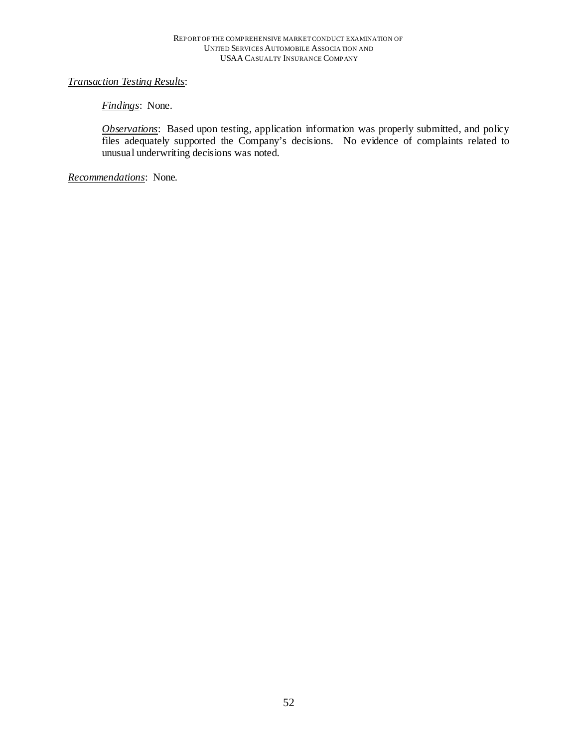*Transaction Testing Results*:

*Findings*: None.

*Observations*: Based upon testing, application information was properly submitted, and policy files adequately supported the Company's decisions. No evidence of complaints related to unusual underwriting decisions was noted.

*Recommendations*: None.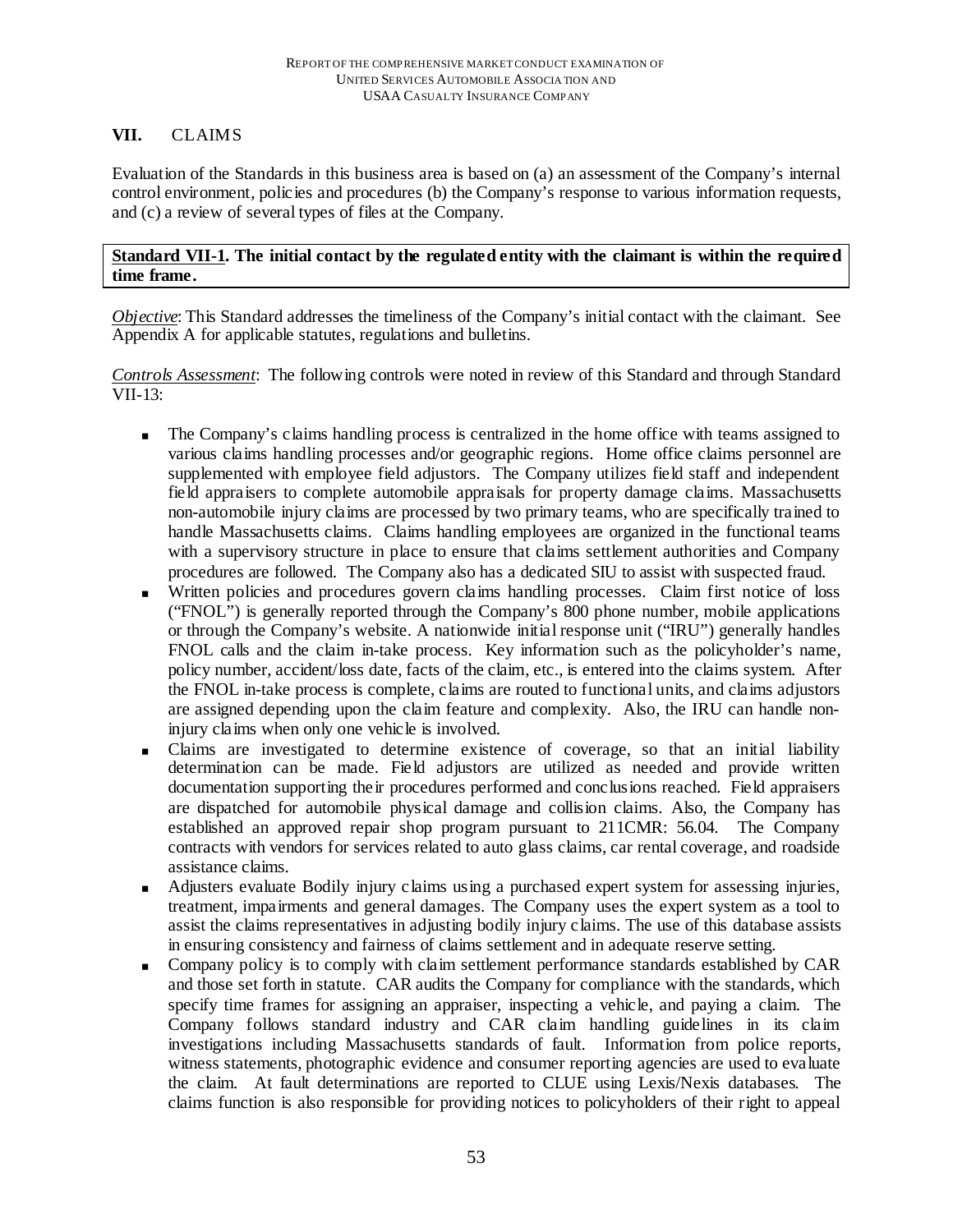## VII. CLAIMS

Evaluation of the Standards in this business area is based on (a) an assessment of the Company's internal control environment, policies and procedures (b) the Company's response to various information requests, and (c) a review of several types of files at the Company.

**Standard VII-1. The initial contact by the regulated entity with the claimant is within the required time frame.**

*Objective*: This Standard addresses the timeliness of the Company's initial contact with the claimant. See Appendix A for applicable statutes, regulations and bulletins.

*Controls Assessment*: The following controls were noted in review of this Standard and through Standard VII-13:

- The Company's claims handling process is centralized in the home office with teams assigned to various claims handling processes and/or geographic regions. Home office claims personnel are supplemented with employee field adjustors. The Company utilizes field staff and independent field appraisers to complete automobile appraisals for property damage claims. Massachusetts non-automobile injury claims are processed by two primary teams, who are specifically trained to handle Massachusetts claims. Claims handling employees are organized in the functional teams with a supervisory structure in place to ensure that claims settlement authorities and Company procedures are followed. The Company also has a dedicated SIU to assist with suspected fraud.
- Written policies and procedures govern claims handling processes. Claim first notice of loss ("FNOL") is generally reported through the Company's 800 phone number, mobile applications or through the Company's website. A nationwide initial response unit ("IRU") generally handles FNOL calls and the claim in-take process. Key information such as the policyholder's name, policy number, accident/loss date, facts of the claim, etc., is entered into the claims system. After the FNOL in-take process is complete, claims are routed to functional units, and claims adjustors are assigned depending upon the claim feature and complexity. Also, the IRU can handle non-injury claims when only one vehicle is involved.
- Claims are investigated to determine existence of coverage, so that an initial liability determination can be made. Field adjustors are utilized as needed and provide written documentation supporting their procedures performed and conclusions reached. Field appraisers are dispatched for automobile physical damage and collision claims. Also, the Company has established an approved repair shop program pursuant to 211CMR: 56.04. The Company contracts with vendors for services related to auto glass claims, car rental coverage, and roadside assistance claims.
- Adjusters evaluate Bodily injury claims using a purchased expert system for assessing injuries, treatment, impairments and general damages. The Company uses the expert system as a tool to assist the claims representatives in adjusting bodily injury claims. The use of this database assists in ensuring consistency and fairness of claims settlement and in adequate reserve setting.
- Company policy is to comply with claim settlement performance standards established by CAR and those set forth in statute. CAR audits the Company for compliance with the standards, which specify time frames for assigning an appraiser, inspecting a vehicle, and paying a claim. The Company follows standard industry and CAR claim handling guidelines in its claim investigations including Massachusetts standards of fault. Information from police reports, witness statements, photographic evidence and consumer reporting agencies are used to evaluate the claim. At fault determinations are reported to CLUE using Lexis/Nexis databases. The claims function is also responsible for providing notices to policyholders of their right to appeal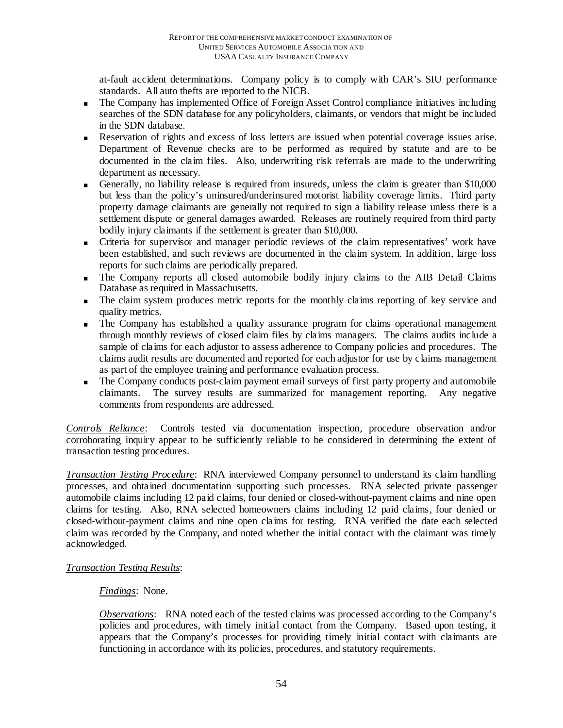at-fault accident determinations. Company policy is to comply with CAR's SIU performance standards. All auto thefts are reported to the NICB.

- The Company has implemented Office of Foreign Asset Control compliance initiatives including searches of the SDN database for any policyholders, claimants, or vendors that might be included in the SDN database.
- Reservation of rights and excess of loss letters are issued when potential coverage issues arise. Department of Revenue checks are to be performed as required by statute and are to be documented in the claim files. Also, underwriting risk referrals are made to the underwriting department as necessary.
- Generally, no liability release is required from insureds, unless the claim is greater than $10,000 but less than the policy's uninsured/underinsured motorist liability coverage limits. Third party property damage claimants are generally not required to sign a liability release unless there is a settlement dispute or general damages awarded. Releases are routinely required from third party bodily injury claimants if the settlement is greater than $10,000.
- Criteria for supervisor and manager periodic reviews of the claim representatives' work have been established, and such reviews are documented in the claim system. In addition, large loss reports for such claims are periodically prepared.
- The Company reports all closed automobile bodily injury claims to the AIB Detail Claims Database as required in Massachusetts.
- The claim system produces metric reports for the monthly claims reporting of key service and quality metrics.
- The Company has established a quality assurance program for claims operational management through monthly reviews of closed claim files by claims managers. The claims audits include a sample of claims for each adjustor to assess adherence to Company policies and procedures. The claims audit results are documented and reported for each adjustor for use by claims management as part of the employee training and performance evaluation process.
- The Company conducts post-claim payment email surveys of first party property and automobile claimants. The survey results are summarized for management reporting. Any negative comments from respondents are addressed.

*Controls Reliance*: Controls tested via documentation inspection, procedure observation and/or corroborating inquiry appear to be sufficiently reliable to be considered in determining the extent of transaction testing procedures.

*Transaction Testing Procedure*: RNA interviewed Company personnel to understand its claim handling processes, and obtained documentation supporting such processes. RNA selected private passenger automobile claims including 12 paid claims, four denied or closed-without-payment claims and nine open claims for testing. Also, RNA selected homeowners claims including 12 paid claims, four denied or closed-without-payment claims and nine open claims for testing. RNA verified the date each selected claim was recorded by the Company, and noted whether the initial contact with the claimant was timely acknowledged.

*Transaction Testing Results*:

*Findings*: None.

*Observations*: RNA noted each of the tested claims was processed according to the Company's policies and procedures, with timely initial contact from the Company. Based upon testing, it appears that the Company's processes for providing timely initial contact with claimants are functioning in accordance with its policies, procedures, and statutory requirements.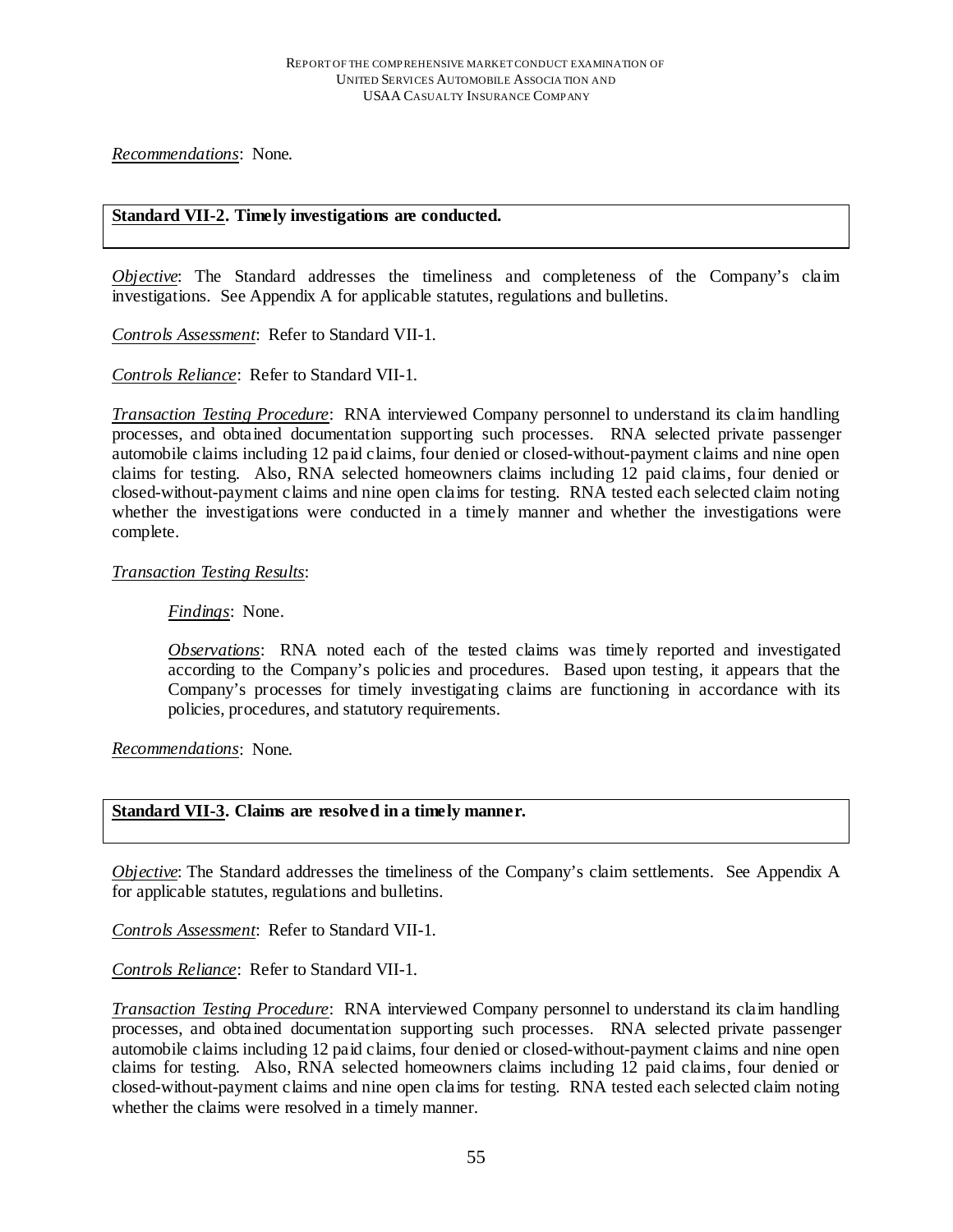*Recommendations*: None.

**Standard VII-2. Timely investigations are conducted.**

*Objective*: The Standard addresses the timeliness and completeness of the Company's claim investigations. See Appendix A for applicable statutes, regulations and bulletins.

*Controls Assessment*: Refer to Standard VII-1.

*Controls Reliance*: Refer to Standard VII-1.

*Transaction Testing Procedure*: RNA interviewed Company personnel to understand its claim handling processes, and obtained documentation supporting such processes. RNA selected private passenger automobile claims including 12 paid claims, four denied or closed-without-payment claims and nine open claims for testing. Also, RNA selected homeowners claims including 12 paid claims, four denied or closed-without-payment claims and nine open claims for testing. RNA tested each selected claim noting whether the investigations were conducted in a timely manner and whether the investigations were complete.

*Transaction Testing Results*:

> *Findings*: None.
>
> *Observations*: RNA noted each of the tested claims was timely reported and investigated according to the Company's policies and procedures. Based upon testing, it appears that the Company's processes for timely investigating claims are functioning in accordance with its policies, procedures, and statutory requirements.

*Recommendations*: None.

**Standard VII-3. Claims are resolved in a timely manner.**

*Objective*: The Standard addresses the timeliness of the Company's claim settlements. See Appendix A for applicable statutes, regulations and bulletins.

*Controls Assessment*: Refer to Standard VII-1.

*Controls Reliance*: Refer to Standard VII-1.

*Transaction Testing Procedure*: RNA interviewed Company personnel to understand its claim handling processes, and obtained documentation supporting such processes. RNA selected private passenger automobile claims including 12 paid claims, four denied or closed-without-payment claims and nine open claims for testing. Also, RNA selected homeowners claims including 12 paid claims, four denied or closed-without-payment claims and nine open claims for testing. RNA tested each selected claim noting whether the claims were resolved in a timely manner.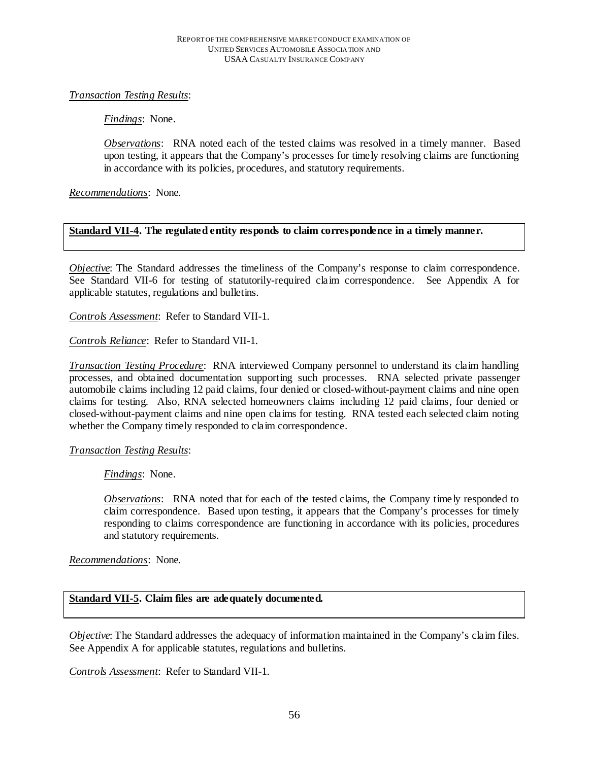*Transaction Testing Results*:

*Findings*: None.

*Observations*: RNA noted each of the tested claims was resolved in a timely manner. Based upon testing, it appears that the Company's processes for timely resolving claims are functioning in accordance with its policies, procedures, and statutory requirements.

*Recommendations*: None.

**Standard VII-4. The regulated entity responds to claim correspondence in a timely manner.**

*Objective*: The Standard addresses the timeliness of the Company's response to claim correspondence. See Standard VII-6 for testing of statutorily-required claim correspondence. See Appendix A for applicable statutes, regulations and bulletins.

*Controls Assessment*: Refer to Standard VII-1.

*Controls Reliance*: Refer to Standard VII-1.

*Transaction Testing Procedure*: RNA interviewed Company personnel to understand its claim handling processes, and obtained documentation supporting such processes. RNA selected private passenger automobile claims including 12 paid claims, four denied or closed-without-payment claims and nine open claims for testing. Also, RNA selected homeowners claims including 12 paid claims, four denied or closed-without-payment claims and nine open claims for testing. RNA tested each selected claim noting whether the Company timely responded to claim correspondence.

*Transaction Testing Results*:

*Findings*: None.

*Observations*: RNA noted that for each of the tested claims, the Company timely responded to claim correspondence. Based upon testing, it appears that the Company's processes for timely responding to claims correspondence are functioning in accordance with its policies, procedures and statutory requirements.

*Recommendations*: None.

**Standard VII-5. Claim files are adequately documented.**

*Objective*: The Standard addresses the adequacy of information maintained in the Company's claim files. See Appendix A for applicable statutes, regulations and bulletins.

*Controls Assessment*: Refer to Standard VII-1.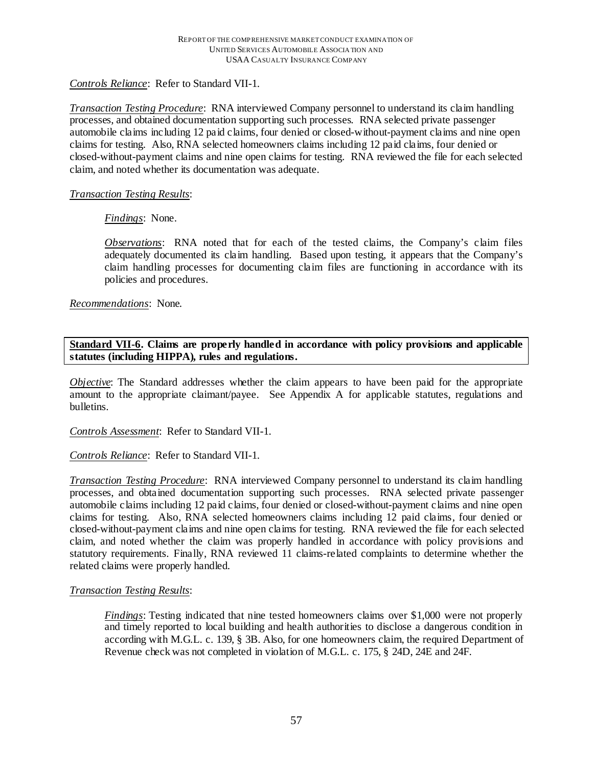*Controls Reliance*: Refer to Standard VII-1.

*Transaction Testing Procedure*: RNA interviewed Company personnel to understand its claim handling processes, and obtained documentation supporting such processes. RNA selected private passenger automobile claims including 12 paid claims, four denied or closed-without-payment claims and nine open claims for testing. Also, RNA selected homeowners claims including 12 paid claims, four denied or closed-without-payment claims and nine open claims for testing. RNA reviewed the file for each selected claim, and noted whether its documentation was adequate.

*Transaction Testing Results*:

> *Findings*: None.
>
> *Observations*: RNA noted that for each of the tested claims, the Company's claim files adequately documented its claim handling. Based upon testing, it appears that the Company's claim handling processes for documenting claim files are functioning in accordance with its policies and procedures.

*Recommendations*: None.

**Standard VII-6. Claims are properly handled in accordance with policy provisions and applicable statutes (including HIPPA), rules and regulations.**

*Objective*: The Standard addresses whether the claim appears to have been paid for the appropriate amount to the appropriate claimant/payee. See Appendix A for applicable statutes, regulations and bulletins.

*Controls Assessment*: Refer to Standard VII-1.

*Controls Reliance*: Refer to Standard VII-1.

*Transaction Testing Procedure*: RNA interviewed Company personnel to understand its claim handling processes, and obtained documentation supporting such processes. RNA selected private passenger automobile claims including 12 paid claims, four denied or closed-without-payment claims and nine open claims for testing. Also, RNA selected homeowners claims including 12 paid claims, four denied or closed-without-payment claims and nine open claims for testing. RNA reviewed the file for each selected claim, and noted whether the claim was properly handled in accordance with policy provisions and statutory requirements. Finally, RNA reviewed 11 claims-related complaints to determine whether the related claims were properly handled.

*Transaction Testing Results*:

> *Findings*: Testing indicated that nine tested homeowners claims over $1,000 were not properly and timely reported to local building and health authorities to disclose a dangerous condition in according with M.G.L. c. 139, § 3B. Also, for one homeowners claim, the required Department of Revenue check was not completed in violation of M.G.L. c. 175, § 24D, 24E and 24F.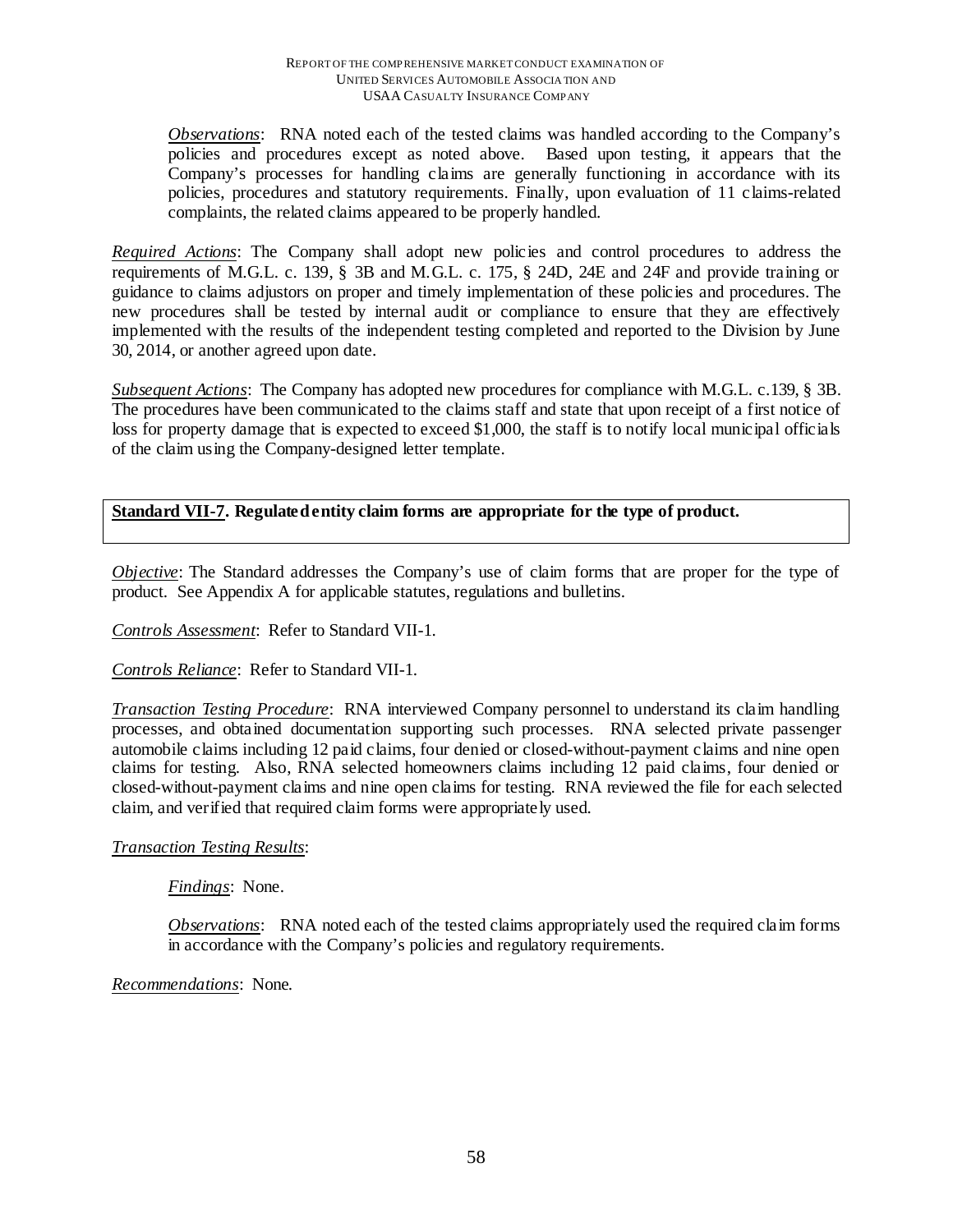*Observations*: RNA noted each of the tested claims was handled according to the Company's policies and procedures except as noted above. Based upon testing, it appears that the Company's processes for handling claims are generally functioning in accordance with its policies, procedures and statutory requirements. Finally, upon evaluation of 11 claims-related complaints, the related claims appeared to be properly handled.

*Required Actions*: The Company shall adopt new policies and control procedures to address the requirements of M.G.L. c. 139, § 3B and M.G.L. c. 175, § 24D, 24E and 24F and provide training or guidance to claims adjustors on proper and timely implementation of these policies and procedures. The new procedures shall be tested by internal audit or compliance to ensure that they are effectively implemented with the results of the independent testing completed and reported to the Division by June 30, 2014, or another agreed upon date.

*Subsequent Actions*: The Company has adopted new procedures for compliance with M.G.L. c.139, § 3B. The procedures have been communicated to the claims staff and state that upon receipt of a first notice of loss for property damage that is expected to exceed $1,000, the staff is to notify local municipal officials of the claim using the Company-designed letter template.

**Standard VII-7. Regulated entity claim forms are appropriate for the type of product.**

*Objective*: The Standard addresses the Company's use of claim forms that are proper for the type of product. See Appendix A for applicable statutes, regulations and bulletins.

*Controls Assessment*: Refer to Standard VII-1.

*Controls Reliance*: Refer to Standard VII-1.

*Transaction Testing Procedure*: RNA interviewed Company personnel to understand its claim handling processes, and obtained documentation supporting such processes. RNA selected private passenger automobile claims including 12 paid claims, four denied or closed-without-payment claims and nine open claims for testing. Also, RNA selected homeowners claims including 12 paid claims, four denied or closed-without-payment claims and nine open claims for testing. RNA reviewed the file for each selected claim, and verified that required claim forms were appropriately used.

*Transaction Testing Results*:

*Findings*: None.

*Observations*: RNA noted each of the tested claims appropriately used the required claim forms in accordance with the Company's policies and regulatory requirements.

*Recommendations*: None.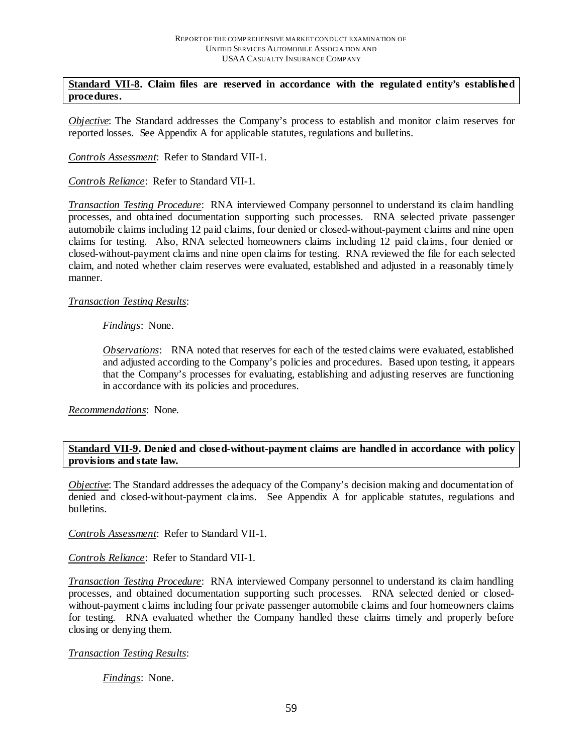**Standard VII-8. Claim files are reserved in accordance with the regulated entity's established procedures.**

*Objective*: The Standard addresses the Company's process to establish and monitor claim reserves for reported losses. See Appendix A for applicable statutes, regulations and bulletins.

*Controls Assessment*: Refer to Standard VII-1.

*Controls Reliance*: Refer to Standard VII-1.

*Transaction Testing Procedure*: RNA interviewed Company personnel to understand its claim handling processes, and obtained documentation supporting such processes. RNA selected private passenger automobile claims including 12 paid claims, four denied or closed-without-payment claims and nine open claims for testing. Also, RNA selected homeowners claims including 12 paid claims, four denied or closed-without-payment claims and nine open claims for testing. RNA reviewed the file for each selected claim, and noted whether claim reserves were evaluated, established and adjusted in a reasonably timely manner.

*Transaction Testing Results*:

> *Findings*: None.
>
> *Observations*: RNA noted that reserves for each of the tested claims were evaluated, established and adjusted according to the Company's policies and procedures. Based upon testing, it appears that the Company's processes for evaluating, establishing and adjusting reserves are functioning in accordance with its policies and procedures.

*Recommendations*: None.

**Standard VII-9. Denied and closed-without-payment claims are handled in accordance with policy provisions and state law.**

*Objective*: The Standard addresses the adequacy of the Company's decision making and documentation of denied and closed-without-payment claims. See Appendix A for applicable statutes, regulations and bulletins.

*Controls Assessment*: Refer to Standard VII-1.

*Controls Reliance*: Refer to Standard VII-1.

*Transaction Testing Procedure*: RNA interviewed Company personnel to understand its claim handling processes, and obtained documentation supporting such processes. RNA selected denied or closed-without-payment claims including four private passenger automobile claims and four homeowners claims for testing. RNA evaluated whether the Company handled these claims timely and properly before closing or denying them.

*Transaction Testing Results*:

> *Findings*: None.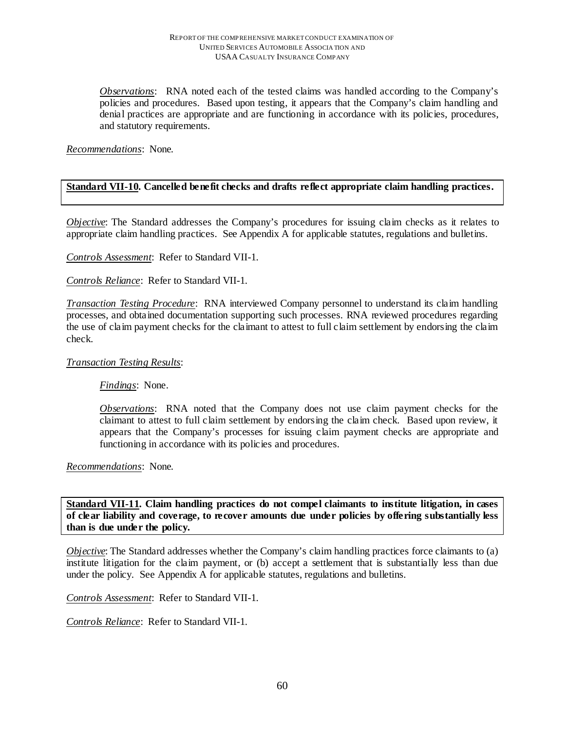*Observations*: RNA noted each of the tested claims was handled according to the Company's policies and procedures. Based upon testing, it appears that the Company's claim handling and denial practices are appropriate and are functioning in accordance with its policies, procedures, and statutory requirements.

*Recommendations*: None.

**Standard VII-10. Cancelled benefit checks and drafts reflect appropriate claim handling practices.**

*Objective*: The Standard addresses the Company's procedures for issuing claim checks as it relates to appropriate claim handling practices. See Appendix A for applicable statutes, regulations and bulletins.

*Controls Assessment*: Refer to Standard VII-1.

*Controls Reliance*: Refer to Standard VII-1.

*Transaction Testing Procedure*: RNA interviewed Company personnel to understand its claim handling processes, and obtained documentation supporting such processes. RNA reviewed procedures regarding the use of claim payment checks for the claimant to attest to full claim settlement by endorsing the claim check.

*Transaction Testing Results*:

*Findings*: None.

*Observations*: RNA noted that the Company does not use claim payment checks for the claimant to attest to full claim settlement by endorsing the claim check. Based upon review, it appears that the Company's processes for issuing claim payment checks are appropriate and functioning in accordance with its policies and procedures.

*Recommendations*: None.

**Standard VII-11. Claim handling practices do not compel claimants to institute litigation, in cases of clear liability and coverage, to recover amounts due under policies by offering substantially less than is due under the policy.**

*Objective*: The Standard addresses whether the Company's claim handling practices force claimants to (a) institute litigation for the claim payment, or (b) accept a settlement that is substantially less than due under the policy. See Appendix A for applicable statutes, regulations and bulletins.

*Controls Assessment*: Refer to Standard VII-1.

*Controls Reliance*: Refer to Standard VII-1.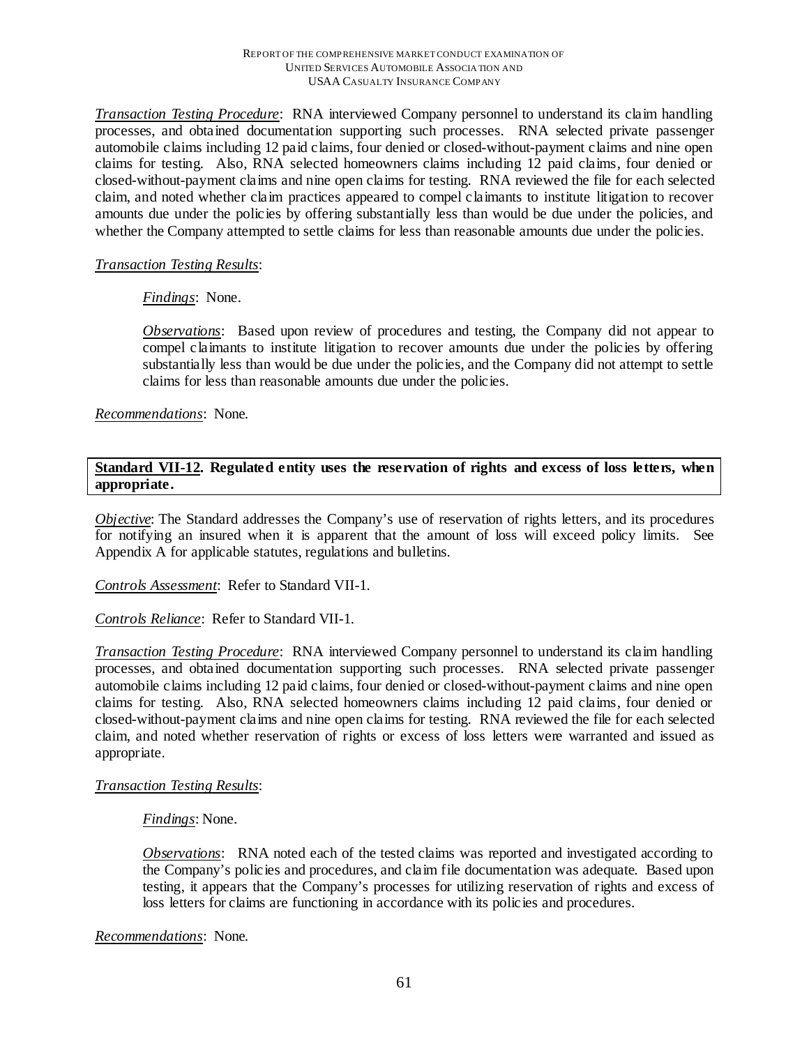*Transaction Testing Procedure*: RNA interviewed Company personnel to understand its claim handling processes, and obtained documentation supporting such processes. RNA selected private passenger automobile claims including 12 paid claims, four denied or closed-without-payment claims and nine open claims for testing. Also, RNA selected homeowners claims including 12 paid claims, four denied or closed-without-payment claims and nine open claims for testing. RNA reviewed the file for each selected claim, and noted whether claim practices appeared to compel claimants to institute litigation to recover amounts due under the policies by offering substantially less than would be due under the policies, and whether the Company attempted to settle claims for less than reasonable amounts due under the policies.

*Transaction Testing Results*:

> *Findings*: None.
>
> *Observations*: Based upon review of procedures and testing, the Company did not appear to compel claimants to institute litigation to recover amounts due under the policies by offering substantially less than would be due under the policies, and the Company did not attempt to settle claims for less than reasonable amounts due under the policies.

*Recommendations*: None.

**Standard VII-12. Regulated entity uses the reservation of rights and excess of loss letters, when appropriate.**

*Objective*: The Standard addresses the Company's use of reservation of rights letters, and its procedures for notifying an insured when it is apparent that the amount of loss will exceed policy limits. See Appendix A for applicable statutes, regulations and bulletins.

*Controls Assessment*: Refer to Standard VII-1.

*Controls Reliance*: Refer to Standard VII-1.

*Transaction Testing Procedure*: RNA interviewed Company personnel to understand its claim handling processes, and obtained documentation supporting such processes. RNA selected private passenger automobile claims including 12 paid claims, four denied or closed-without-payment claims and nine open claims for testing. Also, RNA selected homeowners claims including 12 paid claims, four denied or closed-without-payment claims and nine open claims for testing. RNA reviewed the file for each selected claim, and noted whether reservation of rights or excess of loss letters were warranted and issued as appropriate.

*Transaction Testing Results*:

> *Findings*: None.
>
> *Observations*: RNA noted each of the tested claims was reported and investigated according to the Company's policies and procedures, and claim file documentation was adequate. Based upon testing, it appears that the Company's processes for utilizing reservation of rights and excess of loss letters for claims are functioning in accordance with its policies and procedures.

*Recommendations*: None.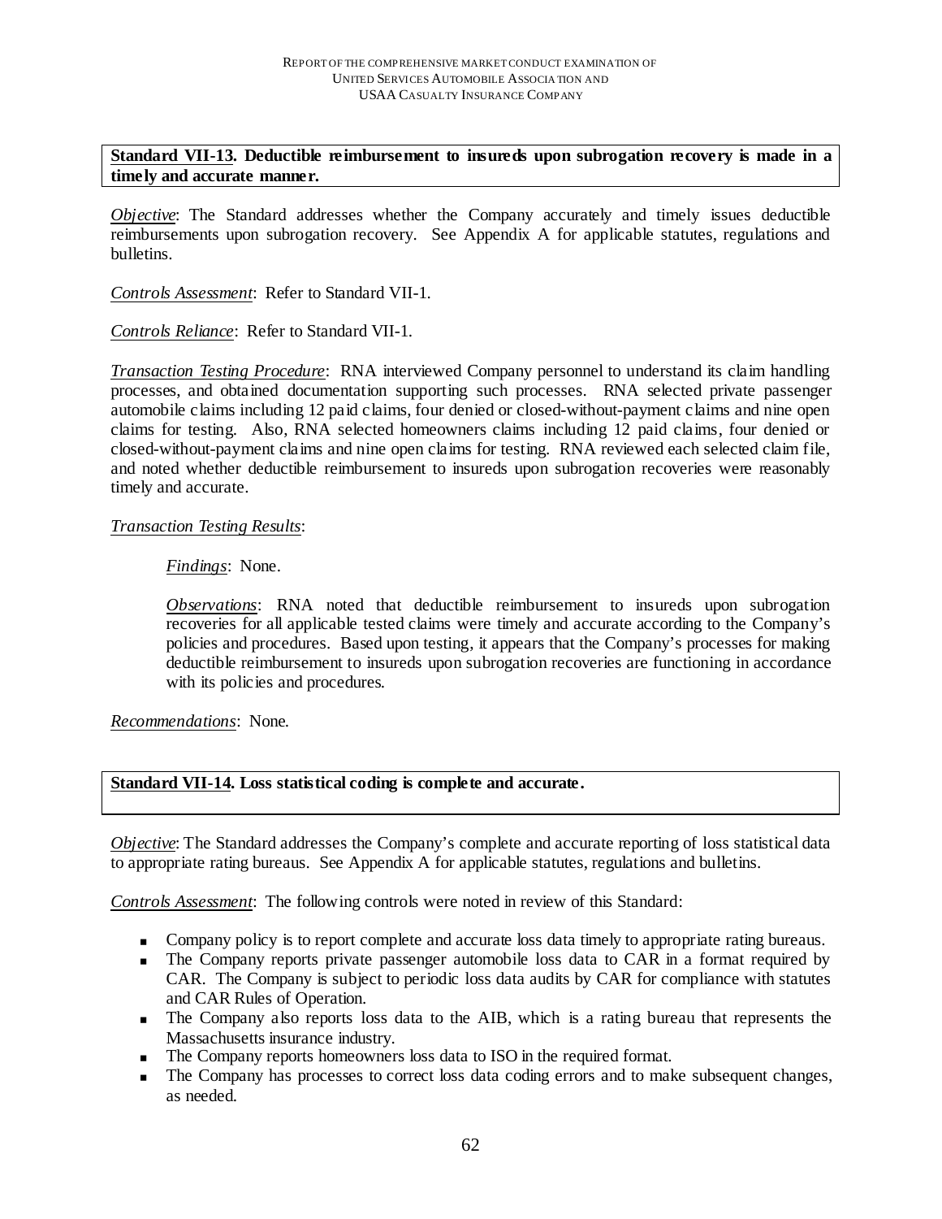**Standard VII-13. Deductible reimbursement to insureds upon subrogation recovery is made in a timely and accurate manner.**

*Objective*: The Standard addresses whether the Company accurately and timely issues deductible reimbursements upon subrogation recovery. See Appendix A for applicable statutes, regulations and bulletins.

*Controls Assessment*: Refer to Standard VII-1.

*Controls Reliance*: Refer to Standard VII-1.

*Transaction Testing Procedure*: RNA interviewed Company personnel to understand its claim handling processes, and obtained documentation supporting such processes. RNA selected private passenger automobile claims including 12 paid claims, four denied or closed-without-payment claims and nine open claims for testing. Also, RNA selected homeowners claims including 12 paid claims, four denied or closed-without-payment claims and nine open claims for testing. RNA reviewed each selected claim file, and noted whether deductible reimbursement to insureds upon subrogation recoveries were reasonably timely and accurate.

*Transaction Testing Results*:

> *Findings*: None.
>
> *Observations*: RNA noted that deductible reimbursement to insureds upon subrogation recoveries for all applicable tested claims were timely and accurate according to the Company's policies and procedures. Based upon testing, it appears that the Company's processes for making deductible reimbursement to insureds upon subrogation recoveries are functioning in accordance with its policies and procedures.

*Recommendations*: None.

**Standard VII-14. Loss statistical coding is complete and accurate.**

*Objective*: The Standard addresses the Company's complete and accurate reporting of loss statistical data to appropriate rating bureaus. See Appendix A for applicable statutes, regulations and bulletins.

*Controls Assessment*: The following controls were noted in review of this Standard:

- Company policy is to report complete and accurate loss data timely to appropriate rating bureaus.
- The Company reports private passenger automobile loss data to CAR in a format required by CAR. The Company is subject to periodic loss data audits by CAR for compliance with statutes and CAR Rules of Operation.
- The Company also reports loss data to the AIB, which is a rating bureau that represents the Massachusetts insurance industry.
- The Company reports homeowners loss data to ISO in the required format.
- The Company has processes to correct loss data coding errors and to make subsequent changes, as needed.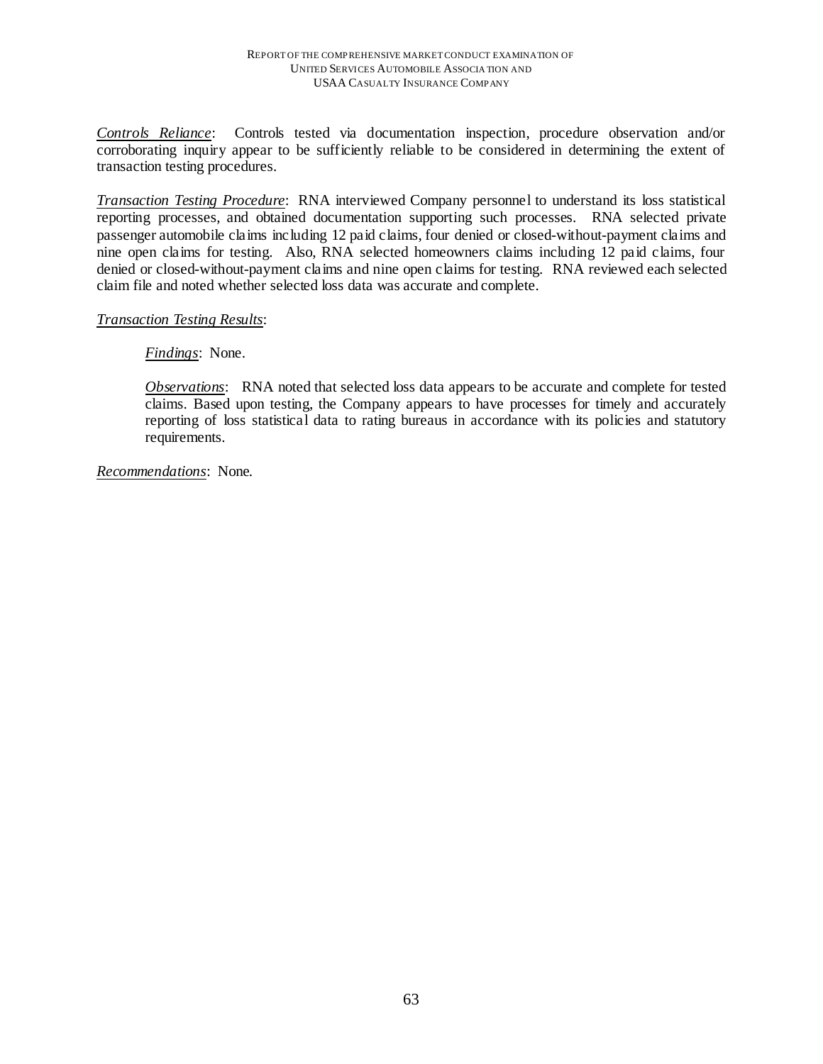*Controls Reliance*: Controls tested via documentation inspection, procedure observation and/or corroborating inquiry appear to be sufficiently reliable to be considered in determining the extent of transaction testing procedures.

*Transaction Testing Procedure*: RNA interviewed Company personnel to understand its loss statistical reporting processes, and obtained documentation supporting such processes. RNA selected private passenger automobile claims including 12 paid claims, four denied or closed-without-payment claims and nine open claims for testing. Also, RNA selected homeowners claims including 12 paid claims, four denied or closed-without-payment claims and nine open claims for testing. RNA reviewed each selected claim file and noted whether selected loss data was accurate and complete.

*Transaction Testing Results*:

> *Findings*: None.
>
> *Observations*: RNA noted that selected loss data appears to be accurate and complete for tested claims. Based upon testing, the Company appears to have processes for timely and accurately reporting of loss statistical data to rating bureaus in accordance with its policies and statutory requirements.

*Recommendations*: None.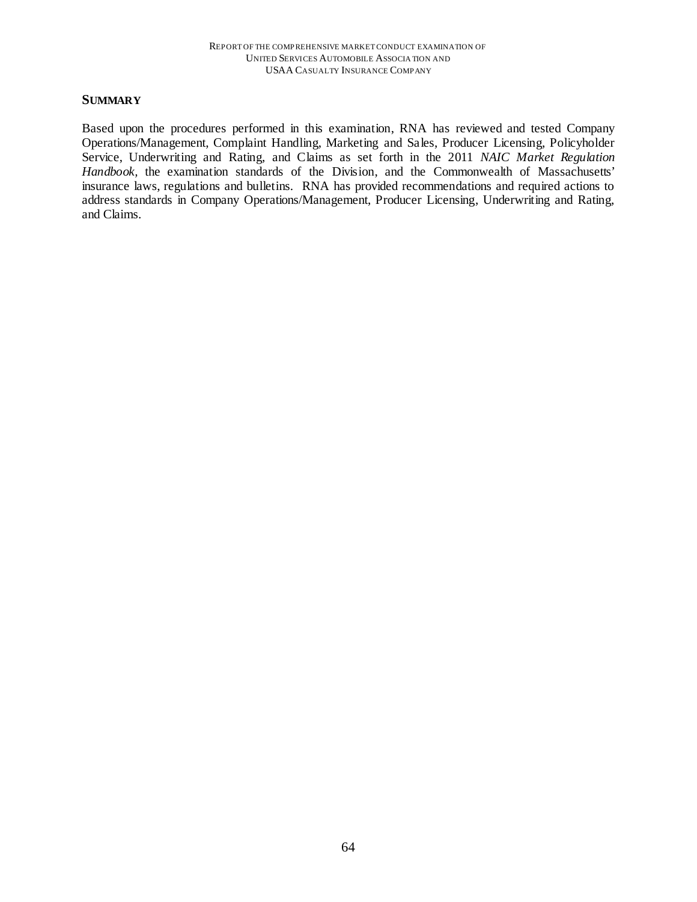## SUMMARY

Based upon the procedures performed in this examination, RNA has reviewed and tested Company Operations/Management, Complaint Handling, Marketing and Sales, Producer Licensing, Policyholder Service, Underwriting and Rating, and Claims as set forth in the 2011 *NAIC Market Regulation Handbook*, the examination standards of the Division, and the Commonwealth of Massachusetts' insurance laws, regulations and bulletins. RNA has provided recommendations and required actions to address standards in Company Operations/Management, Producer Licensing, Underwriting and Rating, and Claims.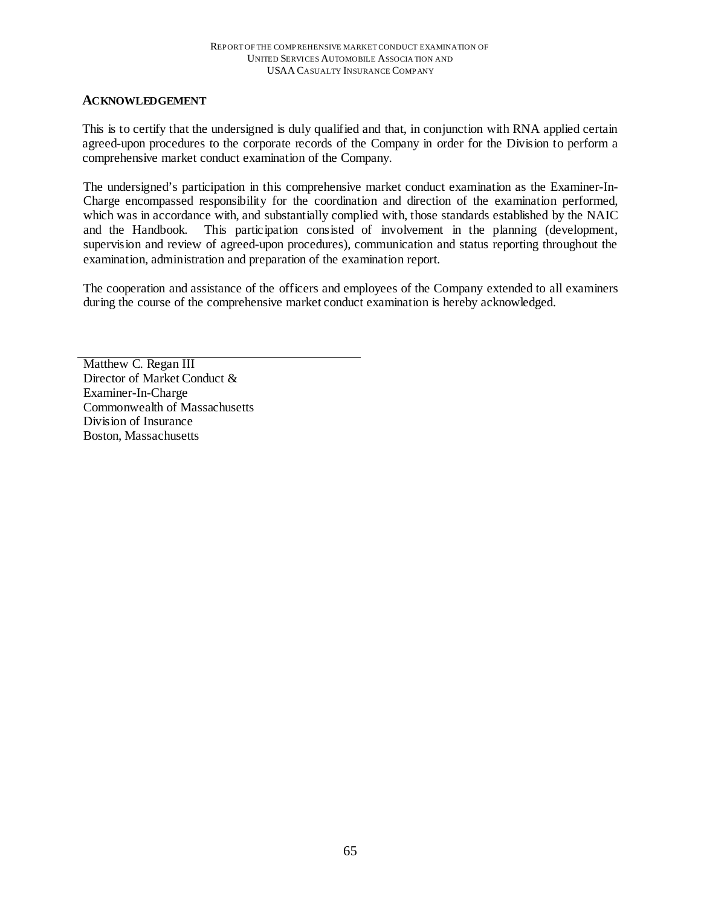## ACKNOWLEDGEMENT

This is to certify that the undersigned is duly qualified and that, in conjunction with RNA applied certain agreed-upon procedures to the corporate records of the Company in order for the Division to perform a comprehensive market conduct examination of the Company.

The undersigned's participation in this comprehensive market conduct examination as the Examiner-In-Charge encompassed responsibility for the coordination and direction of the examination performed, which was in accordance with, and substantially complied with, those standards established by the NAIC and the Handbook. This participation consisted of involvement in the planning (development, supervision and review of agreed-upon procedures), communication and status reporting throughout the examination, administration and preparation of the examination report.

The cooperation and assistance of the officers and employees of the Company extended to all examiners during the course of the comprehensive market conduct examination is hereby acknowledged.

\_\_\_\_\_\_\_\_\_\_\_\_\_\_\_\_\_\_\_\_\_\_\_\_\_\_\_\_\_\_\_\_\_\_\_\_\_\_\_\_

Matthew C. Regan III
Director of Market Conduct &
Examiner-In-Charge
Commonwealth of Massachusetts
Division of Insurance
Boston, Massachusetts